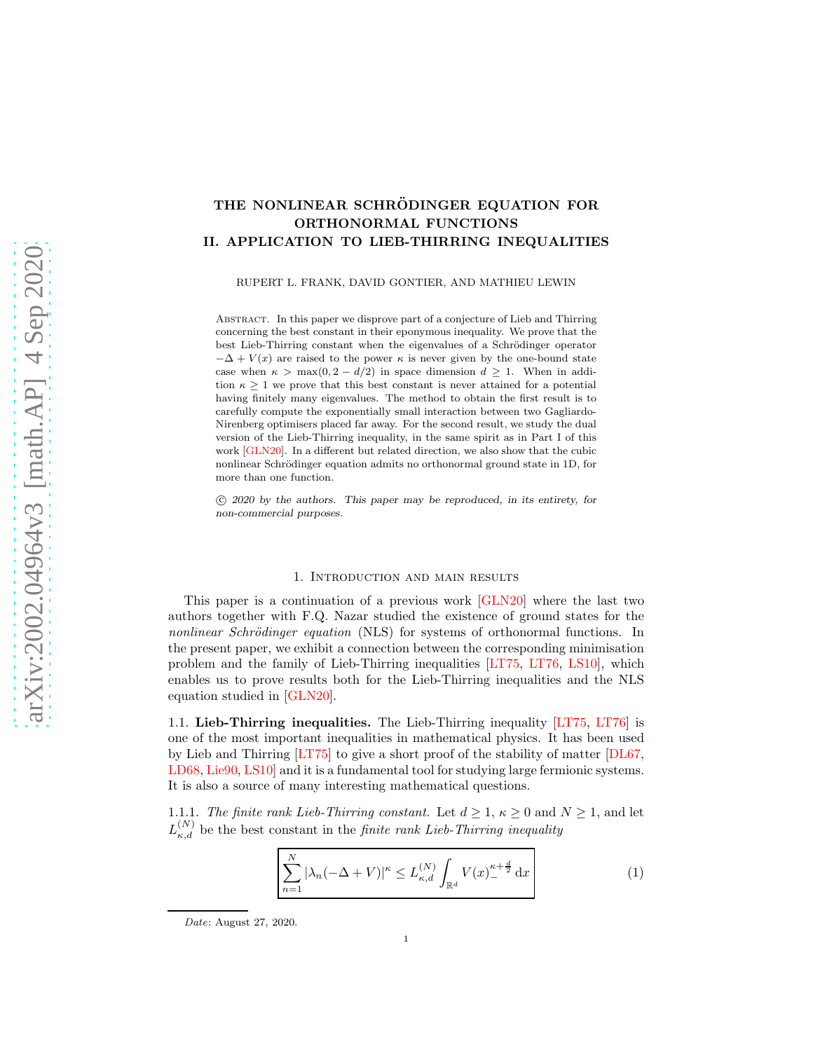# THE NONLINEAR SCHRÖDINGER EQUATION FOR ORTHONORMAL FUNCTIONS
# II. APPLICATION TO LIEB-THIRRING INEQUALITIES

RUPERT L. FRANK, DAVID GONTIER, AND MATHIEU LEWIN

Abstract. In this paper we disprove part of a conjecture of Lieb and Thirring concerning the best constant in their eponymous inequality. We prove that the best Lieb-Thirring constant when the eigenvalues of a Schrödinger operator $-\Delta + V(x)$ are raised to the power $\kappa$ is never given by the one-bound state case when $\kappa > \max(0, 2 - d/2)$ in space dimension $d \geq 1$. When in addition $\kappa \geq 1$ we prove that this best constant is never attained for a potential having finitely many eigenvalues. The method to obtain the first result is to carefully compute the exponentially small interaction between two Gagliardo-Nirenberg optimisers placed far away. For the second result, we study the dual version of the Lieb-Thirring inequality, in the same spirit as in Part I of this work [GLN20]. In a different but related direction, we also show that the cubic nonlinear Schrödinger equation admits no orthonormal ground state in 1D, for more than one function.

*© 2020 by the authors. This paper may be reproduced, in its entirety, for non-commercial purposes.*

## 1. Introduction and main results

This paper is a continuation of a previous work [GLN20] where the last two authors together with F.Q. Nazar studied the existence of ground states for the *nonlinear Schrödinger equation* (NLS) for systems of orthonormal functions. In the present paper, we exhibit a connection between the corresponding minimisation problem and the family of Lieb-Thirring inequalities [LT75, LT76, LS10], which enables us to prove results both for the Lieb-Thirring inequalities and the NLS equation studied in [GLN20].

### 1.1. Lieb-Thirring inequalities.

The Lieb-Thirring inequality [LT75, LT76] is one of the most important inequalities in mathematical physics. It has been used by Lieb and Thirring [LT75] to give a short proof of the stability of matter [DL67, LD68, Lie90, LS10] and it is a fundamental tool for studying large fermionic systems. It is also a source of many interesting mathematical questions.

#### 1.1.1. *The finite rank Lieb-Thirring constant.*

Let $d \geq 1$, $\kappa \geq 0$ and $N \geq 1$, and let $L^{(N)}_{\kappa,d}$ be the best constant in the *finite rank Lieb-Thirring inequality*

$$\sum_{n=1}^{N} |\lambda_n(-\Delta + V)|^{\kappa} \leq L^{(N)}_{\kappa,d} \int_{\mathbb{R}^d} V(x)_-^{\kappa + \frac{d}{2}} \, \mathrm{d}x \tag{1}$$

*Date*: August 27, 2020.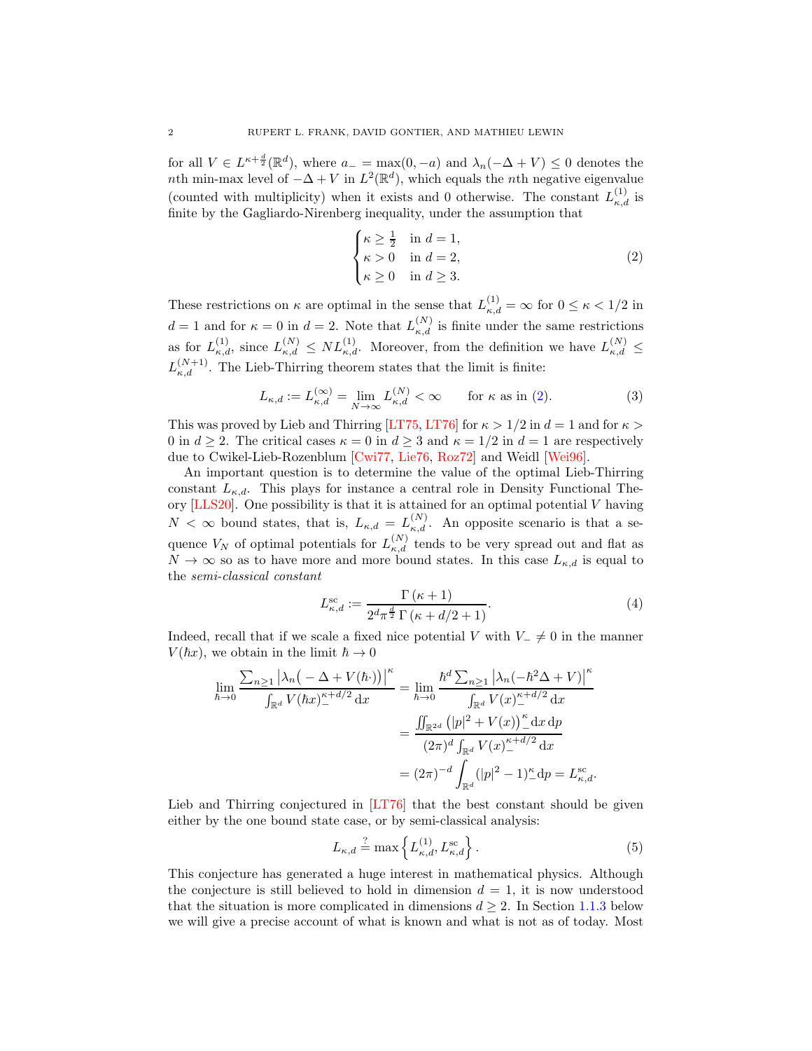for all $V \in L^{\kappa+\frac{d}{2}}(\mathbb{R}^d)$, where $a_- = \max(0, -a)$ and $\lambda_n(-\Delta + V) \le 0$ denotes the $n$th min-max level of $-\Delta + V$ in $L^2(\mathbb{R}^d)$, which equals the $n$th negative eigenvalue (counted with multiplicity) when it exists and 0 otherwise. The constant $L^{(1)}_{\kappa,d}$ is finite by the Gagliardo-Nirenberg inequality, under the assumption that

$$\begin{cases} \kappa \ge \frac{1}{2} & \text{in } d = 1, \\ \kappa > 0 & \text{in } d = 2, \\ \kappa \ge 0 & \text{in } d \ge 3. \end{cases} \tag{2}$$

These restrictions on $\kappa$ are optimal in the sense that $L^{(1)}_{\kappa,d} = \infty$ for $0 \le \kappa < 1/2$ in $d = 1$ and for $\kappa = 0$ in $d = 2$. Note that $L^{(N)}_{\kappa,d}$ is finite under the same restrictions as for $L^{(1)}_{\kappa,d}$, since $L^{(N)}_{\kappa,d} \le N L^{(1)}_{\kappa,d}$. Moreover, from the definition we have $L^{(N)}_{\kappa,d} \le L^{(N+1)}_{\kappa,d}$. The Lieb-Thirring theorem states that the limit is finite:

$$L_{\kappa,d} := L^{(\infty)}_{\kappa,d} = \lim_{N\to\infty} L^{(N)}_{\kappa,d} < \infty \qquad \text{for } \kappa \text{ as in (2)}. \tag{3}$$

This was proved by Lieb and Thirring [LT75, LT76] for $\kappa > 1/2$ in $d = 1$ and for $\kappa > 0$ in $d \ge 2$. The critical cases $\kappa = 0$ in $d \ge 3$ and $\kappa = 1/2$ in $d = 1$ are respectively due to Cwikel-Lieb-Rozenblum [Cwi77, Lie76, Roz72] and Weidl [Wei96].

An important question is to determine the value of the optimal Lieb-Thirring constant $L_{\kappa,d}$. This plays for instance a central role in Density Functional Theory [LLS20]. One possibility is that it is attained for an optimal potential $V$ having $N < \infty$ bound states, that is, $L_{\kappa,d} = L^{(N)}_{\kappa,d}$. An opposite scenario is that a sequence $V_N$ of optimal potentials for $L^{(N)}_{\kappa,d}$ tends to be very spread out and flat as $N \to \infty$ so as to have more and more bound states. In this case $L_{\kappa,d}$ is equal to the *semi-classical constant*

$$L^{\rm sc}_{\kappa,d} := \frac{\Gamma(\kappa+1)}{2^d \pi^{\frac{d}{2}}\, \Gamma(\kappa + d/2 + 1)}. \tag{4}$$

Indeed, recall that if we scale a fixed nice potential $V$ with $V_- \neq 0$ in the manner $V(\hbar x)$, we obtain in the limit $\hbar \to 0$

$$\begin{aligned}
\lim_{\hbar\to 0} \frac{\sum_{n\ge1} \big|\lambda_n\big(-\Delta + V(\hbar\cdot)\big)\big|^\kappa}{\int_{\mathbb{R}^d} V(\hbar x)_-^{\kappa+d/2}\,{\rm d}x} &= \lim_{\hbar\to 0} \frac{\hbar^d \sum_{n\ge1} \big|\lambda_n(-\hbar^2\Delta + V)\big|^\kappa}{\int_{\mathbb{R}^d} V(x)_-^{\kappa+d/2}\,{\rm d}x} \\
&= \frac{\iint_{\mathbb{R}^{2d}} \big(|p|^2 + V(x)\big)_-^\kappa\,{\rm d}x\,{\rm d}p}{(2\pi)^d \int_{\mathbb{R}^d} V(x)_-^{\kappa+d/2}\,{\rm d}x} \\
&= (2\pi)^{-d} \int_{\mathbb{R}^d} (|p|^2 - 1)_-^\kappa {\rm d}p = L^{\rm sc}_{\kappa,d}.
\end{aligned}$$

Lieb and Thirring conjectured in [LT76] that the best constant should be given either by the one bound state case, or by semi-classical analysis:

$$L_{\kappa,d} \overset{?}{=} \max\left\{ L^{(1)}_{\kappa,d}, L^{\rm sc}_{\kappa,d} \right\}. \tag{5}$$

This conjecture has generated a huge interest in mathematical physics. Although the conjecture is still believed to hold in dimension $d = 1$, it is now understood that the situation is more complicated in dimensions $d \ge 2$. In Section 1.1.3 below we will give a precise account of what is known and what is not as of today. Most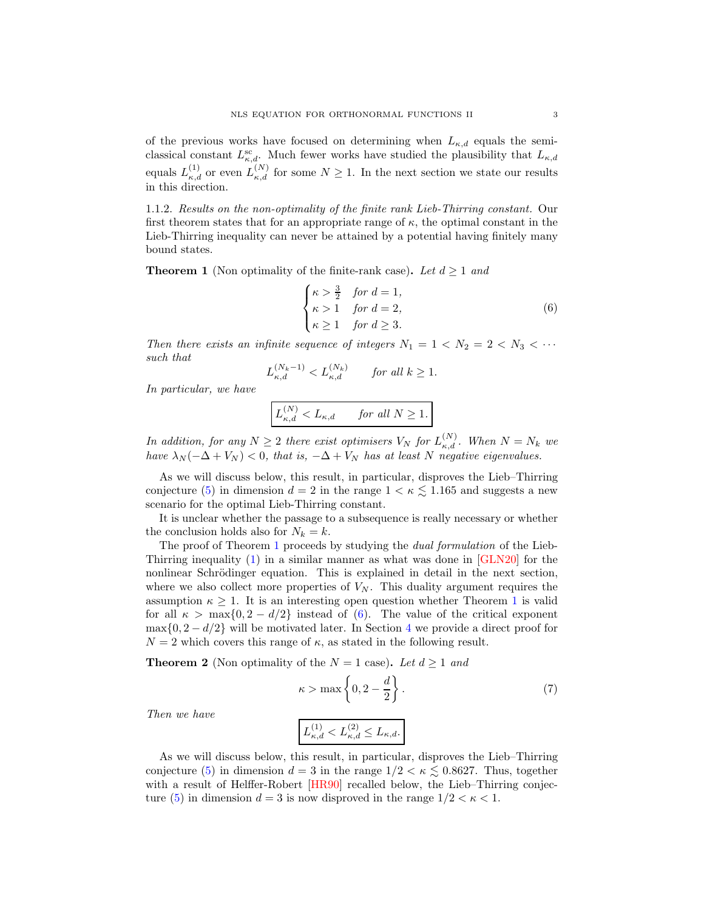of the previous works have focused on determining when $L_{\kappa,d}$ equals the semi-classical constant $L^{\rm sc}_{\kappa,d}$. Much fewer works have studied the plausibility that $L_{\kappa,d}$ equals $L^{(1)}_{\kappa,d}$ or even $L^{(N)}_{\kappa,d}$ for some $N \geq 1$. In the next section we state our results in this direction.

1.1.2. *Results on the non-optimality of the finite rank Lieb-Thirring constant.* Our first theorem states that for an appropriate range of $\kappa$, the optimal constant in the Lieb-Thirring inequality can never be attained by a potential having finitely many bound states.

**Theorem 1** (Non optimality of the finite-rank case). *Let $d \geq 1$ and*

$$\begin{cases} \kappa > \frac{3}{2} & \text{for } d = 1, \\ \kappa > 1 & \text{for } d = 2, \\ \kappa \geq 1 & \text{for } d \geq 3. \end{cases} \tag{6}$$

*Then there exists an infinite sequence of integers $N_1 = 1 < N_2 = 2 < N_3 < \cdots$ such that*

$$L^{(N_k-1)}_{\kappa,d} < L^{(N_k)}_{\kappa,d} \qquad \text{for all } k \geq 1.$$

*In particular, we have*

$$\boxed{L^{(N)}_{\kappa,d} < L_{\kappa,d} \qquad \text{for all } N \geq 1.}$$

*In addition, for any $N \geq 2$ there exist optimisers $V_N$ for $L^{(N)}_{\kappa,d}$. When $N = N_k$ we have $\lambda_N(-\Delta + V_N) < 0$, that is, $-\Delta + V_N$ has at least $N$ negative eigenvalues.*

As we will discuss below, this result, in particular, disproves the Lieb–Thirring conjecture (5) in dimension $d = 2$ in the range $1 < \kappa \lesssim 1.165$ and suggests a new scenario for the optimal Lieb-Thirring constant.

It is unclear whether the passage to a subsequence is really necessary or whether the conclusion holds also for $N_k = k$.

The proof of Theorem 1 proceeds by studying the *dual formulation* of the Lieb-Thirring inequality (1) in a similar manner as what was done in [GLN20] for the nonlinear Schrödinger equation. This is explained in detail in the next section, where we also collect more properties of $V_N$. This duality argument requires the assumption $\kappa \geq 1$. It is an interesting open question whether Theorem 1 is valid for all $\kappa > \max\{0, 2 - d/2\}$ instead of (6). The value of the critical exponent $\max\{0, 2 - d/2\}$ will be motivated later. In Section 4 we provide a direct proof for $N = 2$ which covers this range of $\kappa$, as stated in the following result.

**Theorem 2** (Non optimality of the $N = 1$ case). *Let $d \geq 1$ and*

$$\kappa > \max\left\{0, 2 - \frac{d}{2}\right\}. \tag{7}$$

*Then we have*

$$\boxed{L^{(1)}_{\kappa,d} < L^{(2)}_{\kappa,d} \leq L_{\kappa,d}.}$$

As we will discuss below, this result, in particular, disproves the Lieb–Thirring conjecture (5) in dimension $d = 3$ in the range $1/2 < \kappa \lesssim 0.8627$. Thus, together with a result of Helffer-Robert [HR90] recalled below, the Lieb–Thirring conjecture (5) in dimension $d = 3$ is now disproved in the range $1/2 < \kappa < 1$.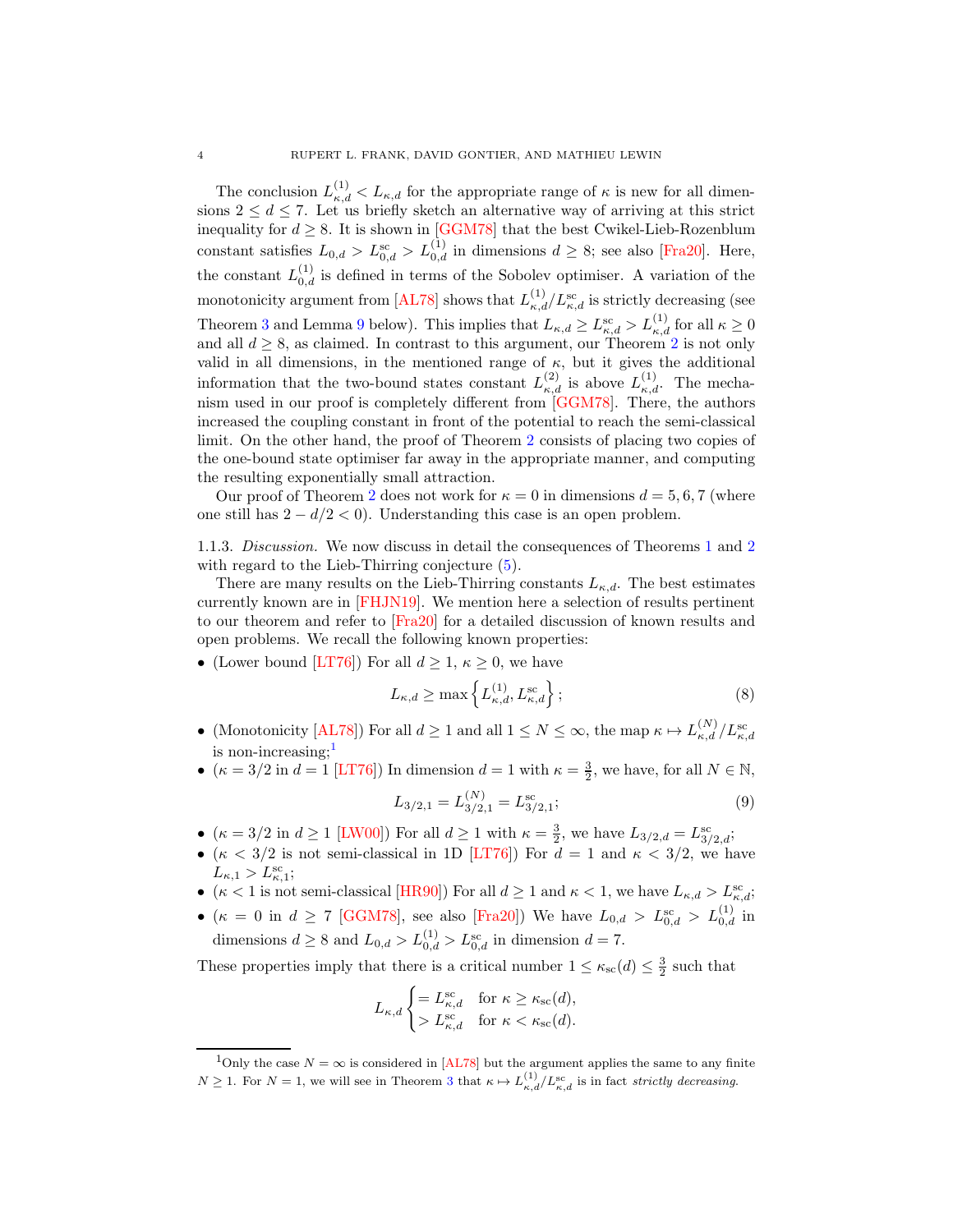The conclusion $L^{(1)}_{\kappa,d} < L_{\kappa,d}$ for the appropriate range of $\kappa$ is new for all dimensions $2 \le d \le 7$. Let us briefly sketch an alternative way of arriving at this strict inequality for $d \ge 8$. It is shown in [GGM78] that the best Cwikel-Lieb-Rozenblum constant satisfies $L_{0,d} > L^{\rm sc}_{0,d} > L^{(1)}_{0,d}$ in dimensions $d \ge 8$; see also [Fra20]. Here, the constant $L^{(1)}_{0,d}$ is defined in terms of the Sobolev optimiser. A variation of the monotonicity argument from [AL78] shows that $L^{(1)}_{\kappa,d}/L^{\rm sc}_{\kappa,d}$ is strictly decreasing (see Theorem 3 and Lemma 9 below). This implies that $L_{\kappa,d} \ge L^{\rm sc}_{\kappa,d} > L^{(1)}_{\kappa,d}$ for all $\kappa \ge 0$ and all $d \ge 8$, as claimed. In contrast to this argument, our Theorem 2 is not only valid in all dimensions, in the mentioned range of $\kappa$, but it gives the additional information that the two-bound states constant $L^{(2)}_{\kappa,d}$ is above $L^{(1)}_{\kappa,d}$. The mechanism used in our proof is completely different from [GGM78]. There, the authors increased the coupling constant in front of the potential to reach the semi-classical limit. On the other hand, the proof of Theorem 2 consists of placing two copies of the one-bound state optimiser far away in the appropriate manner, and computing the resulting exponentially small attraction.

Our proof of Theorem 2 does not work for $\kappa = 0$ in dimensions $d = 5, 6, 7$ (where one still has $2 - d/2 < 0$). Understanding this case is an open problem.

1.1.3. *Discussion.* We now discuss in detail the consequences of Theorems 1 and 2 with regard to the Lieb-Thirring conjecture (5).

There are many results on the Lieb-Thirring constants $L_{\kappa,d}$. The best estimates currently known are in [FHJN19]. We mention here a selection of results pertinent to our theorem and refer to [Fra20] for a detailed discussion of known results and open problems. We recall the following known properties:

- (Lower bound [LT76]) For all $d \ge 1$, $\kappa \ge 0$, we have
$$L_{\kappa,d} \ge \max\left\{L^{(1)}_{\kappa,d}, L^{\rm sc}_{\kappa,d}\right\}; \tag{8}$$
- (Monotonicity [AL78]) For all $d \ge 1$ and all $1 \le N \le \infty$, the map $\kappa \mapsto L^{(N)}_{\kappa,d}/L^{\rm sc}_{\kappa,d}$ is non-increasing;[1]
- ($\kappa = 3/2$ in $d = 1$ [LT76]) In dimension $d = 1$ with $\kappa = \frac{3}{2}$, we have, for all $N \in \mathbb{N}$,
$$L_{3/2,1} = L^{(N)}_{3/2,1} = L^{\rm sc}_{3/2,1}; \tag{9}$$
- ($\kappa = 3/2$ in $d \ge 1$ [LW00]) For all $d \ge 1$ with $\kappa = \frac{3}{2}$, we have $L_{3/2,d} = L^{\rm sc}_{3/2,d}$;
- ($\kappa < 3/2$ is not semi-classical in 1D [LT76]) For $d = 1$ and $\kappa < 3/2$, we have $L_{\kappa,1} > L^{\rm sc}_{\kappa,1}$;
- ($\kappa < 1$ is not semi-classical [HR90]) For all $d \ge 1$ and $\kappa < 1$, we have $L_{\kappa,d} > L^{\rm sc}_{\kappa,d}$;
- ($\kappa = 0$ in $d \ge 7$ [GGM78], see also [Fra20]) We have $L_{0,d} > L^{\rm sc}_{0,d} > L^{(1)}_{0,d}$ in dimensions $d \ge 8$ and $L_{0,d} > L^{(1)}_{0,d} > L^{\rm sc}_{0,d}$ in dimension $d = 7$.

These properties imply that there is a critical number $1 \le \kappa_{\rm sc}(d) \le \frac{3}{2}$ such that
$$L_{\kappa,d} \begin{cases} = L^{\rm sc}_{\kappa,d} & \text{for } \kappa \ge \kappa_{\rm sc}(d), \\ > L^{\rm sc}_{\kappa,d} & \text{for } \kappa < \kappa_{\rm sc}(d). \end{cases}$$

[1] Only the case $N = \infty$ is considered in [AL78] but the argument applies the same to any finite $N \ge 1$. For $N = 1$, we will see in Theorem 3 that $\kappa \mapsto L^{(1)}_{\kappa,d}/L^{\rm sc}_{\kappa,d}$ is in fact *strictly decreasing*.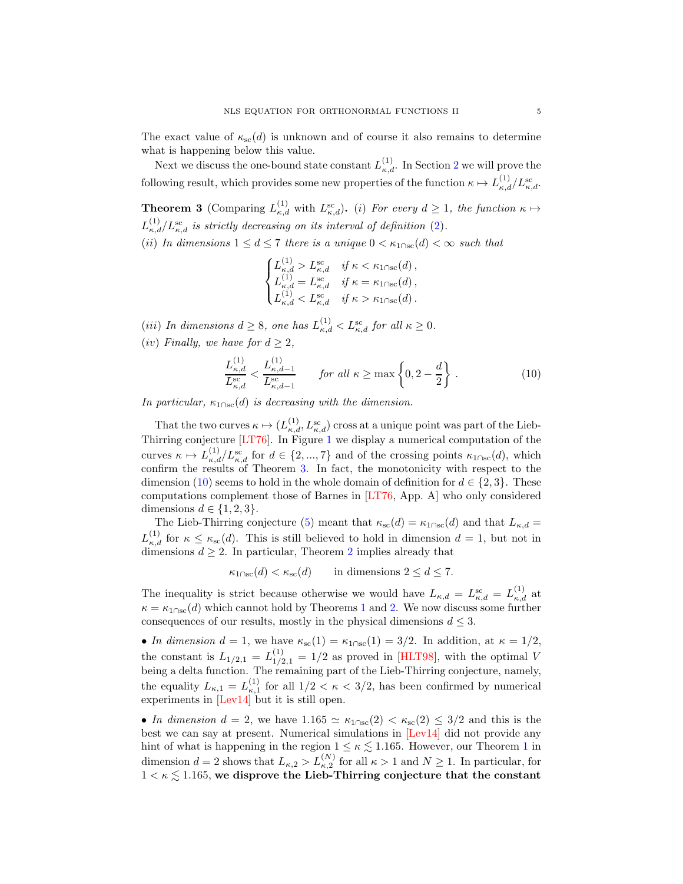The exact value of $\kappa_{\rm sc}(d)$ is unknown and of course it also remains to determine what is happening below this value.

Next we discuss the one-bound state constant $L^{(1)}_{\kappa,d}$. In Section 2 we will prove the following result, which provides some new properties of the function $\kappa\mapsto L^{(1)}_{\kappa,d}/L^{\rm sc}_{\kappa,d}$.

**Theorem 3** (Comparing $L^{(1)}_{\kappa,d}$ with $L^{\rm sc}_{\kappa,d}$)**.** *(i) For every $d\geq 1$, the function $\kappa\mapsto L^{(1)}_{\kappa,d}/L^{\rm sc}_{\kappa,d}$ is strictly decreasing on its interval of definition (2).*

*(ii) In dimensions $1\leq d\leq 7$ there is a unique $0<\kappa_{1\cap{\rm sc}}(d)<\infty$ such that*

$$\begin{cases} L^{(1)}_{\kappa,d}>L^{\rm sc}_{\kappa,d} & \text{if } \kappa<\kappa_{1\cap{\rm sc}}(d)\,,\\ L^{(1)}_{\kappa,d}=L^{\rm sc}_{\kappa,d} & \text{if } \kappa=\kappa_{1\cap{\rm sc}}(d)\,,\\ L^{(1)}_{\kappa,d}<L^{\rm sc}_{\kappa,d} & \text{if } \kappa>\kappa_{1\cap{\rm sc}}(d)\,.\end{cases}$$

*(iii) In dimensions $d\geq 8$, one has $L^{(1)}_{\kappa,d}<L^{\rm sc}_{\kappa,d}$ for all $\kappa\geq 0$.*

*(iv) Finally, we have for $d\geq 2$,*

$$\frac{L^{(1)}_{\kappa,d}}{L^{\rm sc}_{\kappa,d}}<\frac{L^{(1)}_{\kappa,d-1}}{L^{\rm sc}_{\kappa,d-1}}\qquad \text{for all } \kappa\geq\max\left\{0,2-\frac{d}{2}\right\}. \tag{10}$$

*In particular, $\kappa_{1\cap{\rm sc}}(d)$ is decreasing with the dimension.*

That the two curves $\kappa\mapsto(L^{(1)}_{\kappa,d},L^{\rm sc}_{\kappa,d})$ cross at a unique point was part of the Lieb-Thirring conjecture [LT76]. In Figure 1 we display a numerical computation of the curves $\kappa\mapsto L^{(1)}_{\kappa,d}/L^{\rm sc}_{\kappa,d}$ for $d\in\{2,...,7\}$ and of the crossing points $\kappa_{1\cap{\rm sc}}(d)$, which confirm the results of Theorem 3. In fact, the monotonicity with respect to the dimension (10) seems to hold in the whole domain of definition for $d\in\{2,3\}$. These computations complement those of Barnes in [LT76, App. A] who only considered dimensions $d\in\{1,2,3\}$.

The Lieb-Thirring conjecture (5) meant that $\kappa_{\rm sc}(d)=\kappa_{1\cap{\rm sc}}(d)$ and that $L_{\kappa,d}=L^{(1)}_{\kappa,d}$ for $\kappa\leq\kappa_{\rm sc}(d)$. This is still believed to hold in dimension $d=1$, but not in dimensions $d\geq 2$. In particular, Theorem 2 implies already that

$$\kappa_{1\cap{\rm sc}}(d)<\kappa_{\rm sc}(d)\qquad\text{in dimensions } 2\leq d\leq 7.$$

The inequality is strict because otherwise we would have $L_{\kappa,d}=L^{\rm sc}_{\kappa,d}=L^{(1)}_{\kappa,d}$ at $\kappa=\kappa_{1\cap{\rm sc}}(d)$ which cannot hold by Theorems 1 and 2. We now discuss some further consequences of our results, mostly in the physical dimensions $d\leq 3$.

- *In dimension* $d=1$, we have $\kappa_{\rm sc}(1)=\kappa_{1\cap{\rm sc}}(1)=3/2$. In addition, at $\kappa=1/2$, the constant is $L_{1/2,1}=L^{(1)}_{1/2,1}=1/2$ as proved in [HLT98], with the optimal $V$ being a delta function. The remaining part of the Lieb-Thirring conjecture, namely, the equality $L_{\kappa,1}=L^{(1)}_{\kappa,1}$ for all $1/2<\kappa<3/2$, has been confirmed by numerical experiments in [Lev14] but it is still open.

- *In dimension* $d=2$, we have $1.165\simeq\kappa_{1\cap{\rm sc}}(2)<\kappa_{\rm sc}(2)\leq 3/2$ and this is the best we can say at present. Numerical simulations in [Lev14] did not provide any hint of what is happening in the region $1\leq\kappa\lesssim 1.165$. However, our Theorem 1 in dimension $d=2$ shows that $L_{\kappa,2}>L^{(N)}_{\kappa,2}$ for all $\kappa>1$ and $N\geq 1$. In particular, for $1<\kappa\lesssim 1.165$, **we disprove the Lieb-Thirring conjecture that the constant**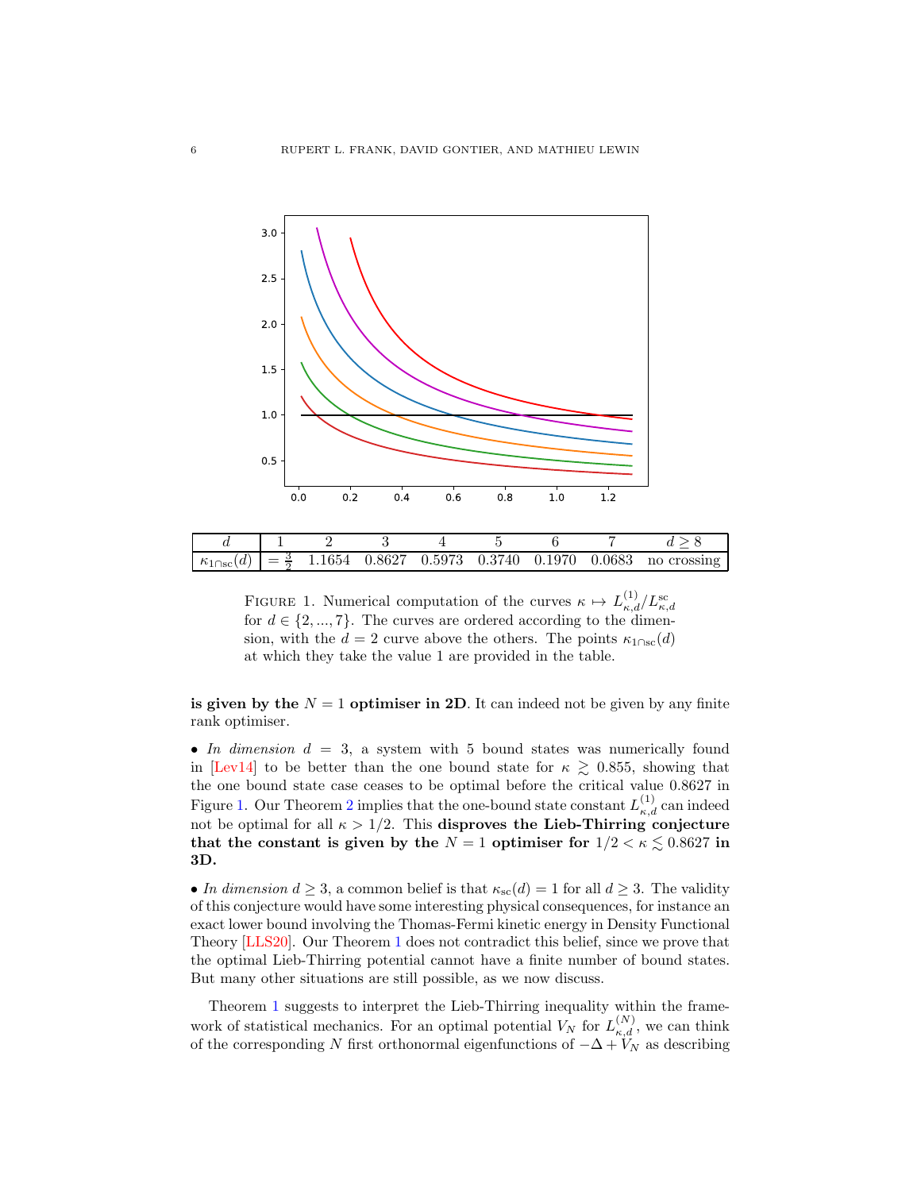| $d$ | 1 | 2 | 3 | 4 | 5 | 6 | 7 | $d \geq 8$ |
|---|---|---|---|---|---|---|---|---|
| $\kappa_{1\cap\mathrm{sc}}(d)$ | $= \frac{3}{2}$ | 1.1654 | 0.8627 | 0.5973 | 0.3740 | 0.1970 | 0.0683 | no crossing |

FIGURE 1. Numerical computation of the curves $\kappa \mapsto L^{(1)}_{\kappa,d}/L^{\mathrm{sc}}_{\kappa,d}$ for $d \in \{2, ..., 7\}$. The curves are ordered according to the dimension, with the $d = 2$ curve above the others. The points $\kappa_{1\cap\mathrm{sc}}(d)$ at which they take the value 1 are provided in the table.

**is given by the $N = 1$ optimiser in 2D**. It can indeed not be given by any finite rank optimiser.

• *In dimension* $d = 3$, a system with 5 bound states was numerically found in [Lev14] to be better than the one bound state for $\kappa \gtrsim 0.855$, showing that the one bound state case ceases to be optimal before the critical value 0.8627 in Figure 1. Our Theorem 2 implies that the one-bound state constant $L^{(1)}_{\kappa,d}$ can indeed not be optimal for all $\kappa > 1/2$. This **disproves the Lieb-Thirring conjecture that the constant is given by the $N = 1$ optimiser for $1/2 < \kappa \lesssim 0.8627$ in 3D.**

• *In dimension* $d \geq 3$, a common belief is that $\kappa_{\mathrm{sc}}(d) = 1$ for all $d \geq 3$. The validity of this conjecture would have some interesting physical consequences, for instance an exact lower bound involving the Thomas-Fermi kinetic energy in Density Functional Theory [LLS20]. Our Theorem 1 does not contradict this belief, since we prove that the optimal Lieb-Thirring potential cannot have a finite number of bound states. But many other situations are still possible, as we now discuss.

Theorem 1 suggests to interpret the Lieb-Thirring inequality within the framework of statistical mechanics. For an optimal potential $V_N$ for $L^{(N)}_{\kappa,d}$, we can think of the corresponding $N$ first orthonormal eigenfunctions of $-\Delta + V_N$ as describing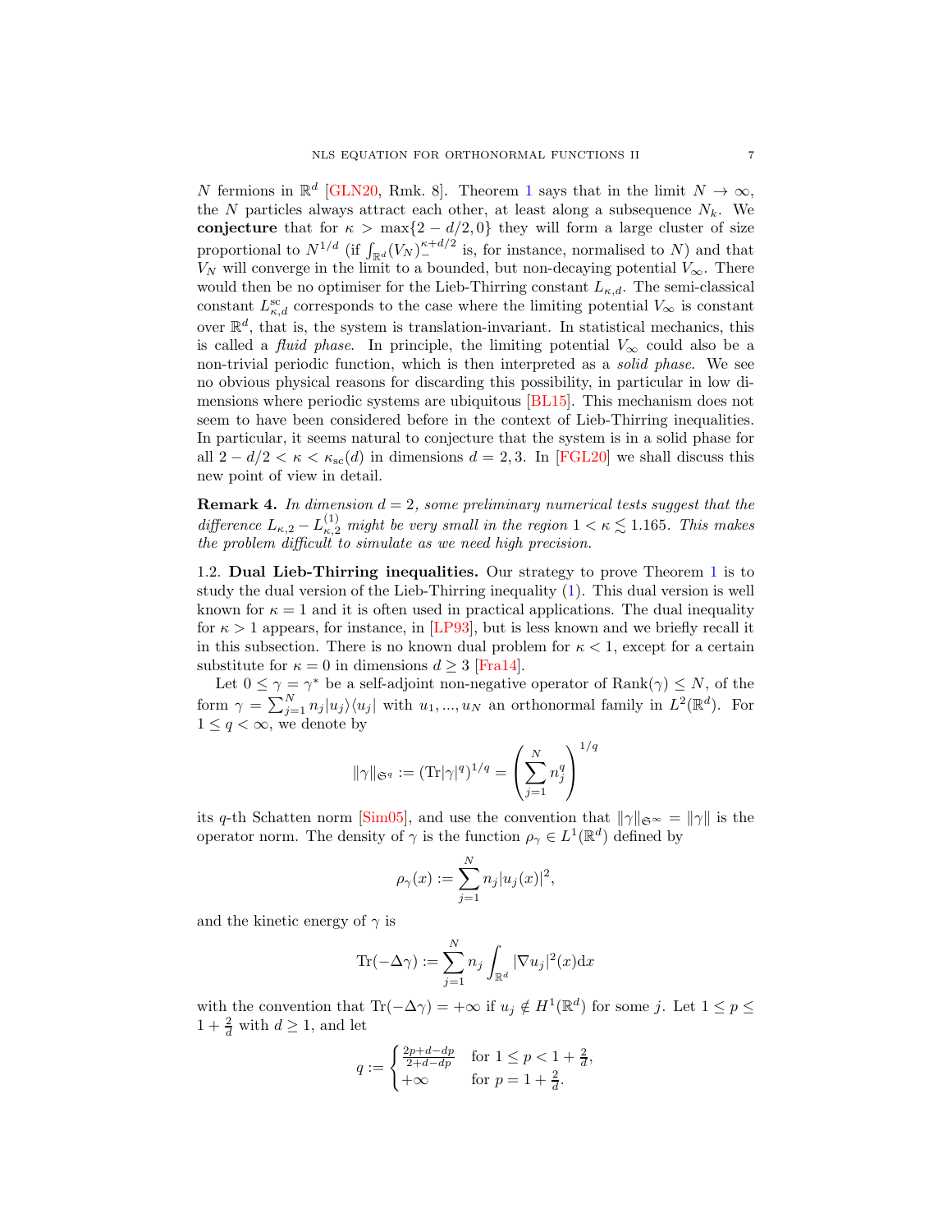$N$ fermions in $\mathbb{R}^d$ [GLN20, Rmk. 8]. Theorem 1 says that in the limit $N \to \infty$, the $N$ particles always attract each other, at least along a subsequence $N_k$. We **conjecture** that for $\kappa > \max\{2 - d/2, 0\}$ they will form a large cluster of size proportional to $N^{1/d}$ (if $\int_{\mathbb{R}^d} (V_N)_-^{\kappa+d/2}$ is, for instance, normalised to $N$) and that $V_N$ will converge in the limit to a bounded, but non-decaying potential $V_\infty$. There would then be no optimiser for the Lieb-Thirring constant $L_{\kappa,d}$. The semi-classical constant $L^{\rm sc}_{\kappa,d}$ corresponds to the case where the limiting potential $V_\infty$ is constant over $\mathbb{R}^d$, that is, the system is translation-invariant. In statistical mechanics, this is called a *fluid phase*. In principle, the limiting potential $V_\infty$ could also be a non-trivial periodic function, which is then interpreted as a *solid phase*. We see no obvious physical reasons for discarding this possibility, in particular in low dimensions where periodic systems are ubiquitous [BL15]. This mechanism does not seem to have been considered before in the context of Lieb-Thirring inequalities. In particular, it seems natural to conjecture that the system is in a solid phase for all $2 - d/2 < \kappa < \kappa_{\rm sc}(d)$ in dimensions $d = 2, 3$. In [FGL20] we shall discuss this new point of view in detail.

**Remark 4.** *In dimension $d = 2$, some preliminary numerical tests suggest that the difference $L_{\kappa,2} - L^{(1)}_{\kappa,2}$ might be very small in the region $1 < \kappa \lesssim 1.165$. This makes the problem difficult to simulate as we need high precision.*

1.2. **Dual Lieb-Thirring inequalities.** Our strategy to prove Theorem 1 is to study the dual version of the Lieb-Thirring inequality (1). This dual version is well known for $\kappa = 1$ and it is often used in practical applications. The dual inequality for $\kappa > 1$ appears, for instance, in [LP93], but is less known and we briefly recall it in this subsection. There is no known dual problem for $\kappa < 1$, except for a certain substitute for $\kappa = 0$ in dimensions $d \geq 3$ [Fra14].

Let $0 \leq \gamma = \gamma^*$ be a self-adjoint non-negative operator of $\mathrm{Rank}(\gamma) \leq N$, of the form $\gamma = \sum_{j=1}^N n_j |u_j\rangle\langle u_j|$ with $u_1, ..., u_N$ an orthonormal family in $L^2(\mathbb{R}^d)$. For $1 \leq q < \infty$, we denote by

$$\|\gamma\|_{\mathfrak{S}^q} := (\mathrm{Tr}|\gamma|^q)^{1/q} = \left( \sum_{j=1}^N n_j^q \right)^{1/q}$$

its $q$-th Schatten norm [Sim05], and use the convention that $\|\gamma\|_{\mathfrak{S}^\infty} = \|\gamma\|$ is the operator norm. The density of $\gamma$ is the function $\rho_\gamma \in L^1(\mathbb{R}^d)$ defined by

$$\rho_\gamma(x) := \sum_{j=1}^N n_j |u_j(x)|^2,$$

and the kinetic energy of $\gamma$ is

$$\mathrm{Tr}(-\Delta\gamma) := \sum_{j=1}^N n_j \int_{\mathbb{R}^d} |\nabla u_j|^2(x) \mathrm{d}x$$

with the convention that $\mathrm{Tr}(-\Delta\gamma) = +\infty$ if $u_j \notin H^1(\mathbb{R}^d)$ for some $j$. Let $1 \leq p \leq 1 + \frac{2}{d}$ with $d \geq 1$, and let

$$q := \begin{cases} \frac{2p+d-dp}{2+d-dp} & \text{for } 1 \leq p < 1 + \frac{2}{d}, \\ +\infty & \text{for } p = 1 + \frac{2}{d}. \end{cases}$$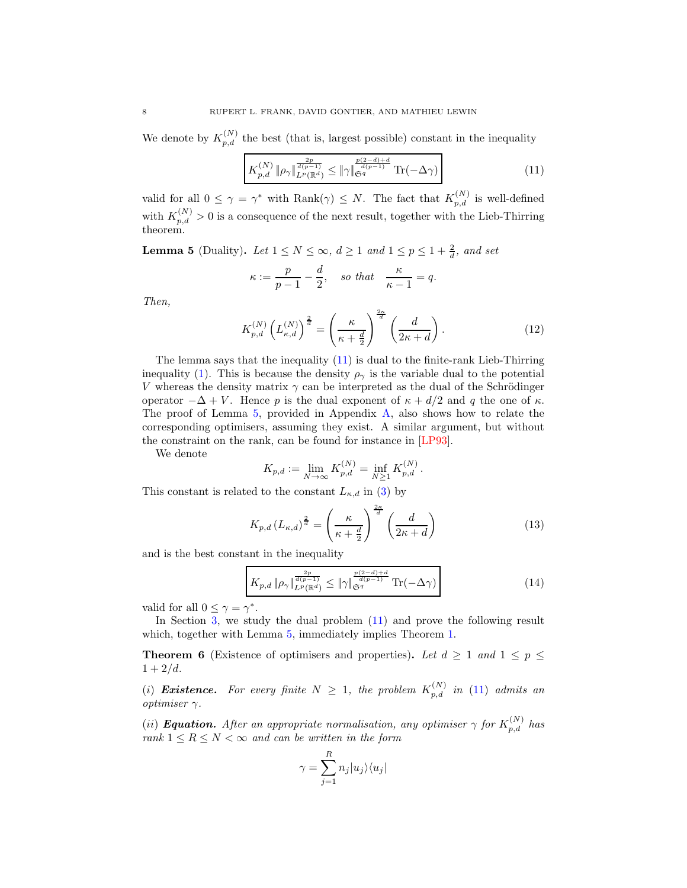We denote by $K_{p,d}^{(N)}$ the best (that is, largest possible) constant in the inequality

$$\boxed{K_{p,d}^{(N)}\, \|\rho_\gamma\|_{L^p(\mathbb{R}^d)}^{\frac{2p}{d(p-1)}} \leq \|\gamma\|_{\mathfrak{S}^q}^{\frac{p(2-d)+d}{d(p-1)}} \operatorname{Tr}(-\Delta\gamma)} \tag{11}$$

valid for all $0 \leq \gamma = \gamma^*$ with $\operatorname{Rank}(\gamma) \leq N$. The fact that $K_{p,d}^{(N)}$ is well-defined with $K_{p,d}^{(N)} > 0$ is a consequence of the next result, together with the Lieb-Thirring theorem.

**Lemma 5** (Duality)**.** *Let $1 \leq N \leq \infty$, $d \geq 1$ and $1 \leq p \leq 1 + \frac{2}{d}$, and set*

$$\kappa := \frac{p}{p-1} - \frac{d}{2}, \quad \text{so that} \quad \frac{\kappa}{\kappa - 1} = q.$$

*Then,*

$$K_{p,d}^{(N)} \left(L_{\kappa,d}^{(N)}\right)^{\frac{2}{d}} = \left(\frac{\kappa}{\kappa + \frac{d}{2}}\right)^{\frac{2\kappa}{d}} \left(\frac{d}{2\kappa + d}\right). \tag{12}$$

The lemma says that the inequality (11) is dual to the finite-rank Lieb-Thirring inequality (1). This is because the density $\rho_\gamma$ is the variable dual to the potential $V$ whereas the density matrix $\gamma$ can be interpreted as the dual of the Schrödinger operator $-\Delta + V$. Hence $p$ is the dual exponent of $\kappa + d/2$ and $q$ the one of $\kappa$. The proof of Lemma 5, provided in Appendix A, also shows how to relate the corresponding optimisers, assuming they exist. A similar argument, but without the constraint on the rank, can be found for instance in [LP93].

We denote

$$K_{p,d} := \lim_{N\to\infty} K_{p,d}^{(N)} = \inf_{N \geq 1} K_{p,d}^{(N)}.$$

This constant is related to the constant $L_{\kappa,d}$ in (3) by

$$K_{p,d}\, (L_{\kappa,d})^{\frac{2}{d}} = \left(\frac{\kappa}{\kappa + \frac{d}{2}}\right)^{\frac{2\kappa}{d}} \left(\frac{d}{2\kappa + d}\right) \tag{13}$$

and is the best constant in the inequality

$$\boxed{K_{p,d}\, \|\rho_\gamma\|_{L^p(\mathbb{R}^d)}^{\frac{2p}{d(p-1)}} \leq \|\gamma\|_{\mathfrak{S}^q}^{\frac{p(2-d)+d}{d(p-1)}} \operatorname{Tr}(-\Delta\gamma)} \tag{14}$$

valid for all $0 \leq \gamma = \gamma^*$.

In Section 3, we study the dual problem (11) and prove the following result which, together with Lemma 5, immediately implies Theorem 1.

**Theorem 6** (Existence of optimisers and properties)**.** *Let $d \geq 1$ and $1 \leq p \leq 1 + 2/d$.*

*(i)* ***Existence.*** *For every finite $N \geq 1$, the problem $K_{p,d}^{(N)}$ in (11) admits an optimiser $\gamma$.*

*(ii)* ***Equation.*** *After an appropriate normalisation, any optimiser $\gamma$ for $K_{p,d}^{(N)}$ has rank $1 \leq R \leq N < \infty$ and can be written in the form*

$$\gamma = \sum_{j=1}^{R} n_j |u_j\rangle\langle u_j|$$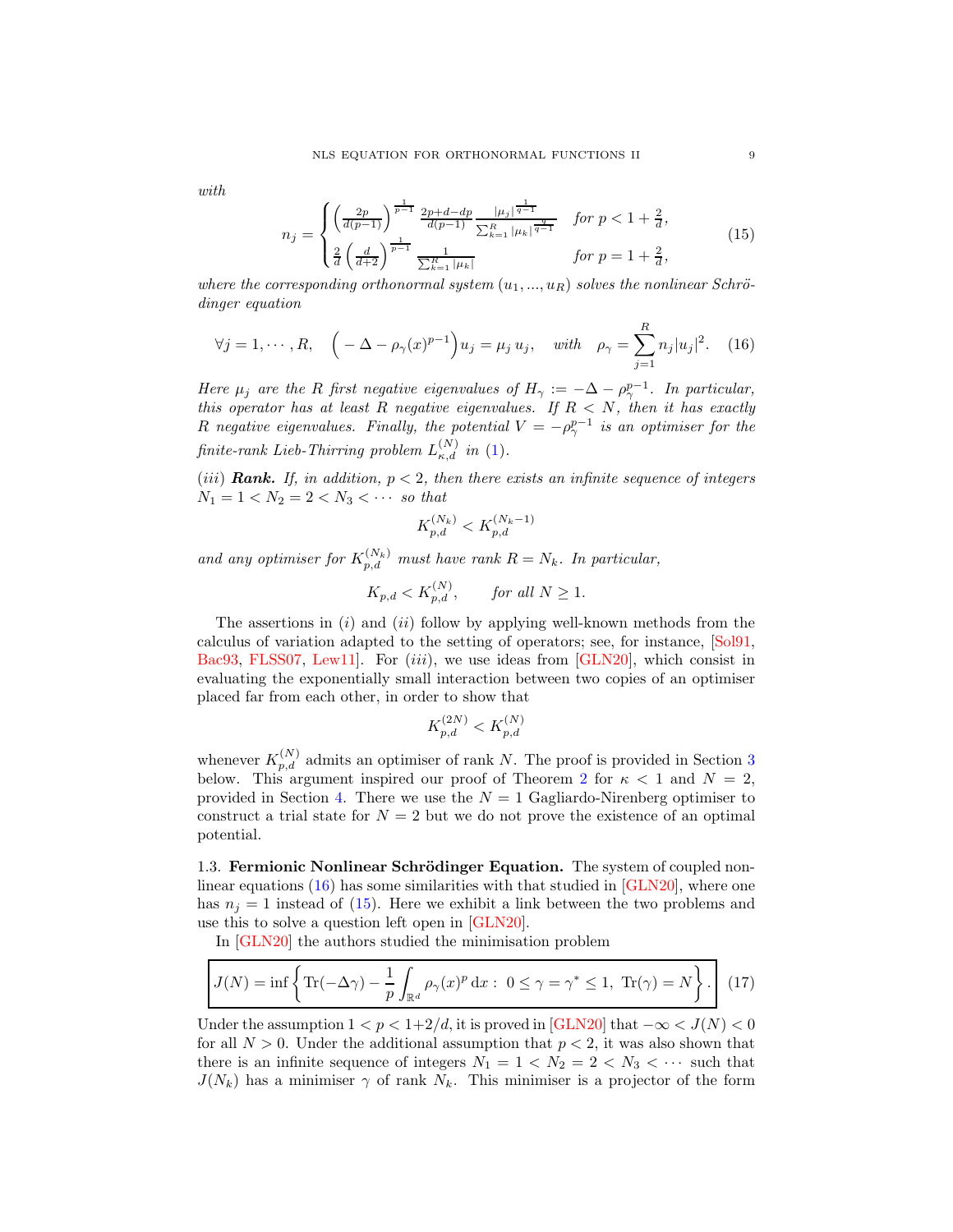*with*

$$n_j = \begin{cases} \left(\frac{2p}{d(p-1)}\right)^{\frac{1}{p-1}} \frac{2p+d-dp}{d(p-1)} \frac{|\mu_j|^{\frac{1}{q-1}}}{\sum_{k=1}^R |\mu_k|^{\frac{q}{q-1}}} & \text{for } p < 1 + \frac{2}{d}, \\ \frac{2}{d}\left(\frac{d}{d+2}\right)^{\frac{1}{p-1}} \frac{1}{\sum_{k=1}^R |\mu_k|} & \text{for } p = 1 + \frac{2}{d}, \end{cases} \tag{15}$$

*where the corresponding orthonormal system* $(u_1, ..., u_R)$ *solves the nonlinear Schrödinger equation*

$$\forall j = 1, \cdots, R, \quad \Big( -\Delta - \rho_\gamma(x)^{p-1} \Big) u_j = \mu_j \, u_j, \quad \text{with} \quad \rho_\gamma = \sum_{j=1}^R n_j |u_j|^2. \tag{16}$$

*Here* $\mu_j$ *are the* $R$ *first negative eigenvalues of* $H_\gamma := -\Delta - \rho_\gamma^{p-1}$. *In particular, this operator has at least* $R$ *negative eigenvalues. If* $R < N$, *then it has exactly* $R$ *negative eigenvalues. Finally, the potential* $V = -\rho_\gamma^{p-1}$ *is an optimiser for the finite-rank Lieb-Thirring problem* $L_{\kappa,d}^{(N)}$ *in* (1).

(*iii*) ***Rank.*** *If, in addition,* $p < 2$, *then there exists an infinite sequence of integers* $N_1 = 1 < N_2 = 2 < N_3 < \cdots$ *so that*

$$K_{p,d}^{(N_k)} < K_{p,d}^{(N_k - 1)}$$

*and any optimiser for* $K_{p,d}^{(N_k)}$ *must have rank* $R = N_k$. *In particular,*

$$K_{p,d} < K_{p,d}^{(N)}, \qquad \text{for all } N \geq 1.$$

The assertions in (*i*) and (*ii*) follow by applying well-known methods from the calculus of variation adapted to the setting of operators; see, for instance, [Sol91, Bac93, FLSS07, Lew11]. For (*iii*), we use ideas from [GLN20], which consist in evaluating the exponentially small interaction between two copies of an optimiser placed far from each other, in order to show that

$$K_{p,d}^{(2N)} < K_{p,d}^{(N)}$$

whenever $K_{p,d}^{(N)}$ admits an optimiser of rank $N$. The proof is provided in Section 3 below. This argument inspired our proof of Theorem 2 for $\kappa < 1$ and $N = 2$, provided in Section 4. There we use the $N = 1$ Gagliardo-Nirenberg optimiser to construct a trial state for $N = 2$ but we do not prove the existence of an optimal potential.

### 1.3. Fermionic Nonlinear Schrödinger Equation.

The system of coupled nonlinear equations (16) has some similarities with that studied in [GLN20], where one has $n_j = 1$ instead of (15). Here we exhibit a link between the two problems and use this to solve a question left open in [GLN20].

In [GLN20] the authors studied the minimisation problem

$$\boxed{J(N) = \inf\left\{ \text{Tr}(-\Delta\gamma) - \frac{1}{p}\int_{\mathbb{R}^d} \rho_\gamma(x)^p \, \mathrm{d}x : \ 0 \leq \gamma = \gamma^* \leq 1, \ \text{Tr}(\gamma) = N \right\}.} \tag{17}$$

Under the assumption $1 < p < 1 + 2/d$, it is proved in [GLN20] that $-\infty < J(N) < 0$ for all $N > 0$. Under the additional assumption that $p < 2$, it was also shown that there is an infinite sequence of integers $N_1 = 1 < N_2 = 2 < N_3 < \cdots$ such that $J(N_k)$ has a minimiser $\gamma$ of rank $N_k$. This minimiser is a projector of the form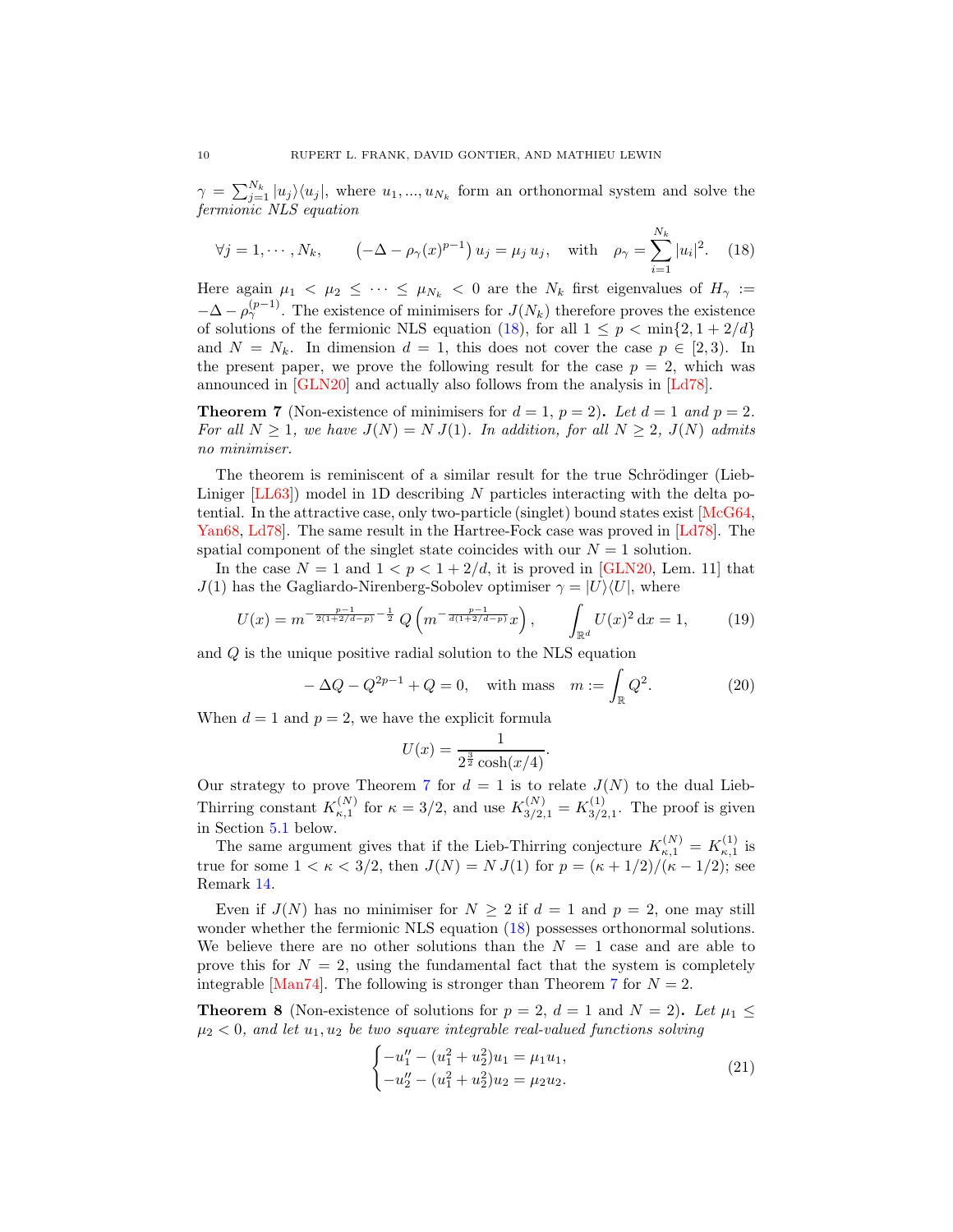$\gamma = \sum_{j=1}^{N_k} |u_j\rangle\langle u_j|$, where $u_1, ..., u_{N_k}$ form an orthonormal system and solve the *fermionic NLS equation*

$$\forall j = 1, \cdots, N_k, \qquad \left(-\Delta - \rho_\gamma(x)^{p-1}\right) u_j = \mu_j \, u_j, \quad \text{with} \quad \rho_\gamma = \sum_{i=1}^{N_k} |u_i|^2. \tag{18}$$

Here again $\mu_1 < \mu_2 \leq \cdots \leq \mu_{N_k} < 0$ are the $N_k$ first eigenvalues of $H_\gamma := -\Delta - \rho_\gamma^{(p-1)}$. The existence of minimisers for $J(N_k)$ therefore proves the existence of solutions of the fermionic NLS equation (18), for all $1 \leq p < \min\{2, 1+2/d\}$ and $N = N_k$. In dimension $d = 1$, this does not cover the case $p \in [2, 3)$. In the present paper, we prove the following result for the case $p = 2$, which was announced in [GLN20] and actually also follows from the analysis in [Ld78].

**Theorem 7** (Non-existence of minimisers for $d = 1$, $p = 2$)**.** *Let $d = 1$ and $p = 2$. For all $N \geq 1$, we have $J(N) = N\, J(1)$. In addition, for all $N \geq 2$, $J(N)$ admits no minimiser.*

The theorem is reminiscent of a similar result for the true Schrödinger (Lieb-Liniger [LL63]) model in 1D describing $N$ particles interacting with the delta potential. In the attractive case, only two-particle (singlet) bound states exist [McG64, Yan68, Ld78]. The same result in the Hartree-Fock case was proved in [Ld78]. The spatial component of the singlet state coincides with our $N = 1$ solution.

In the case $N = 1$ and $1 < p < 1 + 2/d$, it is proved in [GLN20, Lem. 11] that $J(1)$ has the Gagliardo-Nirenberg-Sobolev optimiser $\gamma = |U\rangle\langle U|$, where

$$U(x) = m^{-\frac{p-1}{2(1+2/d-p)} - \frac{1}{2}}\, Q\left(m^{-\frac{p-1}{d(1+2/d-p)}} x\right), \qquad \int_{\mathbb{R}^d} U(x)^2 \, \mathrm{d}x = 1, \tag{19}$$

and $Q$ is the unique positive radial solution to the NLS equation

$$-\Delta Q - Q^{2p-1} + Q = 0, \quad \text{with mass} \quad m := \int_{\mathbb{R}} Q^2. \tag{20}$$

When $d = 1$ and $p = 2$, we have the explicit formula

$$U(x) = \frac{1}{2^{\frac{3}{2}} \cosh(x/4)}.$$

Our strategy to prove Theorem 7 for $d = 1$ is to relate $J(N)$ to the dual Lieb-Thirring constant $K_{\kappa,1}^{(N)}$ for $\kappa = 3/2$, and use $K_{3/2,1}^{(N)} = K_{3/2,1}^{(1)}$. The proof is given in Section 5.1 below.

The same argument gives that if the Lieb-Thirring conjecture $K_{\kappa,1}^{(N)} = K_{\kappa,1}^{(1)}$ is true for some $1 < \kappa < 3/2$, then $J(N) = N\, J(1)$ for $p = (\kappa + 1/2)/(\kappa - 1/2)$; see Remark 14.

Even if $J(N)$ has no minimiser for $N \geq 2$ if $d = 1$ and $p = 2$, one may still wonder whether the fermionic NLS equation (18) possesses orthonormal solutions. We believe there are no other solutions than the $N = 1$ case and are able to prove this for $N = 2$, using the fundamental fact that the system is completely integrable [Man74]. The following is stronger than Theorem 7 for $N = 2$.

**Theorem 8** (Non-existence of solutions for $p = 2$, $d = 1$ and $N = 2$)**.** *Let $\mu_1 \leq \mu_2 < 0$, and let $u_1, u_2$ be two square integrable real-valued functions solving*

$$\begin{cases} -u_1'' - (u_1^2 + u_2^2) u_1 = \mu_1 u_1, \\ -u_2'' - (u_1^2 + u_2^2) u_2 = \mu_2 u_2. \end{cases} \tag{21}$$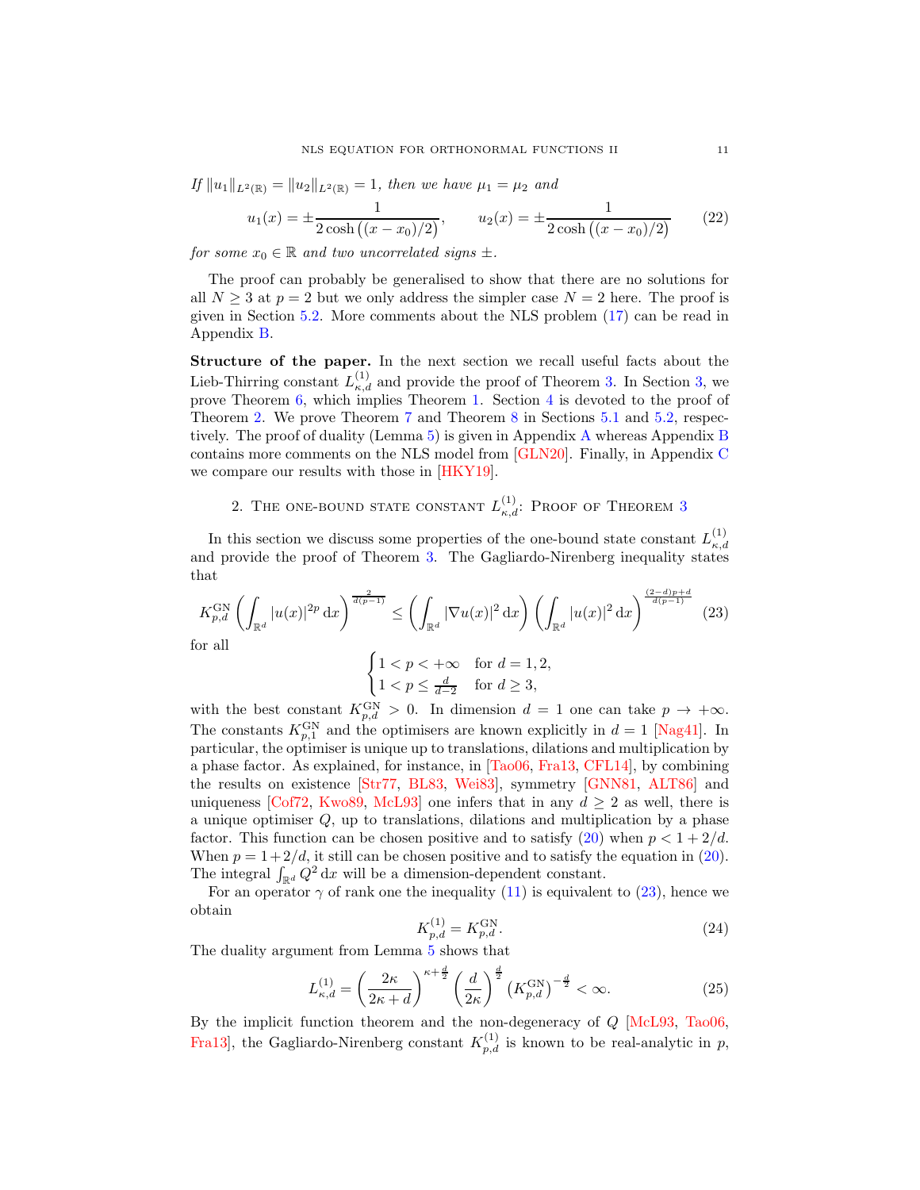*If $\|u_1\|_{L^2(\mathbb{R})} = \|u_2\|_{L^2(\mathbb{R})} = 1$, then we have $\mu_1 = \mu_2$ and*

$$u_1(x) = \pm \frac{1}{2\cosh\big((x-x_0)/2\big)}, \qquad u_2(x) = \pm \frac{1}{2\cosh\big((x-x_0)/2\big)} \tag{22}$$

*for some $x_0 \in \mathbb{R}$ and two uncorrelated signs $\pm$.*

The proof can probably be generalised to show that there are no solutions for all $N \geq 3$ at $p = 2$ but we only address the simpler case $N = 2$ here. The proof is given in Section 5.2. More comments about the NLS problem (17) can be read in Appendix B.

**Structure of the paper.** In the next section we recall useful facts about the Lieb-Thirring constant $L^{(1)}_{\kappa,d}$ and provide the proof of Theorem 3. In Section 3, we prove Theorem 6, which implies Theorem 1. Section 4 is devoted to the proof of Theorem 2. We prove Theorem 7 and Theorem 8 in Sections 5.1 and 5.2, respectively. The proof of duality (Lemma 5) is given in Appendix A whereas Appendix B contains more comments on the NLS model from [GLN20]. Finally, in Appendix C we compare our results with those in [HKY19].

## 2. The one-bound state constant $L^{(1)}_{\kappa,d}$: Proof of Theorem 3

In this section we discuss some properties of the one-bound state constant $L^{(1)}_{\kappa,d}$ and provide the proof of Theorem 3. The Gagliardo-Nirenberg inequality states that

$$K^{\rm GN}_{p,d} \left( \int_{\mathbb{R}^d} |u(x)|^{2p} \,{\rm d}x \right)^{\frac{2}{d(p-1)}} \leq \left( \int_{\mathbb{R}^d} |\nabla u(x)|^2 \,{\rm d}x \right) \left( \int_{\mathbb{R}^d} |u(x)|^2 \,{\rm d}x \right)^{\frac{(2-d)p+d}{d(p-1)}} \tag{23}$$

for all

$$\begin{cases} 1 < p < +\infty & \text{for } d = 1, 2, \\ 1 < p \leq \frac{d}{d-2} & \text{for } d \geq 3, \end{cases}$$

with the best constant $K^{\rm GN}_{p,d} > 0$. In dimension $d = 1$ one can take $p \to +\infty$. The constants $K^{\rm GN}_{p,1}$ and the optimisers are known explicitly in $d = 1$ [Nag41]. In particular, the optimiser is unique up to translations, dilations and multiplication by a phase factor. As explained, for instance, in [Tao06, Fra13, CFL14], by combining the results on existence [Str77, BL83, Wei83], symmetry [GNN81, ALT86] and uniqueness [Cof72, Kwo89, McL93] one infers that in any $d \geq 2$ as well, there is a unique optimiser $Q$, up to translations, dilations and multiplication by a phase factor. This function can be chosen positive and to satisfy (20) when $p < 1 + 2/d$. When $p = 1 + 2/d$, it still can be chosen positive and to satisfy the equation in (20). The integral $\int_{\mathbb{R}^d} Q^2 \,{\rm d}x$ will be a dimension-dependent constant.

For an operator $\gamma$ of rank one the inequality (11) is equivalent to (23), hence we obtain

$$K^{(1)}_{p,d} = K^{\rm GN}_{p,d}. \tag{24}$$

The duality argument from Lemma 5 shows that

$$L^{(1)}_{\kappa,d} = \left( \frac{2\kappa}{2\kappa + d} \right)^{\kappa + \frac{d}{2}} \left( \frac{d}{2\kappa} \right)^{\frac{d}{2}} \left( K^{\rm GN}_{p,d} \right)^{-\frac{d}{2}} < \infty. \tag{25}$$

By the implicit function theorem and the non-degeneracy of $Q$ [McL93, Tao06, Fra13], the Gagliardo-Nirenberg constant $K^{(1)}_{p,d}$ is known to be real-analytic in $p$,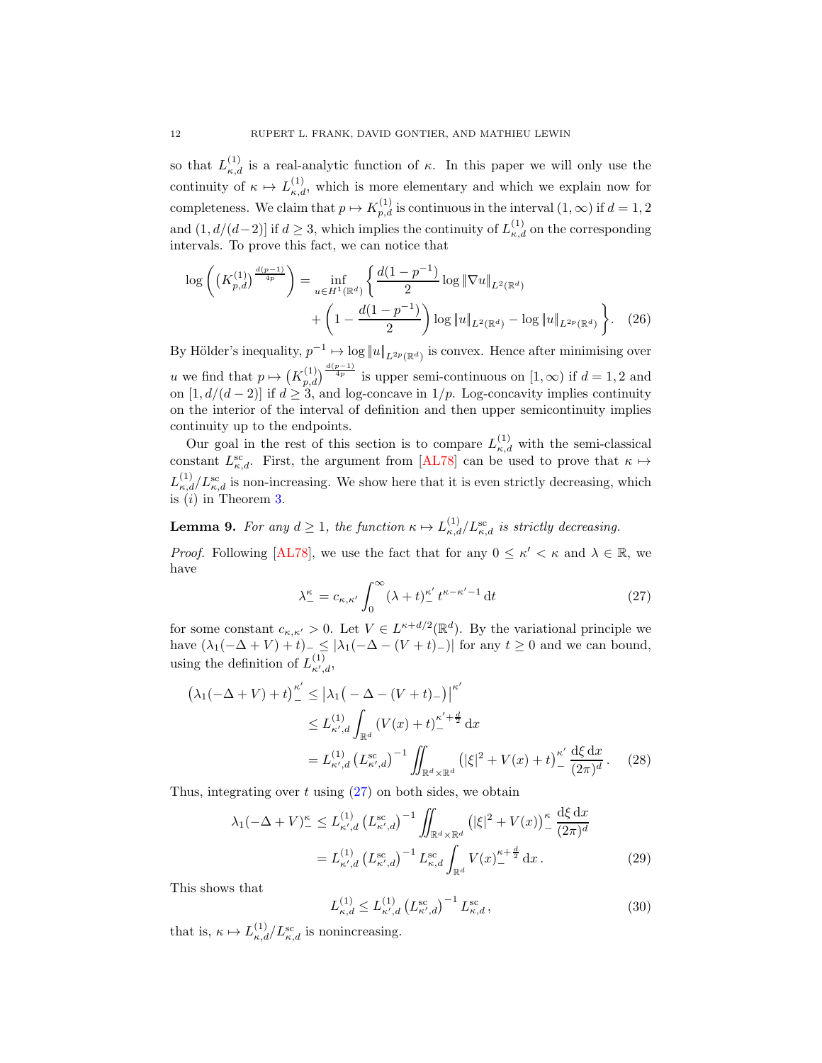so that $L^{(1)}_{\kappa,d}$ is a real-analytic function of $\kappa$. In this paper we will only use the continuity of $\kappa \mapsto L^{(1)}_{\kappa,d}$, which is more elementary and which we explain now for completeness. We claim that $p \mapsto K^{(1)}_{p,d}$ is continuous in the interval $(1,\infty)$ if $d = 1,2$ and $(1, d/(d-2)]$ if $d \geq 3$, which implies the continuity of $L^{(1)}_{\kappa,d}$ on the corresponding intervals. To prove this fact, we can notice that

$$\log\left(\left(K^{(1)}_{p,d}\right)^{\frac{d(p-1)}{4p}}\right) = \inf_{u\in H^1(\mathbb{R}^d)}\left\{\frac{d(1-p^{-1})}{2}\log\|\nabla u\|_{L^2(\mathbb{R}^d)} + \left(1 - \frac{d(1-p^{-1})}{2}\right)\log\|u\|_{L^2(\mathbb{R}^d)} - \log\|u\|_{L^{2p}(\mathbb{R}^d)}\right\}. \quad (26)$$

By Hölder's inequality, $p^{-1} \mapsto \log\|u\|_{L^{2p}(\mathbb{R}^d)}$ is convex. Hence after minimising over $u$ we find that $p \mapsto \left(K^{(1)}_{p,d}\right)^{\frac{d(p-1)}{4p}}$ is upper semi-continuous on $[1,\infty)$ if $d = 1,2$ and on $[1, d/(d-2)]$ if $d \geq 3$, and log-concave in $1/p$. Log-concavity implies continuity on the interior of the interval of definition and then upper semicontinuity implies continuity up to the endpoints.

Our goal in the rest of this section is to compare $L^{(1)}_{\kappa,d}$ with the semi-classical constant $L^{\rm sc}_{\kappa,d}$. First, the argument from [AL78] can be used to prove that $\kappa \mapsto L^{(1)}_{\kappa,d}/L^{\rm sc}_{\kappa,d}$ is non-increasing. We show here that it is even strictly decreasing, which is $(i)$ in Theorem 3.

**Lemma 9.** *For any $d \geq 1$, the function $\kappa \mapsto L^{(1)}_{\kappa,d}/L^{\rm sc}_{\kappa,d}$ is strictly decreasing.*

*Proof.* Following [AL78], we use the fact that for any $0 \leq \kappa' < \kappa$ and $\lambda \in \mathbb{R}$, we have

$$\lambda_-^\kappa = c_{\kappa,\kappa'}\int_0^\infty (\lambda + t)_-^{\kappa'}\, t^{\kappa-\kappa'-1}\,{\rm d}t \quad (27)$$

for some constant $c_{\kappa,\kappa'} > 0$. Let $V \in L^{\kappa+d/2}(\mathbb{R}^d)$. By the variational principle we have $(\lambda_1(-\Delta + V) + t)_- \leq |\lambda_1(-\Delta - (V+t)_-)|$ for any $t \geq 0$ and we can bound, using the definition of $L^{(1)}_{\kappa',d}$,

$$\begin{aligned}
\left(\lambda_1(-\Delta + V) + t\right)_-^{\kappa'} &\leq \left|\lambda_1\big(-\Delta - (V+t)_-\big)\right|^{\kappa'} \\
&\leq L^{(1)}_{\kappa',d}\int_{\mathbb{R}^d}(V(x)+t)_-^{\kappa'+\frac{d}{2}}\,{\rm d}x \\
&= L^{(1)}_{\kappa',d}\left(L^{\rm sc}_{\kappa',d}\right)^{-1}\iint_{\mathbb{R}^d\times\mathbb{R}^d}\left(|\xi|^2 + V(x) + t\right)_-^{\kappa'}\frac{{\rm d}\xi\,{\rm d}x}{(2\pi)^d}. \quad (28)
\end{aligned}$$

Thus, integrating over $t$ using (27) on both sides, we obtain

$$\begin{aligned}
\lambda_1(-\Delta + V)_-^{\kappa} &\leq L^{(1)}_{\kappa',d}\left(L^{\rm sc}_{\kappa',d}\right)^{-1}\iint_{\mathbb{R}^d\times\mathbb{R}^d}\left(|\xi|^2 + V(x)\right)_-^{\kappa}\frac{{\rm d}\xi\,{\rm d}x}{(2\pi)^d} \\
&= L^{(1)}_{\kappa',d}\left(L^{\rm sc}_{\kappa',d}\right)^{-1}L^{\rm sc}_{\kappa,d}\int_{\mathbb{R}^d}V(x)_-^{\kappa+\frac{d}{2}}\,{\rm d}x\,. \quad (29)
\end{aligned}$$

This shows that

$$L^{(1)}_{\kappa,d} \leq L^{(1)}_{\kappa',d}\left(L^{\rm sc}_{\kappa',d}\right)^{-1}L^{\rm sc}_{\kappa,d}\,, \quad (30)$$

that is, $\kappa \mapsto L^{(1)}_{\kappa,d}/L^{\rm sc}_{\kappa,d}$ is nonincreasing.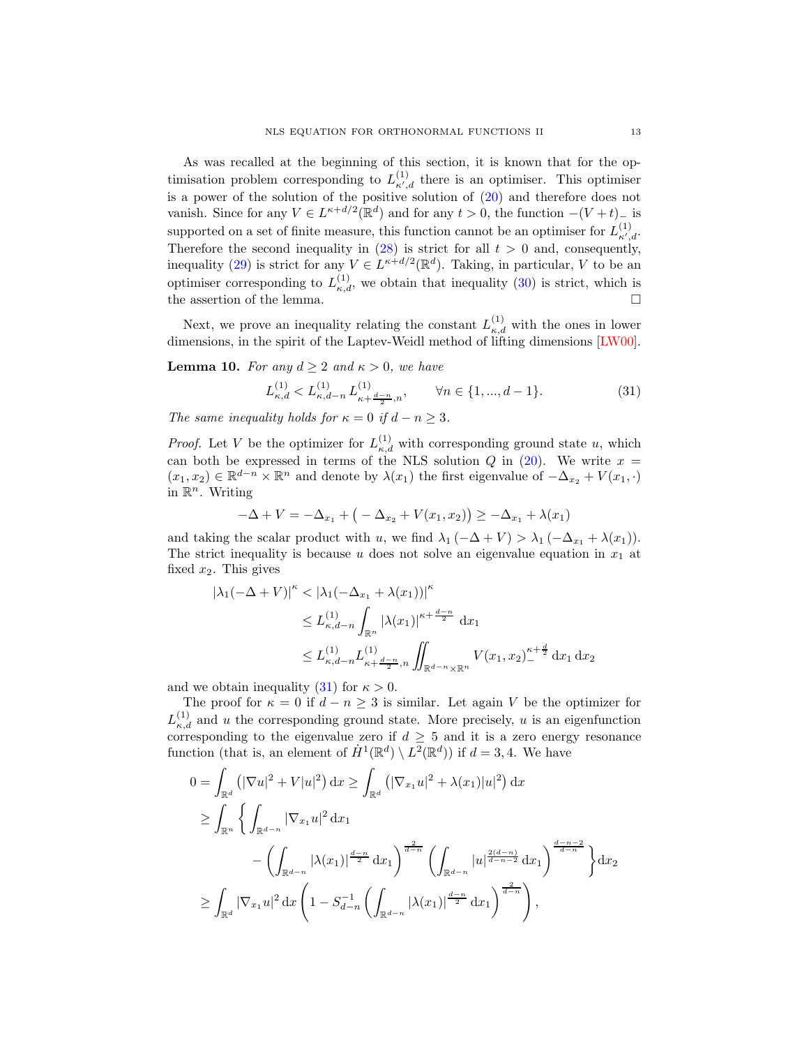As was recalled at the beginning of this section, it is known that for the optimisation problem corresponding to $L^{(1)}_{\kappa',d}$ there is an optimiser. This optimiser is a power of the solution of the positive solution of (20) and therefore does not vanish. Since for any $V \in L^{\kappa+d/2}(\mathbb{R}^d)$ and for any $t > 0$, the function $-(V+t)_-$ is supported on a set of finite measure, this function cannot be an optimiser for $L^{(1)}_{\kappa',d}$. Therefore the second inequality in (28) is strict for all $t > 0$ and, consequently, inequality (29) is strict for any $V \in L^{\kappa+d/2}(\mathbb{R}^d)$. Taking, in particular, $V$ to be an optimiser corresponding to $L^{(1)}_{\kappa,d}$, we obtain that inequality (30) is strict, which is the assertion of the lemma. □

Next, we prove an inequality relating the constant $L^{(1)}_{\kappa,d}$ with the ones in lower dimensions, in the spirit of the Laptev-Weidl method of lifting dimensions [LW00].

**Lemma 10.** *For any $d \geq 2$ and $\kappa > 0$, we have*

$$L^{(1)}_{\kappa,d} < L^{(1)}_{\kappa,d-n}\, L^{(1)}_{\kappa+\frac{d-n}{2},n}, \qquad \forall n \in \{1, ..., d-1\}. \tag{31}$$

*The same inequality holds for $\kappa = 0$ if $d - n \geq 3$.*

*Proof.* Let $V$ be the optimizer for $L^{(1)}_{\kappa,d}$ with corresponding ground state $u$, which can both be expressed in terms of the NLS solution $Q$ in (20). We write $x = (x_1, x_2) \in \mathbb{R}^{d-n} \times \mathbb{R}^n$ and denote by $\lambda(x_1)$ the first eigenvalue of $-\Delta_{x_2} + V(x_1, \cdot)$ in $\mathbb{R}^n$. Writing

$$-\Delta + V = -\Delta_{x_1} + \big(-\Delta_{x_2} + V(x_1, x_2)\big) \geq -\Delta_{x_1} + \lambda(x_1)$$

and taking the scalar product with $u$, we find $\lambda_1(-\Delta + V) > \lambda_1(-\Delta_{x_1} + \lambda(x_1))$. The strict inequality is because $u$ does not solve an eigenvalue equation in $x_1$ at fixed $x_2$. This gives

$$\begin{aligned}
|\lambda_1(-\Delta + V)|^\kappa &< |\lambda_1(-\Delta_{x_1} + \lambda(x_1))|^\kappa \\
&\leq L^{(1)}_{\kappa,d-n} \int_{\mathbb{R}^n} |\lambda(x_1)|^{\kappa+\frac{d-n}{2}}\, \mathrm{d}x_1 \\
&\leq L^{(1)}_{\kappa,d-n} L^{(1)}_{\kappa+\frac{d-n}{2},n} \iint_{\mathbb{R}^{d-n}\times\mathbb{R}^n} V(x_1, x_2)_-^{\kappa+\frac{d}{2}}\, \mathrm{d}x_1\, \mathrm{d}x_2
\end{aligned}$$

and we obtain inequality (31) for $\kappa > 0$.

The proof for $\kappa = 0$ if $d - n \geq 3$ is similar. Let again $V$ be the optimizer for $L^{(1)}_{\kappa,d}$ and $u$ the corresponding ground state. More precisely, $u$ is an eigenfunction corresponding to the eigenvalue zero if $d \geq 5$ and it is a zero energy resonance function (that is, an element of $\dot{H}^1(\mathbb{R}^d) \setminus L^2(\mathbb{R}^d)$) if $d = 3, 4$. We have

$$\begin{aligned}
0 &= \int_{\mathbb{R}^d} \left(|\nabla u|^2 + V|u|^2\right) \mathrm{d}x \geq \int_{\mathbb{R}^d} \left(|\nabla_{x_1} u|^2 + \lambda(x_1)|u|^2\right) \mathrm{d}x \\
&\geq \int_{\mathbb{R}^n} \Bigg\{ \int_{\mathbb{R}^{d-n}} |\nabla_{x_1} u|^2\, \mathrm{d}x_1 \\
&\qquad - \left(\int_{\mathbb{R}^{d-n}} |\lambda(x_1)|^{\frac{d-n}{2}}\, \mathrm{d}x_1\right)^{\frac{2}{d-n}} \left(\int_{\mathbb{R}^{d-n}} |u|^{\frac{2(d-n)}{d-n-2}}\, \mathrm{d}x_1\right)^{\frac{d-n-2}{d-n}} \Bigg\} \mathrm{d}x_2 \\
&\geq \int_{\mathbb{R}^d} |\nabla_{x_1} u|^2\, \mathrm{d}x \left(1 - S_{d-n}^{-1} \left(\int_{\mathbb{R}^{d-n}} |\lambda(x_1)|^{\frac{d-n}{2}}\, \mathrm{d}x_1\right)^{\frac{2}{d-n}}\right),
\end{aligned}$$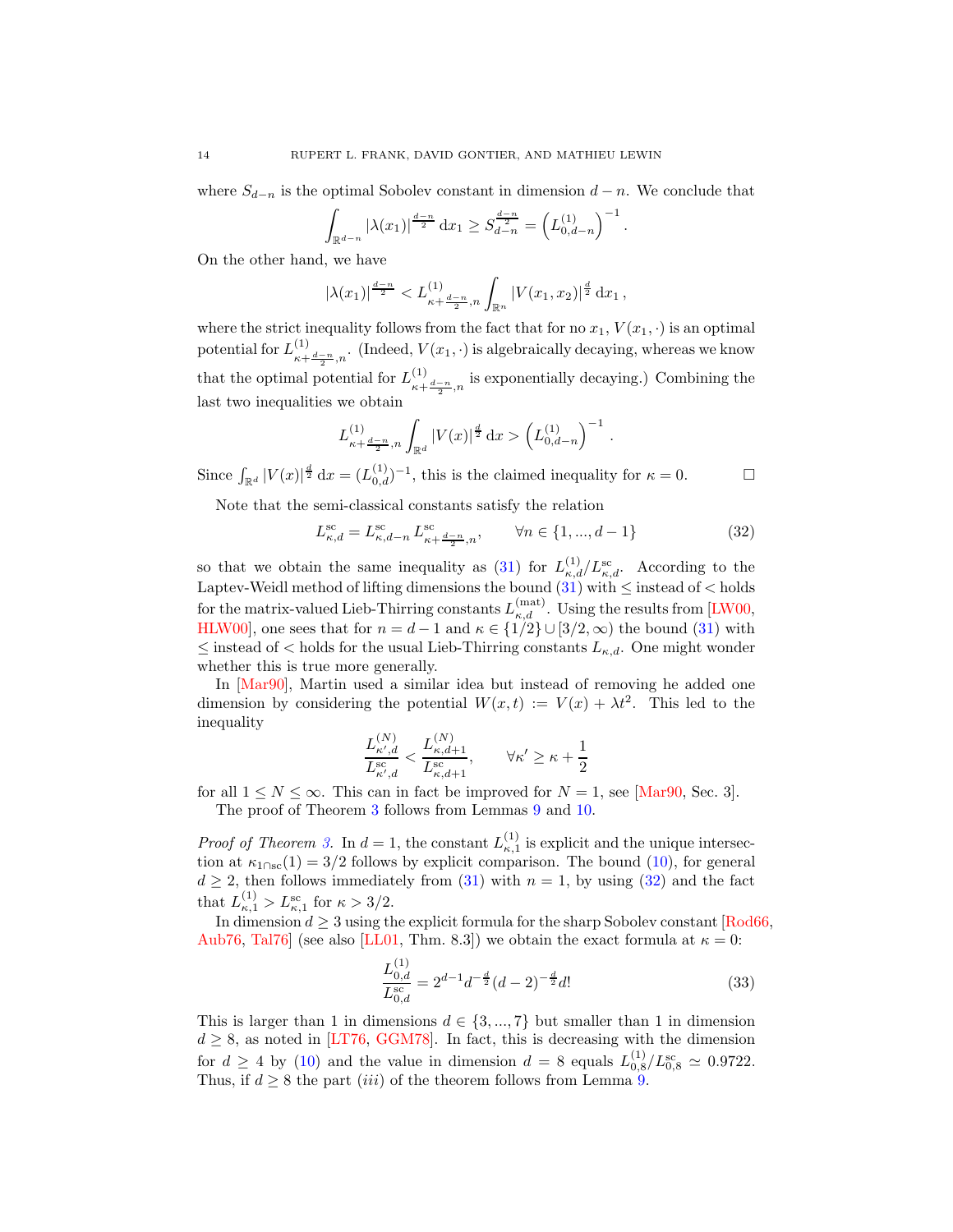where $S_{d-n}$ is the optimal Sobolev constant in dimension $d-n$. We conclude that

$$\int_{\mathbb{R}^{d-n}} |\lambda(x_1)|^{\frac{d-n}{2}}\,\mathrm{d}x_1 \geq S_{d-n}^{\frac{d-n}{2}} = \left(L^{(1)}_{0,d-n}\right)^{-1}.$$

On the other hand, we have

$$|\lambda(x_1)|^{\frac{d-n}{2}} < L^{(1)}_{\kappa+\frac{d-n}{2},n} \int_{\mathbb{R}^n} |V(x_1,x_2)|^{\frac{d}{2}}\,\mathrm{d}x_1\,,$$

where the strict inequality follows from the fact that for no $x_1$, $V(x_1,\cdot)$ is an optimal potential for $L^{(1)}_{\kappa+\frac{d-n}{2},n}$. (Indeed, $V(x_1,\cdot)$ is algebraically decaying, whereas we know that the optimal potential for $L^{(1)}_{\kappa+\frac{d-n}{2},n}$ is exponentially decaying.) Combining the last two inequalities we obtain

$$L^{(1)}_{\kappa+\frac{d-n}{2},n} \int_{\mathbb{R}^d} |V(x)|^{\frac{d}{2}}\,\mathrm{d}x > \left(L^{(1)}_{0,d-n}\right)^{-1}.$$

Since $\int_{\mathbb{R}^d} |V(x)|^{\frac{d}{2}}\,\mathrm{d}x = (L^{(1)}_{0,d})^{-1}$, this is the claimed inequality for $\kappa = 0$. $\square$

Note that the semi-classical constants satisfy the relation

$$L^{\rm sc}_{\kappa,d} = L^{\rm sc}_{\kappa,d-n}\, L^{\rm sc}_{\kappa+\frac{d-n}{2},n}, \qquad \forall n\in\{1,...,d-1\} \tag{32}$$

so that we obtain the same inequality as (31) for $L^{(1)}_{\kappa,d}/L^{\rm sc}_{\kappa,d}$. According to the Laptev-Weidl method of lifting dimensions the bound (31) with $\leq$ instead of $<$ holds for the matrix-valued Lieb-Thirring constants $L^{(\rm mat)}_{\kappa,d}$. Using the results from [LW00, HLW00], one sees that for $n = d-1$ and $\kappa \in \{1/2\}\cup[3/2,\infty)$ the bound (31) with $\leq$ instead of $<$ holds for the usual Lieb-Thirring constants $L_{\kappa,d}$. One might wonder whether this is true more generally.

In [Mar90], Martin used a similar idea but instead of removing he added one dimension by considering the potential $W(x,t) := V(x) + \lambda t^2$. This led to the inequality

$$\frac{L^{(N)}_{\kappa',d}}{L^{\rm sc}_{\kappa',d}} < \frac{L^{(N)}_{\kappa,d+1}}{L^{\rm sc}_{\kappa,d+1}}, \qquad \forall \kappa' \geq \kappa + \frac{1}{2}$$

for all $1 \leq N \leq \infty$. This can in fact be improved for $N = 1$, see [Mar90, Sec. 3].

The proof of Theorem 3 follows from Lemmas 9 and 10.

*Proof of Theorem 3.* In $d = 1$, the constant $L^{(1)}_{\kappa,1}$ is explicit and the unique intersection at $\kappa_{1\cap{\rm sc}}(1) = 3/2$ follows by explicit comparison. The bound (10), for general $d \geq 2$, then follows immediately from (31) with $n = 1$, by using (32) and the fact that $L^{(1)}_{\kappa,1} > L^{\rm sc}_{\kappa,1}$ for $\kappa > 3/2$.

In dimension $d \geq 3$ using the explicit formula for the sharp Sobolev constant [Rod66, Aub76, Tal76] (see also [LL01, Thm. 8.3]) we obtain the exact formula at $\kappa = 0$:

$$\frac{L^{(1)}_{0,d}}{L^{\rm sc}_{0,d}} = 2^{d-1} d^{-\frac{d}{2}} (d-2)^{-\frac{d}{2}} d! \tag{33}$$

This is larger than 1 in dimensions $d\in\{3,...,7\}$ but smaller than 1 in dimension $d \geq 8$, as noted in [LT76, GGM78]. In fact, this is decreasing with the dimension for $d \geq 4$ by (10) and the value in dimension $d = 8$ equals $L^{(1)}_{0,8}/L^{\rm sc}_{0,8} \simeq 0.9722$. Thus, if $d \geq 8$ the part $(iii)$ of the theorem follows from Lemma 9.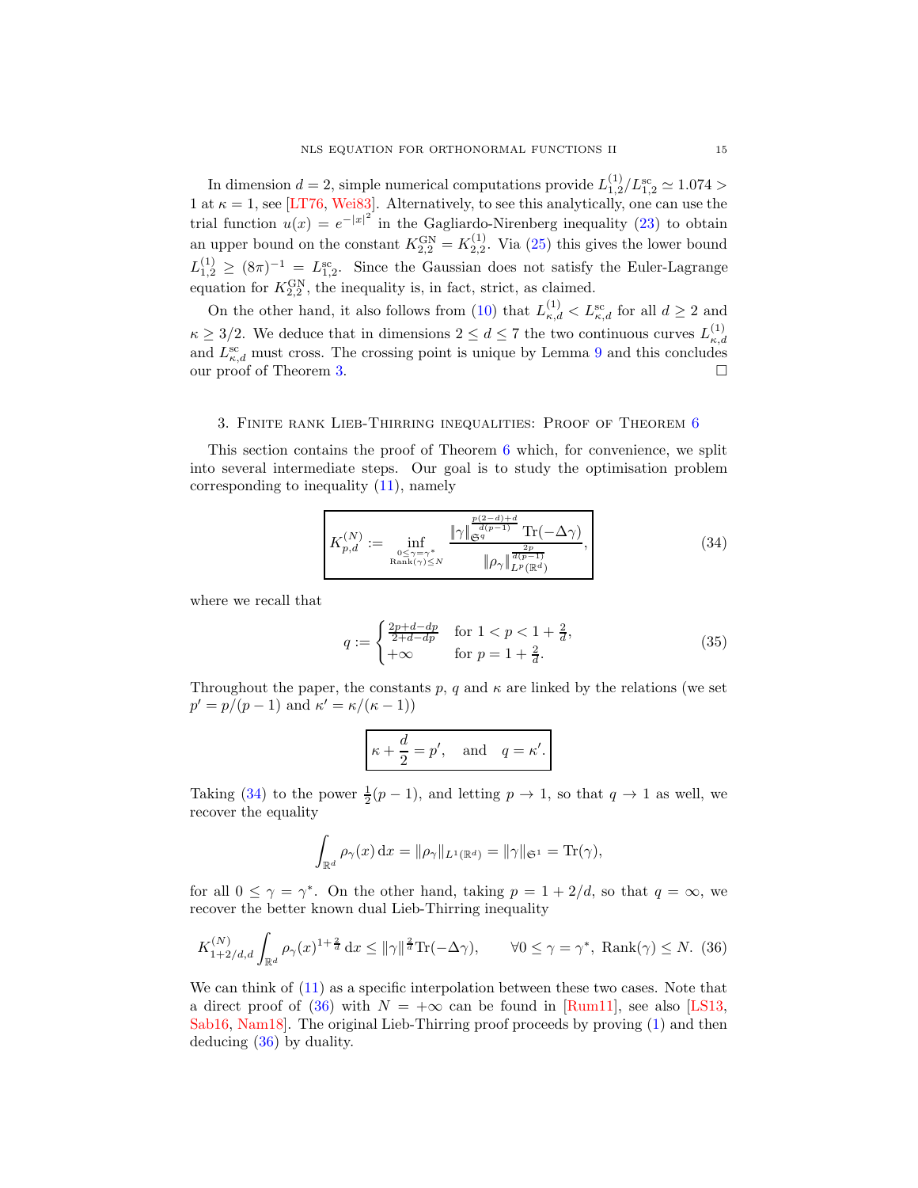In dimension $d = 2$, simple numerical computations provide $L^{(1)}_{1,2}/L^{\rm sc}_{1,2} \simeq 1.074 > 1$ at $\kappa = 1$, see [LT76, Wei83]. Alternatively, to see this analytically, one can use the trial function $u(x) = e^{-|x|^2}$ in the Gagliardo-Nirenberg inequality (23) to obtain an upper bound on the constant $K^{\rm GN}_{2,2} = K^{(1)}_{2,2}$. Via (25) this gives the lower bound $L^{(1)}_{1,2} \geq (8\pi)^{-1} = L^{\rm sc}_{1,2}$. Since the Gaussian does not satisfy the Euler-Lagrange equation for $K^{\rm GN}_{2,2}$, the inequality is, in fact, strict, as claimed.

On the other hand, it also follows from (10) that $L^{(1)}_{\kappa,d} < L^{\rm sc}_{\kappa,d}$ for all $d \geq 2$ and $\kappa \geq 3/2$. We deduce that in dimensions $2 \leq d \leq 7$ the two continuous curves $L^{(1)}_{\kappa,d}$ and $L^{\rm sc}_{\kappa,d}$ must cross. The crossing point is unique by Lemma 9 and this concludes our proof of Theorem 3. □

## 3. Finite rank Lieb-Thirring inequalities: Proof of Theorem 6

This section contains the proof of Theorem 6 which, for convenience, we split into several intermediate steps. Our goal is to study the optimisation problem corresponding to inequality (11), namely

$$\boxed{K^{(N)}_{p,d} := \inf_{\substack{0 \leq \gamma = \gamma^* \\ \mathrm{Rank}(\gamma) \leq N}} \frac{\|\gamma\|_{\mathfrak{S}^q}^{\frac{p(2-d)+d}{d(p-1)}} \operatorname{Tr}(-\Delta\gamma)}{\|\rho_\gamma\|_{L^p(\mathbb{R}^d)}^{\frac{2p}{d(p-1)}}},} \tag{34}$$

where we recall that

$$q := \begin{cases} \frac{2p+d-dp}{2+d-dp} & \text{for } 1 < p < 1 + \frac{2}{d}, \\ +\infty & \text{for } p = 1 + \frac{2}{d}. \end{cases} \tag{35}$$

Throughout the paper, the constants $p$, $q$ and $\kappa$ are linked by the relations (we set $p' = p/(p-1)$ and $\kappa' = \kappa/(\kappa-1)$)

$$\boxed{\kappa + \frac{d}{2} = p', \quad \text{and} \quad q = \kappa'.}$$

Taking (34) to the power $\frac{1}{2}(p-1)$, and letting $p \to 1$, so that $q \to 1$ as well, we recover the equality

$$\int_{\mathbb{R}^d} \rho_\gamma(x)\,\mathrm{d}x = \|\rho_\gamma\|_{L^1(\mathbb{R}^d)} = \|\gamma\|_{\mathfrak{S}^1} = \operatorname{Tr}(\gamma),$$

for all $0 \leq \gamma = \gamma^*$. On the other hand, taking $p = 1 + 2/d$, so that $q = \infty$, we recover the better known dual Lieb-Thirring inequality

$$K^{(N)}_{1+2/d,d} \int_{\mathbb{R}^d} \rho_\gamma(x)^{1+\frac{2}{d}}\,\mathrm{d}x \leq \|\gamma\|^{\frac{2}{d}} \operatorname{Tr}(-\Delta\gamma), \qquad \forall 0 \leq \gamma = \gamma^*,\ \mathrm{Rank}(\gamma) \leq N. \tag{36}$$

We can think of (11) as a specific interpolation between these two cases. Note that a direct proof of (36) with $N = +\infty$ can be found in [Rum11], see also [LS13, Sab16, Nam18]. The original Lieb-Thirring proof proceeds by proving (1) and then deducing (36) by duality.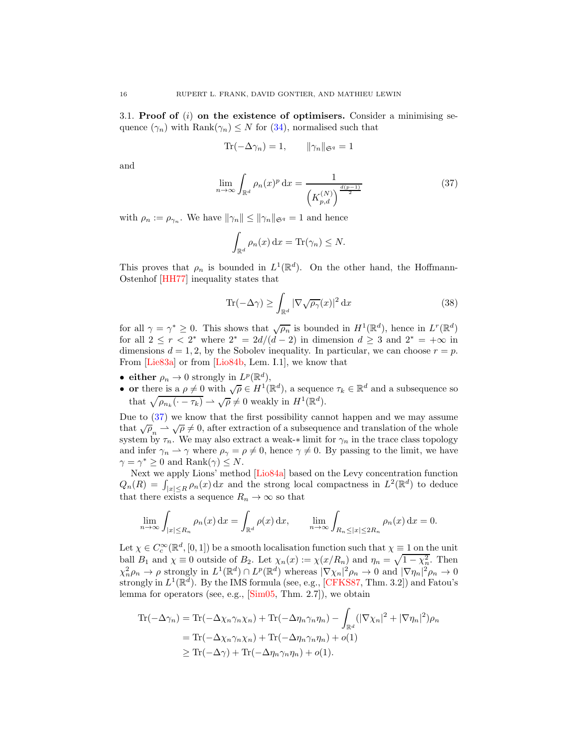### 3.1. Proof of $(i)$ on the existence of optimisers.

Consider a minimising sequence $(\gamma_n)$ with $\text{Rank}(\gamma_n) \le N$ for (34), normalised such that

$$\text{Tr}(-\Delta\gamma_n) = 1, \qquad \|\gamma_n\|_{\mathfrak{S}^q} = 1$$

and

$$\lim_{n\to\infty} \int_{\mathbb{R}^d} \rho_n(x)^p \, \mathrm{d}x = \frac{1}{\left(K_{p,d}^{(N)}\right)^{\frac{d(p-1)}{2}}} \tag{37}$$

with $\rho_n := \rho_{\gamma_n}$. We have $\|\gamma_n\| \le \|\gamma_n\|_{\mathfrak{S}^q} = 1$ and hence

$$\int_{\mathbb{R}^d} \rho_n(x) \, \mathrm{d}x = \text{Tr}(\gamma_n) \le N.$$

This proves that $\rho_n$ is bounded in $L^1(\mathbb{R}^d)$. On the other hand, the Hoffmann-Ostenhof [HH77] inequality states that

$$\text{Tr}(-\Delta\gamma) \ge \int_{\mathbb{R}^d} |\nabla\sqrt{\rho_\gamma}(x)|^2 \, \mathrm{d}x \tag{38}$$

for all $\gamma = \gamma^* \ge 0$. This shows that $\sqrt{\rho_n}$ is bounded in $H^1(\mathbb{R}^d)$, hence in $L^r(\mathbb{R}^d)$ for all $2 \le r < 2^*$ where $2^* = 2d/(d-2)$ in dimension $d \ge 3$ and $2^* = +\infty$ in dimensions $d = 1, 2$, by the Sobolev inequality. In particular, we can choose $r = p$. From [Lie83a] or from [Lio84b, Lem. I.1], we know that

- **either** $\rho_n \to 0$ strongly in $L^p(\mathbb{R}^d)$,
- **or** there is a $\rho \neq 0$ with $\sqrt{\rho} \in H^1(\mathbb{R}^d)$, a sequence $\tau_k \in \mathbb{R}^d$ and a subsequence so that $\sqrt{\rho_{n_k}(\cdot - \tau_k)} \rightharpoonup \sqrt{\rho} \neq 0$ weakly in $H^1(\mathbb{R}^d)$.

Due to (37) we know that the first possibility cannot happen and we may assume that $\sqrt{\rho}_n \rightharpoonup \sqrt{\rho} \neq 0$, after extraction of a subsequence and translation of the whole system by $\tau_n$. We may also extract a weak-$*$ limit for $\gamma_n$ in the trace class topology and infer $\gamma_n \rightharpoonup \gamma$ where $\rho_\gamma = \rho \neq 0$, hence $\gamma \neq 0$. By passing to the limit, we have $\gamma = \gamma^* \ge 0$ and $\text{Rank}(\gamma) \le N$.

Next we apply Lions' method [Lio84a] based on the Levy concentration function $Q_n(R) = \int_{|x|\le R} \rho_n(x) \, \mathrm{d}x$ and the strong local compactness in $L^2(\mathbb{R}^d)$ to deduce that there exists a sequence $R_n \to \infty$ so that

$$\lim_{n\to\infty} \int_{|x|\le R_n} \rho_n(x) \, \mathrm{d}x = \int_{\mathbb{R}^d} \rho(x) \, \mathrm{d}x, \qquad \lim_{n\to\infty} \int_{R_n \le |x| \le 2R_n} \rho_n(x) \, \mathrm{d}x = 0.$$

Let $\chi \in C_c^\infty(\mathbb{R}^d, [0,1])$ be a smooth localisation function such that $\chi \equiv 1$ on the unit ball $B_1$ and $\chi \equiv 0$ outside of $B_2$. Let $\chi_n(x) := \chi(x/R_n)$ and $\eta_n = \sqrt{1 - \chi_n^2}$. Then $\chi_n^2 \rho_n \to \rho$ strongly in $L^1(\mathbb{R}^d) \cap L^p(\mathbb{R}^d)$ whereas $|\nabla\chi_n|^2 \rho_n \to 0$ and $|\nabla\eta_n|^2 \rho_n \to 0$ strongly in $L^1(\mathbb{R}^d)$. By the IMS formula (see, e.g., [CFKS87, Thm. 3.2]) and Fatou's lemma for operators (see, e.g., [Sim05, Thm. 2.7]), we obtain

$$\begin{aligned}
\text{Tr}(-\Delta\gamma_n) &= \text{Tr}(-\Delta\chi_n\gamma_n\chi_n) + \text{Tr}(-\Delta\eta_n\gamma_n\eta_n) - \int_{\mathbb{R}^d} (|\nabla\chi_n|^2 + |\nabla\eta_n|^2)\rho_n \\
&= \text{Tr}(-\Delta\chi_n\gamma_n\chi_n) + \text{Tr}(-\Delta\eta_n\gamma_n\eta_n) + o(1) \\
&\ge \text{Tr}(-\Delta\gamma) + \text{Tr}(-\Delta\eta_n\gamma_n\eta_n) + o(1).
\end{aligned}$$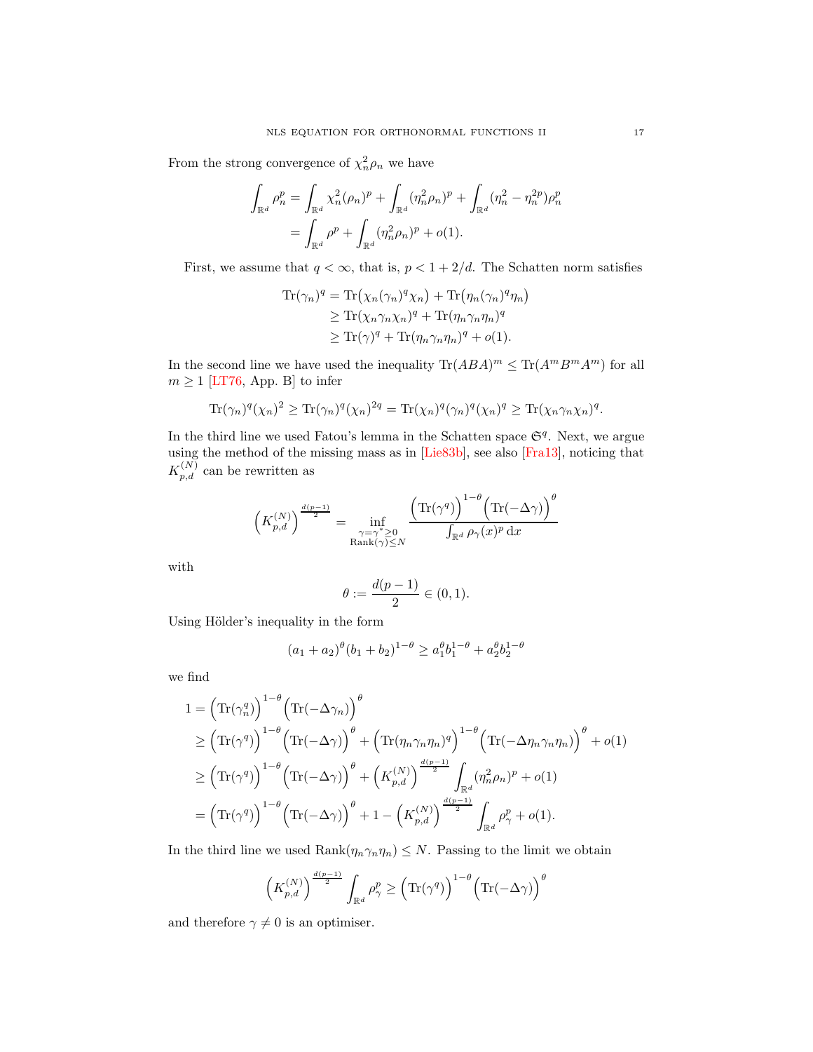From the strong convergence of $\chi_n^2\rho_n$ we have

$$\begin{aligned}
\int_{\mathbb{R}^d} \rho_n^p &= \int_{\mathbb{R}^d} \chi_n^2(\rho_n)^p + \int_{\mathbb{R}^d} (\eta_n^2\rho_n)^p + \int_{\mathbb{R}^d} (\eta_n^2 - \eta_n^{2p})\rho_n^p \\
&= \int_{\mathbb{R}^d} \rho^p + \int_{\mathbb{R}^d} (\eta_n^2\rho_n)^p + o(1).
\end{aligned}$$

First, we assume that $q < \infty$, that is, $p < 1 + 2/d$. The Schatten norm satisfies

$$\begin{aligned}
\operatorname{Tr}(\gamma_n)^q &= \operatorname{Tr}\big(\chi_n(\gamma_n)^q\chi_n\big) + \operatorname{Tr}\big(\eta_n(\gamma_n)^q\eta_n\big) \\
&\geq \operatorname{Tr}(\chi_n\gamma_n\chi_n)^q + \operatorname{Tr}(\eta_n\gamma_n\eta_n)^q \\
&\geq \operatorname{Tr}(\gamma)^q + \operatorname{Tr}(\eta_n\gamma_n\eta_n)^q + o(1).
\end{aligned}$$

In the second line we have used the inequality $\operatorname{Tr}(ABA)^m \leq \operatorname{Tr}(A^mB^mA^m)$ for all $m \geq 1$ [LT76, App. B] to infer

$$\operatorname{Tr}(\gamma_n)^q(\chi_n)^2 \geq \operatorname{Tr}(\gamma_n)^q(\chi_n)^{2q} = \operatorname{Tr}(\chi_n)^q(\gamma_n)^q(\chi_n)^q \geq \operatorname{Tr}(\chi_n\gamma_n\chi_n)^q.$$

In the third line we used Fatou's lemma in the Schatten space $\mathfrak{S}^q$. Next, we argue using the method of the missing mass as in [Lie83b], see also [Fra13], noticing that $K_{p,d}^{(N)}$ can be rewritten as

$$\Big(K_{p,d}^{(N)}\Big)^{\frac{d(p-1)}{2}} = \inf_{\substack{\gamma=\gamma^*\geq 0\\ \operatorname{Rank}(\gamma)\leq N}} \frac{\Big(\operatorname{Tr}(\gamma^q)\Big)^{1-\theta}\Big(\operatorname{Tr}(-\Delta\gamma)\Big)^{\theta}}{\int_{\mathbb{R}^d}\rho_\gamma(x)^p\,\mathrm{d}x}$$

with

$$\theta := \frac{d(p-1)}{2} \in (0,1).$$

Using Hölder's inequality in the form

$$(a_1+a_2)^\theta(b_1+b_2)^{1-\theta} \geq a_1^\theta b_1^{1-\theta} + a_2^\theta b_2^{1-\theta}$$

we find

$$\begin{aligned}
1 &= \Big(\operatorname{Tr}(\gamma_n^q)\Big)^{1-\theta}\Big(\operatorname{Tr}(-\Delta\gamma_n)\Big)^{\theta} \\
&\geq \Big(\operatorname{Tr}(\gamma^q)\Big)^{1-\theta}\Big(\operatorname{Tr}(-\Delta\gamma)\Big)^{\theta} + \Big(\operatorname{Tr}(\eta_n\gamma_n\eta_n)^q\Big)^{1-\theta}\Big(\operatorname{Tr}(-\Delta\eta_n\gamma_n\eta_n)\Big)^{\theta} + o(1) \\
&\geq \Big(\operatorname{Tr}(\gamma^q)\Big)^{1-\theta}\Big(\operatorname{Tr}(-\Delta\gamma)\Big)^{\theta} + \Big(K_{p,d}^{(N)}\Big)^{\frac{d(p-1)}{2}}\int_{\mathbb{R}^d}(\eta_n^2\rho_n)^p + o(1) \\
&= \Big(\operatorname{Tr}(\gamma^q)\Big)^{1-\theta}\Big(\operatorname{Tr}(-\Delta\gamma)\Big)^{\theta} + 1 - \Big(K_{p,d}^{(N)}\Big)^{\frac{d(p-1)}{2}}\int_{\mathbb{R}^d}\rho_\gamma^p + o(1).
\end{aligned}$$

In the third line we used $\operatorname{Rank}(\eta_n\gamma_n\eta_n) \leq N$. Passing to the limit we obtain

$$\Big(K_{p,d}^{(N)}\Big)^{\frac{d(p-1)}{2}}\int_{\mathbb{R}^d}\rho_\gamma^p \geq \Big(\operatorname{Tr}(\gamma^q)\Big)^{1-\theta}\Big(\operatorname{Tr}(-\Delta\gamma)\Big)^{\theta}$$

and therefore $\gamma \neq 0$ is an optimiser.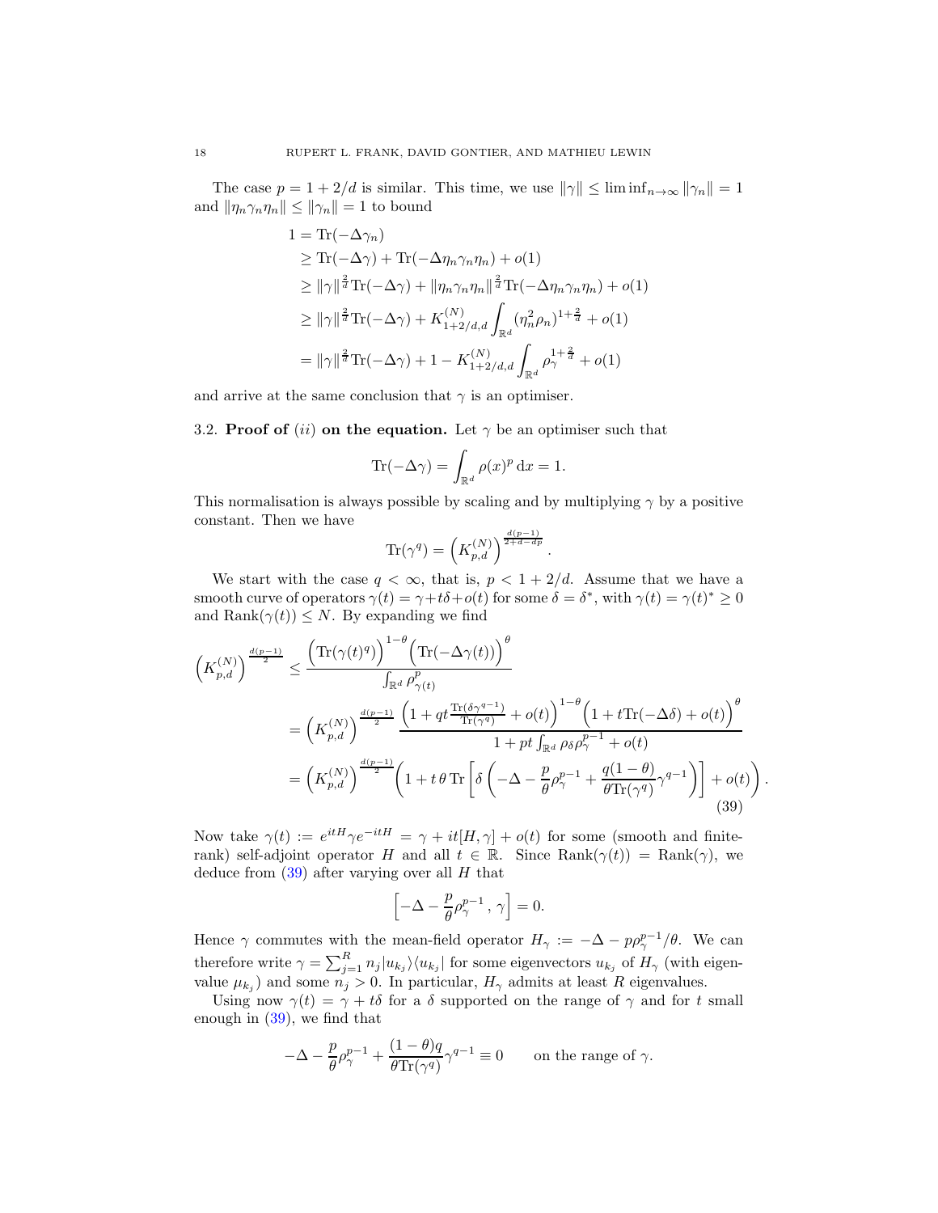The case $p = 1 + 2/d$ is similar. This time, we use $\|\gamma\| \leq \liminf_{n\to\infty} \|\gamma_n\| = 1$ and $\|\eta_n\gamma_n\eta_n\| \leq \|\gamma_n\| = 1$ to bound

$$
\begin{aligned}
1 &= \operatorname{Tr}(-\Delta\gamma_n) \\
&\geq \operatorname{Tr}(-\Delta\gamma) + \operatorname{Tr}(-\Delta\eta_n\gamma_n\eta_n) + o(1) \\
&\geq \|\gamma\|^{\frac{2}{d}} \operatorname{Tr}(-\Delta\gamma) + \|\eta_n\gamma_n\eta_n\|^{\frac{2}{d}} \operatorname{Tr}(-\Delta\eta_n\gamma_n\eta_n) + o(1) \\
&\geq \|\gamma\|^{\frac{2}{d}} \operatorname{Tr}(-\Delta\gamma) + K^{(N)}_{1+2/d,d} \int_{\mathbb{R}^d} (\eta_n^2\rho_n)^{1+\frac{2}{d}} + o(1) \\
&= \|\gamma\|^{\frac{2}{d}} \operatorname{Tr}(-\Delta\gamma) + 1 - K^{(N)}_{1+2/d,d} \int_{\mathbb{R}^d} \rho_\gamma^{1+\frac{2}{d}} + o(1)
\end{aligned}
$$

and arrive at the same conclusion that $\gamma$ is an optimiser.

### 3.2. Proof of $(ii)$ on the equation.

Let $\gamma$ be an optimiser such that

$$
\operatorname{Tr}(-\Delta\gamma) = \int_{\mathbb{R}^d} \rho(x)^p \, \mathrm{d}x = 1.
$$

This normalisation is always possible by scaling and by multiplying $\gamma$ by a positive constant. Then we have

$$
\operatorname{Tr}(\gamma^q) = \left(K^{(N)}_{p,d}\right)^{\frac{d(p-1)}{2+d-dp}}.
$$

We start with the case $q < \infty$, that is, $p < 1 + 2/d$. Assume that we have a smooth curve of operators $\gamma(t) = \gamma + t\delta + o(t)$ for some $\delta = \delta^*$, with $\gamma(t) = \gamma(t)^* \geq 0$ and $\operatorname{Rank}(\gamma(t)) \leq N$. By expanding we find

$$
\begin{aligned}
\left(K^{(N)}_{p,d}\right)^{\frac{d(p-1)}{2}} &\leq \frac{\Big(\operatorname{Tr}(\gamma(t)^q)\Big)^{1-\theta}\Big(\operatorname{Tr}(-\Delta\gamma(t))\Big)^{\theta}}{\int_{\mathbb{R}^d} \rho^p_{\gamma(t)}} \\
&= \left(K^{(N)}_{p,d}\right)^{\frac{d(p-1)}{2}} \frac{\Big(1 + qt\frac{\operatorname{Tr}(\delta\gamma^{q-1})}{\operatorname{Tr}(\gamma^q)} + o(t)\Big)^{1-\theta}\Big(1 + t\operatorname{Tr}(-\Delta\delta) + o(t)\Big)^{\theta}}{1 + pt\int_{\mathbb{R}^d} \rho_\delta \rho_\gamma^{p-1} + o(t)} \\
&= \left(K^{(N)}_{p,d}\right)^{\frac{d(p-1)}{2}} \bigg(1 + t\,\theta\operatorname{Tr}\left[\delta\left(-\Delta - \frac{p}{\theta}\rho_\gamma^{p-1} + \frac{q(1-\theta)}{\theta\operatorname{Tr}(\gamma^q)}\gamma^{q-1}\right)\right] + o(t)\bigg).
\end{aligned} \tag{39}
$$

Now take $\gamma(t) := e^{itH}\gamma e^{-itH} = \gamma + it[H,\gamma] + o(t)$ for some (smooth and finite-rank) self-adjoint operator $H$ and all $t \in \mathbb{R}$. Since $\operatorname{Rank}(\gamma(t)) = \operatorname{Rank}(\gamma)$, we deduce from (39) after varying over all $H$ that

$$
\left[-\Delta - \frac{p}{\theta}\rho_\gamma^{p-1}\,,\,\gamma\right] = 0.
$$

Hence $\gamma$ commutes with the mean-field operator $H_\gamma := -\Delta - p\rho_\gamma^{p-1}/\theta$. We can therefore write $\gamma = \sum_{j=1}^R n_j |u_{k_j}\rangle\langle u_{k_j}|$ for some eigenvectors $u_{k_j}$ of $H_\gamma$ (with eigenvalue $\mu_{k_j}$) and some $n_j > 0$. In particular, $H_\gamma$ admits at least $R$ eigenvalues.

Using now $\gamma(t) = \gamma + t\delta$ for a $\delta$ supported on the range of $\gamma$ and for $t$ small enough in (39), we find that

$$
-\Delta - \frac{p}{\theta}\rho_\gamma^{p-1} + \frac{(1-\theta)q}{\theta\operatorname{Tr}(\gamma^q)}\gamma^{q-1} \equiv 0 \qquad \text{on the range of } \gamma.
$$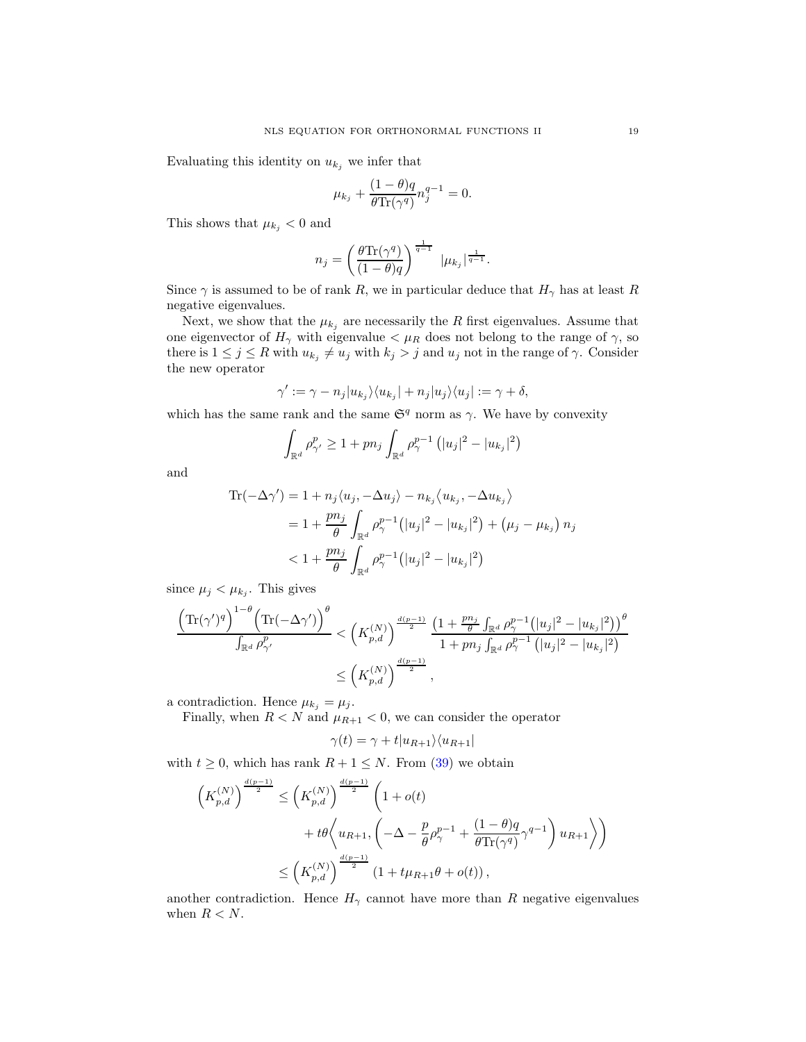Evaluating this identity on $u_{k_j}$ we infer that

$$\mu_{k_j} + \frac{(1-\theta)q}{\theta \mathrm{Tr}(\gamma^q)} n_j^{q-1} = 0.$$

This shows that $\mu_{k_j} < 0$ and

$$n_j = \left(\frac{\theta \mathrm{Tr}(\gamma^q)}{(1-\theta)q}\right)^{\frac{1}{q-1}} |\mu_{k_j}|^{\frac{1}{q-1}}.$$

Since $\gamma$ is assumed to be of rank $R$, we in particular deduce that $H_\gamma$ has at least $R$ negative eigenvalues.

Next, we show that the $\mu_{k_j}$ are necessarily the $R$ first eigenvalues. Assume that one eigenvector of $H_\gamma$ with eigenvalue $< \mu_R$ does not belong to the range of $\gamma$, so there is $1 \leq j \leq R$ with $u_{k_j} \neq u_j$ with $k_j > j$ and $u_j$ not in the range of $\gamma$. Consider the new operator

$$\gamma' := \gamma - n_j |u_{k_j}\rangle\langle u_{k_j}| + n_j |u_j\rangle\langle u_j| := \gamma + \delta,$$

which has the same rank and the same $\mathfrak{S}^q$ norm as $\gamma$. We have by convexity

$$\int_{\mathbb{R}^d} \rho_{\gamma'}^p \geq 1 + p n_j \int_{\mathbb{R}^d} \rho_\gamma^{p-1} \left(|u_j|^2 - |u_{k_j}|^2\right)$$

and

$$\begin{aligned}
\mathrm{Tr}(-\Delta\gamma') &= 1 + n_j \langle u_j, -\Delta u_j\rangle - n_{k_j}\langle u_{k_j}, -\Delta u_{k_j}\rangle \\
&= 1 + \frac{p n_j}{\theta} \int_{\mathbb{R}^d} \rho_\gamma^{p-1}\big(|u_j|^2 - |u_{k_j}|^2\big) + \left(\mu_j - \mu_{k_j}\right) n_j \\
&< 1 + \frac{p n_j}{\theta} \int_{\mathbb{R}^d} \rho_\gamma^{p-1}\big(|u_j|^2 - |u_{k_j}|^2\big)
\end{aligned}$$

since $\mu_j < \mu_{k_j}$. This gives

$$\begin{aligned}
\frac{\Big(\mathrm{Tr}(\gamma')^q\Big)^{1-\theta}\Big(\mathrm{Tr}(-\Delta\gamma')\Big)^\theta}{\int_{\mathbb{R}^d} \rho_{\gamma'}^p} &< \left(K_{p,d}^{(N)}\right)^{\frac{d(p-1)}{2}} \frac{\left(1 + \frac{p n_j}{\theta}\int_{\mathbb{R}^d} \rho_\gamma^{p-1}\big(|u_j|^2 - |u_{k_j}|^2\big)\right)^\theta}{1 + p n_j \int_{\mathbb{R}^d} \rho_\gamma^{p-1}\left(|u_j|^2 - |u_{k_j}|^2\right)} \\
&\leq \left(K_{p,d}^{(N)}\right)^{\frac{d(p-1)}{2}},
\end{aligned}$$

a contradiction. Hence $\mu_{k_j} = \mu_j$.

Finally, when $R < N$ and $\mu_{R+1} < 0$, we can consider the operator

$$\gamma(t) = \gamma + t|u_{R+1}\rangle\langle u_{R+1}|$$

with $t \geq 0$, which has rank $R + 1 \leq N$. From (39) we obtain

$$\begin{aligned}
\left(K_{p,d}^{(N)}\right)^{\frac{d(p-1)}{2}} &\leq \left(K_{p,d}^{(N)}\right)^{\frac{d(p-1)}{2}} \Bigg(1 + o(t) \\
&\qquad + t\theta\left\langle u_{R+1}, \left(-\Delta - \frac{p}{\theta}\rho_\gamma^{p-1} + \frac{(1-\theta)q}{\theta\mathrm{Tr}(\gamma^q)}\gamma^{q-1}\right) u_{R+1}\right\rangle\Bigg) \\
&\leq \left(K_{p,d}^{(N)}\right)^{\frac{d(p-1)}{2}} \left(1 + t\mu_{R+1}\theta + o(t)\right),
\end{aligned}$$

another contradiction. Hence $H_\gamma$ cannot have more than $R$ negative eigenvalues when $R < N$.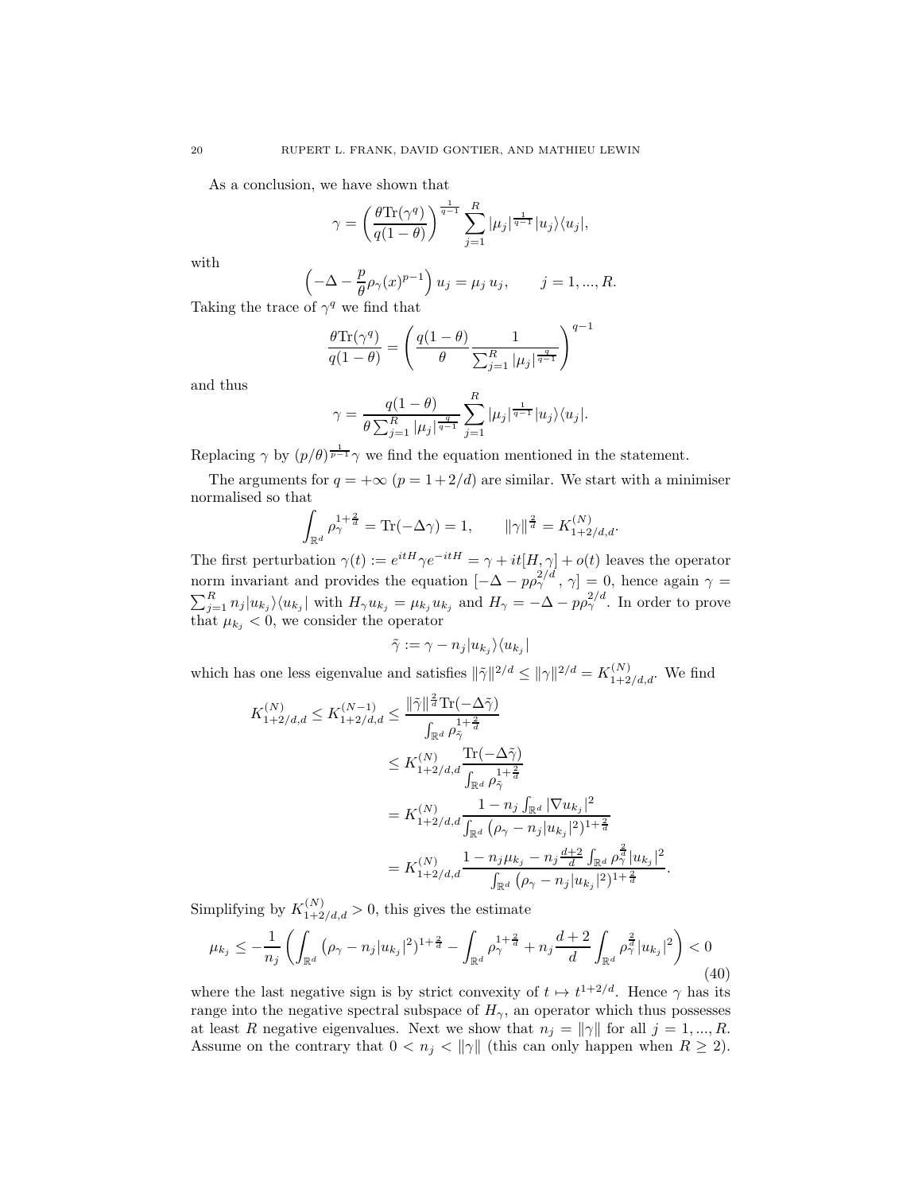As a conclusion, we have shown that

$$\gamma = \left(\frac{\theta \mathrm{Tr}(\gamma^q)}{q(1-\theta)}\right)^{\frac{1}{q-1}} \sum_{j=1}^R |\mu_j|^{\frac{1}{q-1}} |u_j\rangle\langle u_j|,$$

with

$$\left(-\Delta - \frac{p}{\theta}\rho_\gamma(x)^{p-1}\right) u_j = \mu_j\, u_j, \qquad j = 1, ..., R.$$

Taking the trace of $\gamma^q$ we find that

$$\frac{\theta \mathrm{Tr}(\gamma^q)}{q(1-\theta)} = \left(\frac{q(1-\theta)}{\theta} \frac{1}{\sum_{j=1}^R |\mu_j|^{\frac{q}{q-1}}}\right)^{q-1}$$

and thus

$$\gamma = \frac{q(1-\theta)}{\theta \sum_{j=1}^R |\mu_j|^{\frac{q}{q-1}}} \sum_{j=1}^R |\mu_j|^{\frac{1}{q-1}} |u_j\rangle\langle u_j|.$$

Replacing $\gamma$ by $(p/\theta)^{\frac{1}{p-1}}\gamma$ we find the equation mentioned in the statement.

The arguments for $q = +\infty$ ($p = 1 + 2/d$) are similar. We start with a minimiser normalised so that

$$\int_{\mathbb{R}^d} \rho_\gamma^{1+\frac{2}{d}} = \mathrm{Tr}(-\Delta\gamma) = 1, \qquad \|\gamma\|^{\frac{2}{d}} = K^{(N)}_{1+2/d,d}.$$

The first perturbation $\gamma(t) := e^{itH}\gamma e^{-itH} = \gamma + it[H,\gamma] + o(t)$ leaves the operator norm invariant and provides the equation $[-\Delta - p\rho_\gamma^{2/d}, \gamma] = 0$, hence again $\gamma = \sum_{j=1}^R n_j |u_{k_j}\rangle\langle u_{k_j}|$ with $H_\gamma u_{k_j} = \mu_{k_j} u_{k_j}$ and $H_\gamma = -\Delta - p\rho_\gamma^{2/d}$. In order to prove that $\mu_{k_j} < 0$, we consider the operator

$$\tilde\gamma := \gamma - n_j |u_{k_j}\rangle\langle u_{k_j}|$$

which has one less eigenvalue and satisfies $\|\tilde\gamma\|^{2/d} \leq \|\gamma\|^{2/d} = K^{(N)}_{1+2/d,d}$. We find

$$\begin{aligned}
K^{(N)}_{1+2/d,d} \leq K^{(N-1)}_{1+2/d,d} &\leq \frac{\|\tilde\gamma\|^{\frac{2}{d}} \mathrm{Tr}(-\Delta\tilde\gamma)}{\int_{\mathbb{R}^d} \rho_{\tilde\gamma}^{1+\frac{2}{d}}} \\
&\leq K^{(N)}_{1+2/d,d} \frac{\mathrm{Tr}(-\Delta\tilde\gamma)}{\int_{\mathbb{R}^d} \rho_{\tilde\gamma}^{1+\frac{2}{d}}} \\
&= K^{(N)}_{1+2/d,d} \frac{1 - n_j \int_{\mathbb{R}^d} |\nabla u_{k_j}|^2}{\int_{\mathbb{R}^d} \left(\rho_\gamma - n_j |u_{k_j}|^2\right)^{1+\frac{2}{d}}} \\
&= K^{(N)}_{1+2/d,d} \frac{1 - n_j \mu_{k_j} - n_j \frac{d+2}{d} \int_{\mathbb{R}^d} \rho_\gamma^{\frac{2}{d}} |u_{k_j}|^2}{\int_{\mathbb{R}^d} \left(\rho_\gamma - n_j |u_{k_j}|^2\right)^{1+\frac{2}{d}}}.
\end{aligned}$$

Simplifying by $K^{(N)}_{1+2/d,d} > 0$, this gives the estimate

$$\mu_{k_j} \leq -\frac{1}{n_j}\left(\int_{\mathbb{R}^d} \left(\rho_\gamma - n_j|u_{k_j}|^2\right)^{1+\frac{2}{d}} - \int_{\mathbb{R}^d} \rho_\gamma^{1+\frac{2}{d}} + n_j \frac{d+2}{d} \int_{\mathbb{R}^d} \rho_\gamma^{\frac{2}{d}} |u_{k_j}|^2\right) < 0 \tag{40}$$

where the last negative sign is by strict convexity of $t \mapsto t^{1+2/d}$. Hence $\gamma$ has its range into the negative spectral subspace of $H_\gamma$, an operator which thus possesses at least $R$ negative eigenvalues. Next we show that $n_j = \|\gamma\|$ for all $j = 1, ..., R$. Assume on the contrary that $0 < n_j < \|\gamma\|$ (this can only happen when $R \geq 2$).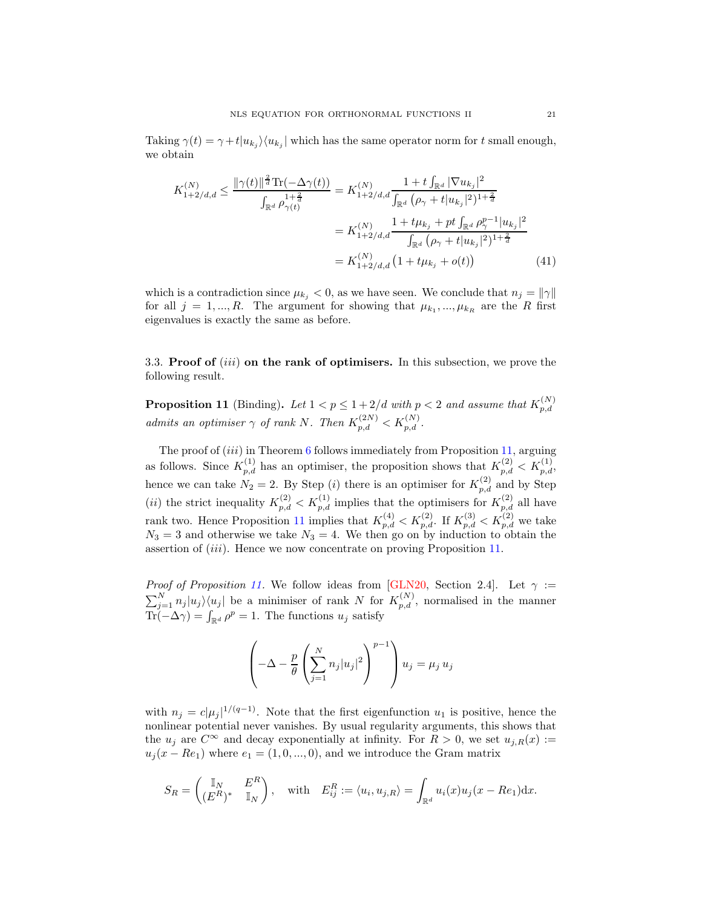Taking $\gamma(t) = \gamma + t|u_{k_j}\rangle\langle u_{k_j}|$ which has the same operator norm for $t$ small enough, we obtain

$$
\begin{aligned}
K^{(N)}_{1+2/d,d} \leq \frac{\|\gamma(t)\|^{\frac{2}{d}} \operatorname{Tr}(-\Delta\gamma(t))}{\int_{\mathbb{R}^d} \rho_{\gamma(t)}^{1+\frac{2}{d}}} &= K^{(N)}_{1+2/d,d} \frac{1 + t\int_{\mathbb{R}^d} |\nabla u_{k_j}|^2}{\int_{\mathbb{R}^d} \left(\rho_\gamma + t|u_{k_j}|^2\right)^{1+\frac{2}{d}}} \\
&= K^{(N)}_{1+2/d,d} \frac{1 + t\mu_{k_j} + pt\int_{\mathbb{R}^d} \rho_\gamma^{p-1}|u_{k_j}|^2}{\int_{\mathbb{R}^d} \left(\rho_\gamma + t|u_{k_j}|^2\right)^{1+\frac{2}{d}}} \\
&= K^{(N)}_{1+2/d,d}\left(1 + t\mu_{k_j} + o(t)\right) \qquad (41)
\end{aligned}
$$

which is a contradiction since $\mu_{k_j} < 0$, as we have seen. We conclude that $n_j = \|\gamma\|$ for all $j = 1, ..., R$. The argument for showing that $\mu_{k_1}, ..., \mu_{k_R}$ are the $R$ first eigenvalues is exactly the same as before.

### 3.3. Proof of $(iii)$ on the rank of optimisers.

In this subsection, we prove the following result.

**Proposition 11** (Binding). *Let $1 < p \leq 1 + 2/d$ with $p < 2$ and assume that $K^{(N)}_{p,d}$ admits an optimiser $\gamma$ of rank $N$. Then $K^{(2N)}_{p,d} < K^{(N)}_{p,d}$.*

The proof of $(iii)$ in Theorem 6 follows immediately from Proposition 11, arguing as follows. Since $K^{(1)}_{p,d}$ has an optimiser, the proposition shows that $K^{(2)}_{p,d} < K^{(1)}_{p,d}$, hence we can take $N_2 = 2$. By Step $(i)$ there is an optimiser for $K^{(2)}_{p,d}$ and by Step $(ii)$ the strict inequality $K^{(2)}_{p,d} < K^{(1)}_{p,d}$ implies that the optimisers for $K^{(2)}_{p,d}$ all have rank two. Hence Proposition 11 implies that $K^{(4)}_{p,d} < K^{(2)}_{p,d}$. If $K^{(3)}_{p,d} < K^{(2)}_{p,d}$ we take $N_3 = 3$ and otherwise we take $N_3 = 4$. We then go on by induction to obtain the assertion of $(iii)$. Hence we now concentrate on proving Proposition 11.

*Proof of Proposition 11.* We follow ideas from [GLN20, Section 2.4]. Let $\gamma := \sum_{j=1}^N n_j |u_j\rangle\langle u_j|$ be a minimiser of rank $N$ for $K^{(N)}_{p,d}$, normalised in the manner $\operatorname{Tr}(-\Delta\gamma) = \int_{\mathbb{R}^d} \rho^p = 1$. The functions $u_j$ satisfy

$$
\left( -\Delta - \frac{p}{\theta} \left( \sum_{j=1}^N n_j |u_j|^2 \right)^{p-1} \right) u_j = \mu_j \, u_j
$$

with $n_j = c|\mu_j|^{1/(q-1)}$. Note that the first eigenfunction $u_1$ is positive, hence the nonlinear potential never vanishes. By usual regularity arguments, this shows that the $u_j$ are $C^\infty$ and decay exponentially at infinity. For $R > 0$, we set $u_{j,R}(x) := u_j(x - Re_1)$ where $e_1 = (1, 0, ..., 0)$, and we introduce the Gram matrix

$$
S_R = \begin{pmatrix} \mathbb{I}_N & E^R \\ (E^R)^* & \mathbb{I}_N \end{pmatrix}, \quad \text{with} \quad E^R_{ij} := \langle u_i, u_{j,R} \rangle = \int_{\mathbb{R}^d} u_i(x) u_j(x - Re_1) \mathrm{d}x.
$$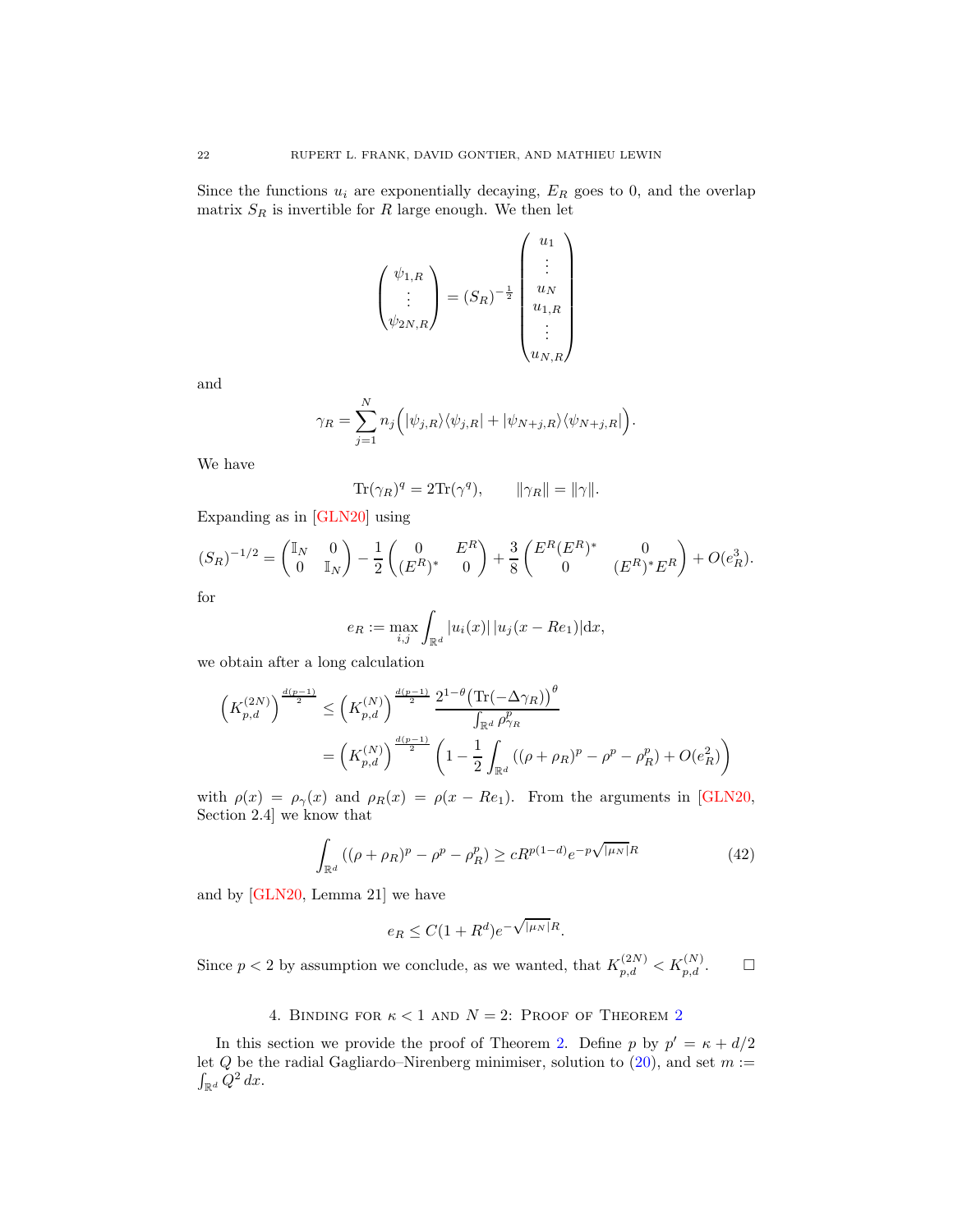Since the functions $u_i$ are exponentially decaying, $E_R$ goes to 0, and the overlap matrix $S_R$ is invertible for $R$ large enough. We then let

$$\begin{pmatrix} \psi_{1,R} \\ \vdots \\ \psi_{2N,R} \end{pmatrix} = (S_R)^{-\frac{1}{2}} \begin{pmatrix} u_1 \\ \vdots \\ u_N \\ u_{1,R} \\ \vdots \\ u_{N,R} \end{pmatrix}$$

and

$$\gamma_R = \sum_{j=1}^{N} n_j \Big( |\psi_{j,R}\rangle\langle\psi_{j,R}| + |\psi_{N+j,R}\rangle\langle\psi_{N+j,R}| \Big).$$

We have

$$\mathrm{Tr}(\gamma_R)^q = 2\mathrm{Tr}(\gamma^q), \qquad \|\gamma_R\| = \|\gamma\|.$$

Expanding as in [GLN20] using

$$(S_R)^{-1/2} = \begin{pmatrix} \mathbb{I}_N & 0 \\ 0 & \mathbb{I}_N \end{pmatrix} - \frac{1}{2}\begin{pmatrix} 0 & E^R \\ (E^R)^* & 0 \end{pmatrix} + \frac{3}{8}\begin{pmatrix} E^R(E^R)^* & 0 \\ 0 & (E^R)^* E^R \end{pmatrix} + O(e_R^3).$$

for

$$e_R := \max_{i,j} \int_{\mathbb{R}^d} |u_i(x)|\,|u_j(x - Re_1)| \mathrm{d}x,$$

we obtain after a long calculation

$$\begin{aligned}
\left(K_{p,d}^{(2N)}\right)^{\frac{d(p-1)}{2}} &\le \left(K_{p,d}^{(N)}\right)^{\frac{d(p-1)}{2}} \frac{2^{1-\theta}\big(\mathrm{Tr}(-\Delta\gamma_R)\big)^{\theta}}{\int_{\mathbb{R}^d} \rho_{\gamma_R}^p} \\
&= \left(K_{p,d}^{(N)}\right)^{\frac{d(p-1)}{2}} \left(1 - \frac{1}{2}\int_{\mathbb{R}^d} ((\rho + \rho_R)^p - \rho^p - \rho_R^p) + O(e_R^2)\right)
\end{aligned}$$

with $\rho(x) = \rho_\gamma(x)$ and $\rho_R(x) = \rho(x - Re_1)$. From the arguments in [GLN20, Section 2.4] we know that

$$\int_{\mathbb{R}^d} ((\rho + \rho_R)^p - \rho^p - \rho_R^p) \ge c R^{p(1-d)} e^{-p\sqrt{|\mu_N|}R} \tag{42}$$

and by [GLN20, Lemma 21] we have

$$e_R \le C(1 + R^d) e^{-\sqrt{|\mu_N|}R}.$$

Since $p < 2$ by assumption we conclude, as we wanted, that $K_{p,d}^{(2N)} < K_{p,d}^{(N)}$. $\square$

## 4. Binding for $\kappa < 1$ and $N = 2$: Proof of Theorem 2

In this section we provide the proof of Theorem 2. Define $p$ by $p' = \kappa + d/2$ let $Q$ be the radial Gagliardo–Nirenberg minimiser, solution to (20), and set $m := \int_{\mathbb{R}^d} Q^2\, dx$.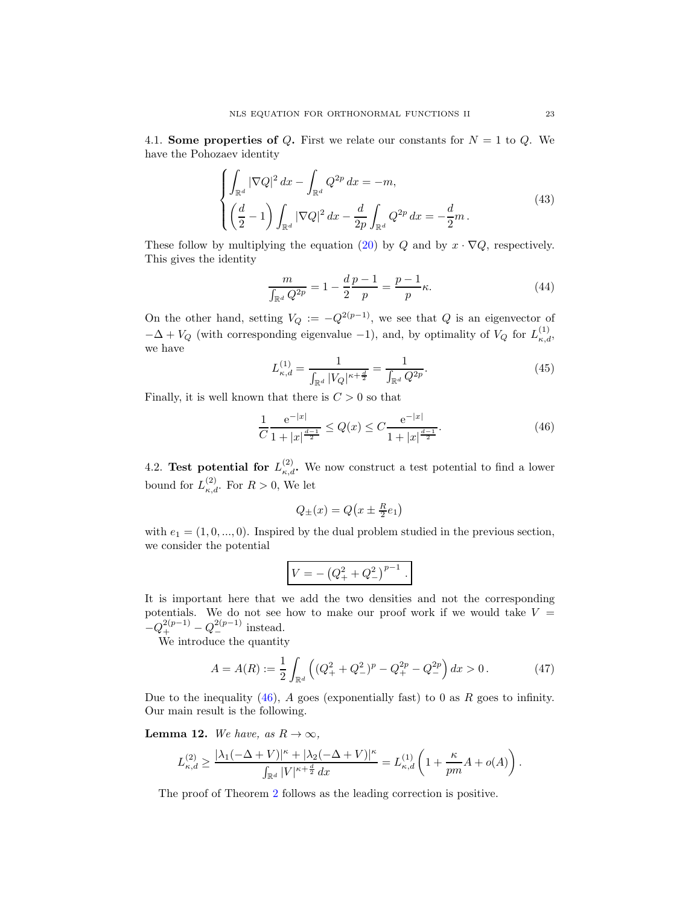**4.1. Some properties of $Q$.** First we relate our constants for $N = 1$ to $Q$. We have the Pohozaev identity

$$
\begin{cases}
\displaystyle\int_{\mathbb{R}^d} |\nabla Q|^2\,dx - \int_{\mathbb{R}^d} Q^{2p}\,dx = -m, \\[2ex]
\displaystyle\left(\frac{d}{2}-1\right)\int_{\mathbb{R}^d} |\nabla Q|^2\,dx - \frac{d}{2p}\int_{\mathbb{R}^d} Q^{2p}\,dx = -\frac{d}{2}m\,.
\end{cases}
\tag{43}
$$

These follow by multiplying the equation (20) by $Q$ and by $x\cdot\nabla Q$, respectively. This gives the identity

$$
\frac{m}{\int_{\mathbb{R}^d} Q^{2p}} = 1 - \frac{d}{2}\frac{p-1}{p} = \frac{p-1}{p}\kappa. \tag{44}
$$

On the other hand, setting $V_Q := -Q^{2(p-1)}$, we see that $Q$ is an eigenvector of $-\Delta + V_Q$ (with corresponding eigenvalue $-1$), and, by optimality of $V_Q$ for $L^{(1)}_{\kappa,d}$, we have

$$
L^{(1)}_{\kappa,d} = \frac{1}{\int_{\mathbb{R}^d} |V_Q|^{\kappa+\frac{d}{2}}} = \frac{1}{\int_{\mathbb{R}^d} Q^{2p}}. \tag{45}
$$

Finally, it is well known that there is $C>0$ so that

$$
\frac{1}{C}\frac{\mathrm{e}^{-|x|}}{1+|x|^{\frac{d-1}{2}}} \le Q(x) \le C\frac{\mathrm{e}^{-|x|}}{1+|x|^{\frac{d-1}{2}}}. \tag{46}
$$

**4.2. Test potential for $L^{(2)}_{\kappa,d}$.** We now construct a test potential to find a lower bound for $L^{(2)}_{\kappa,d}$. For $R>0$, We let

$$
Q_\pm(x) = Q\big(x \pm \tfrac{R}{2}e_1\big)
$$

with $e_1 = (1,0,...,0)$. Inspired by the dual problem studied in the previous section, we consider the potential

$$
\boxed{V = -\left(Q_+^2 + Q_-^2\right)^{p-1}.}
$$

It is important here that we add the two densities and not the corresponding potentials. We do not see how to make our proof work if we would take $V = -Q_+^{2(p-1)} - Q_-^{2(p-1)}$ instead.

We introduce the quantity

$$
A = A(R) := \frac{1}{2}\int_{\mathbb{R}^d} \left( (Q_+^2 + Q_-^2)^p - Q_+^{2p} - Q_-^{2p}\right)dx > 0\,. \tag{47}
$$

Due to the inequality (46), $A$ goes (exponentially fast) to 0 as $R$ goes to infinity. Our main result is the following.

**Lemma 12.** *We have, as $R\to\infty$,*

$$
L^{(2)}_{\kappa,d} \ge \frac{|\lambda_1(-\Delta+V)|^\kappa + |\lambda_2(-\Delta+V)|^\kappa}{\int_{\mathbb{R}^d} |V|^{\kappa+\frac{d}{2}}\,dx} = L^{(1)}_{\kappa,d}\left(1 + \frac{\kappa}{pm}A + o(A)\right).
$$

The proof of Theorem 2 follows as the leading correction is positive.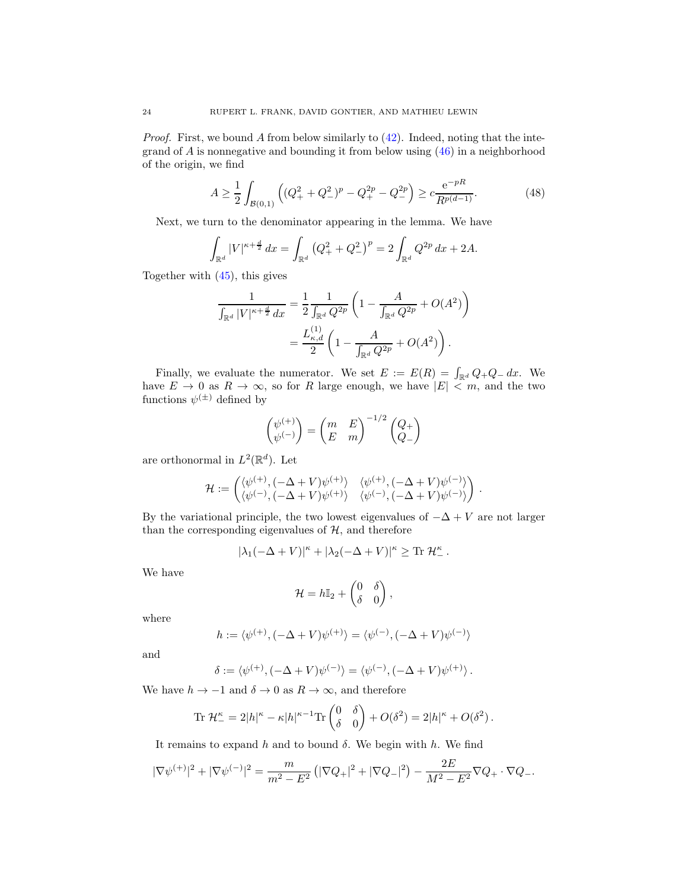*Proof.* First, we bound $A$ from below similarly to (42). Indeed, noting that the integrand of $A$ is nonnegative and bounding it from below using (46) in a neighborhood of the origin, we find

$$A \geq \frac{1}{2} \int_{\mathcal{B}(0,1)} \left( (Q_+^2 + Q_-^2)^p - Q_+^{2p} - Q_-^{2p} \right) \geq c \frac{\mathrm{e}^{-pR}}{R^{p(d-1)}}. \tag{48}$$

Next, we turn to the denominator appearing in the lemma. We have

$$\int_{\mathbb{R}^d} |V|^{\kappa + \frac{d}{2}} \, dx = \int_{\mathbb{R}^d} \left( Q_+^2 + Q_-^2 \right)^p = 2 \int_{\mathbb{R}^d} Q^{2p} \, dx + 2A.$$

Together with (45), this gives

$$\begin{aligned}
\frac{1}{\int_{\mathbb{R}^d} |V|^{\kappa + \frac{d}{2}} \, dx} &= \frac{1}{2} \frac{1}{\int_{\mathbb{R}^d} Q^{2p}} \left( 1 - \frac{A}{\int_{\mathbb{R}^d} Q^{2p}} + O(A^2) \right) \\
&= \frac{L^{(1)}_{\kappa,d}}{2} \left( 1 - \frac{A}{\int_{\mathbb{R}^d} Q^{2p}} + O(A^2) \right).
\end{aligned}$$

Finally, we evaluate the numerator. We set $E := E(R) = \int_{\mathbb{R}^d} Q_+ Q_- \, dx$. We have $E \to 0$ as $R \to \infty$, so for $R$ large enough, we have $|E| < m$, and the two functions $\psi^{(\pm)}$ defined by

$$\begin{pmatrix} \psi^{(+)} \\ \psi^{(-)} \end{pmatrix} = \begin{pmatrix} m & E \\ E & m \end{pmatrix}^{-1/2} \begin{pmatrix} Q_+ \\ Q_- \end{pmatrix}$$

are orthonormal in $L^2(\mathbb{R}^d)$. Let

$$\mathcal{H} := \begin{pmatrix} \langle \psi^{(+)}, (-\Delta + V) \psi^{(+)} \rangle & \langle \psi^{(+)}, (-\Delta + V) \psi^{(-)} \rangle \\ \langle \psi^{(-)}, (-\Delta + V) \psi^{(+)} \rangle & \langle \psi^{(-)}, (-\Delta + V) \psi^{(-)} \rangle \end{pmatrix}.$$

By the variational principle, the two lowest eigenvalues of $-\Delta + V$ are not larger than the corresponding eigenvalues of $\mathcal{H}$, and therefore

$$|\lambda_1(-\Delta + V)|^\kappa + |\lambda_2(-\Delta + V)|^\kappa \geq \operatorname{Tr} \mathcal{H}_-^\kappa.$$

We have

$$\mathcal{H} = h \mathbb{I}_2 + \begin{pmatrix} 0 & \delta \\ \delta & 0 \end{pmatrix},$$

where

$$h := \langle \psi^{(+)}, (-\Delta + V) \psi^{(+)} \rangle = \langle \psi^{(-)}, (-\Delta + V) \psi^{(-)} \rangle$$

and

$$\delta := \langle \psi^{(+)}, (-\Delta + V) \psi^{(-)} \rangle = \langle \psi^{(-)}, (-\Delta + V) \psi^{(+)} \rangle.$$

We have $h \to -1$ and $\delta \to 0$ as $R \to \infty$, and therefore

$$\operatorname{Tr} \mathcal{H}_-^\kappa = 2|h|^\kappa - \kappa |h|^{\kappa - 1} \operatorname{Tr} \begin{pmatrix} 0 & \delta \\ \delta & 0 \end{pmatrix} + O(\delta^2) = 2|h|^\kappa + O(\delta^2).$$

It remains to expand $h$ and to bound $\delta$. We begin with $h$. We find

$$|\nabla \psi^{(+)}|^2 + |\nabla \psi^{(-)}|^2 = \frac{m}{m^2 - E^2} \left( |\nabla Q_+|^2 + |\nabla Q_-|^2 \right) - \frac{2E}{M^2 - E^2} \nabla Q_+ \cdot \nabla Q_-.$$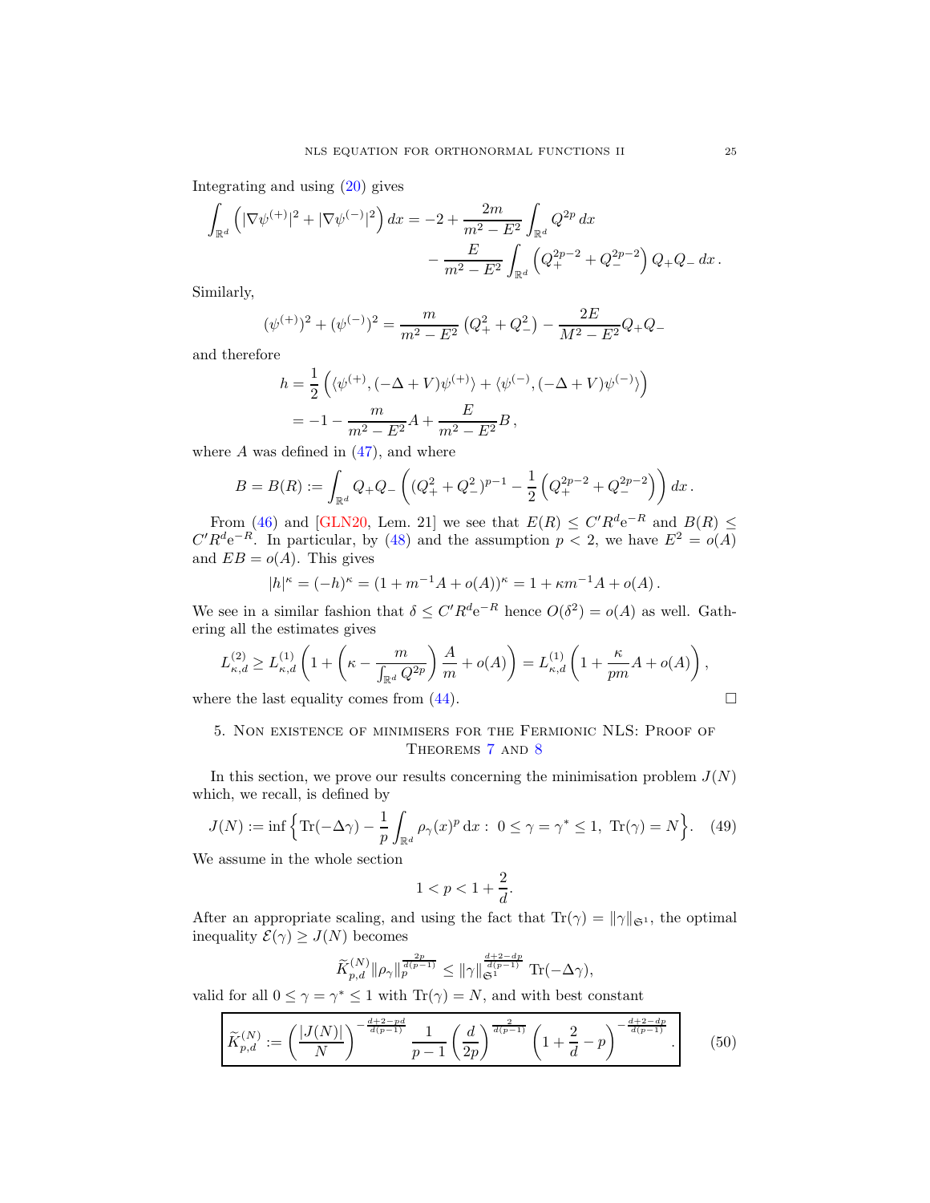Integrating and using (20) gives

$$\int_{\mathbb{R}^d} \left( |\nabla \psi^{(+)}|^2 + |\nabla \psi^{(-)}|^2 \right) dx = -2 + \frac{2m}{m^2 - E^2} \int_{\mathbb{R}^d} Q^{2p} \, dx$$
$$- \frac{E}{m^2 - E^2} \int_{\mathbb{R}^d} \left( Q_+^{2p-2} + Q_-^{2p-2} \right) Q_+ Q_- \, dx \, .$$

Similarly,

$$(\psi^{(+)})^2 + (\psi^{(-)})^2 = \frac{m}{m^2 - E^2} \left( Q_+^2 + Q_-^2 \right) - \frac{2E}{M^2 - E^2} Q_+ Q_-$$

and therefore

$$\begin{aligned} h &= \frac{1}{2} \left( \langle \psi^{(+)}, (-\Delta + V) \psi^{(+)} \rangle + \langle \psi^{(-)}, (-\Delta + V) \psi^{(-)} \rangle \right) \\ &= -1 - \frac{m}{m^2 - E^2} A + \frac{E}{m^2 - E^2} B \, , \end{aligned}$$

where $A$ was defined in (47), and where

$$B = B(R) := \int_{\mathbb{R}^d} Q_+ Q_- \left( (Q_+^2 + Q_-^2)^{p-1} - \frac{1}{2} \left( Q_+^{2p-2} + Q_-^{2p-2} \right) \right) dx \, .$$

From (46) and [GLN20, Lem. 21] we see that $E(R) \leq C' R^d \mathrm{e}^{-R}$ and $B(R) \leq C' R^d \mathrm{e}^{-R}$. In particular, by (48) and the assumption $p < 2$, we have $E^2 = o(A)$ and $EB = o(A)$. This gives

$$|h|^\kappa = (-h)^\kappa = (1 + m^{-1} A + o(A))^\kappa = 1 + \kappa m^{-1} A + o(A) \, .$$

We see in a similar fashion that $\delta \leq C' R^d \mathrm{e}^{-R}$ hence $O(\delta^2) = o(A)$ as well. Gathering all the estimates gives

$$L_{\kappa,d}^{(2)} \geq L_{\kappa,d}^{(1)} \left( 1 + \left( \kappa - \frac{m}{\int_{\mathbb{R}^d} Q^{2p}} \right) \frac{A}{m} + o(A) \right) = L_{\kappa,d}^{(1)} \left( 1 + \frac{\kappa}{pm} A + o(A) \right),$$

where the last equality comes from (44). $\square$

## 5. Non existence of minimisers for the Fermionic NLS: Proof of Theorems 7 and 8

In this section, we prove our results concerning the minimisation problem $J(N)$ which, we recall, is defined by

$$J(N) := \inf \Big\{ \mathrm{Tr}(-\Delta \gamma) - \frac{1}{p} \int_{\mathbb{R}^d} \rho_\gamma(x)^p \, \mathrm{d}x : \ 0 \leq \gamma = \gamma^* \leq 1, \ \mathrm{Tr}(\gamma) = N \Big\}. \quad (49)$$

We assume in the whole section

$$1 < p < 1 + \frac{2}{d}.$$

After an appropriate scaling, and using the fact that $\mathrm{Tr}(\gamma) = \|\gamma\|_{\mathfrak{S}^1}$, the optimal inequality $\mathcal{E}(\gamma) \geq J(N)$ becomes

$$\widetilde{K}_{p,d}^{(N)} \|\rho_\gamma\|_p^{\frac{2p}{d(p-1)}} \leq \|\gamma\|_{\mathfrak{S}^1}^{\frac{d+2-dp}{d(p-1)}} \mathrm{Tr}(-\Delta \gamma),$$

valid for all $0 \leq \gamma = \gamma^* \leq 1$ with $\mathrm{Tr}(\gamma) = N$, and with best constant

$$\boxed{\widetilde{K}_{p,d}^{(N)} := \left( \frac{|J(N)|}{N} \right)^{-\frac{d+2-pd}{d(p-1)}} \frac{1}{p-1} \left( \frac{d}{2p} \right)^{\frac{2}{d(p-1)}} \left( 1 + \frac{2}{d} - p \right)^{-\frac{d+2-dp}{d(p-1)}}.} \quad (50)$$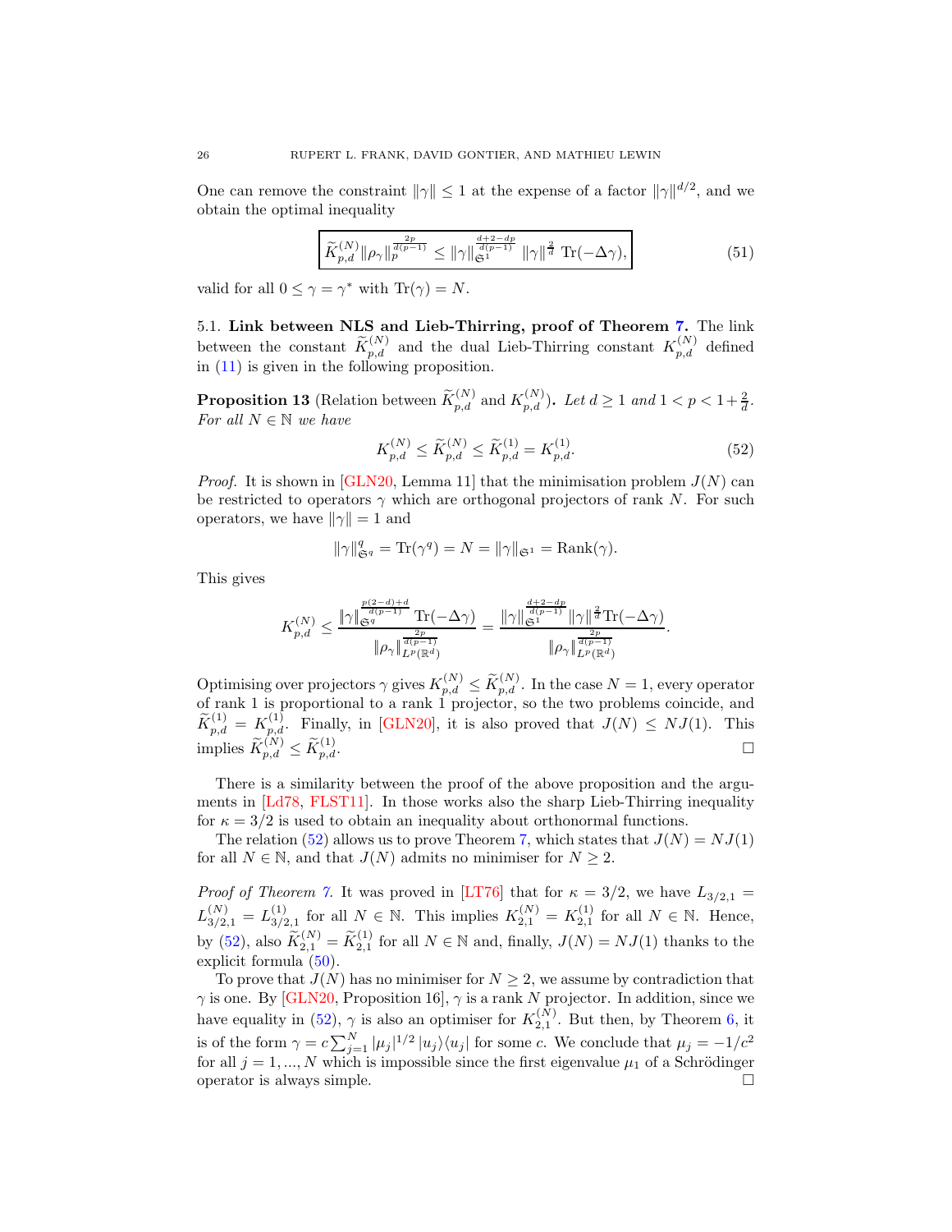One can remove the constraint $\|\gamma\| \le 1$ at the expense of a factor $\|\gamma\|^{d/2}$, and we obtain the optimal inequality

$$\boxed{\widetilde{K}_{p,d}^{(N)} \|\rho_\gamma\|_p^{\frac{2p}{d(p-1)}} \le \|\gamma\|_{\mathfrak{S}^1}^{\frac{d+2-dp}{d(p-1)}} \|\gamma\|^{\frac{2}{d}} \operatorname{Tr}(-\Delta\gamma),} \tag{51}$$

valid for all $0 \le \gamma = \gamma^*$ with $\operatorname{Tr}(\gamma) = N$.

### 5.1. Link between NLS and Lieb-Thirring, proof of Theorem 7.

The link between the constant $\widetilde{K}_{p,d}^{(N)}$ and the dual Lieb-Thirring constant $K_{p,d}^{(N)}$ defined in (11) is given in the following proposition.

**Proposition 13** (Relation between $\widetilde{K}_{p,d}^{(N)}$ and $K_{p,d}^{(N)}$)**.** *Let $d \ge 1$ and $1 < p < 1 + \frac{2}{d}$. For all $N \in \mathbb{N}$ we have*

$$K_{p,d}^{(N)} \le \widetilde{K}_{p,d}^{(N)} \le \widetilde{K}_{p,d}^{(1)} = K_{p,d}^{(1)}. \tag{52}$$

*Proof.* It is shown in [GLN20, Lemma 11] that the minimisation problem $J(N)$ can be restricted to operators $\gamma$ which are orthogonal projectors of rank $N$. For such operators, we have $\|\gamma\| = 1$ and

$$\|\gamma\|_{\mathfrak{S}^q}^q = \operatorname{Tr}(\gamma^q) = N = \|\gamma\|_{\mathfrak{S}^1} = \operatorname{Rank}(\gamma).$$

This gives

$$K_{p,d}^{(N)} \le \frac{\|\gamma\|_{\mathfrak{S}^q}^{\frac{p(2-d)+d}{d(p-1)}} \operatorname{Tr}(-\Delta\gamma)}{\|\rho_\gamma\|_{L^p(\mathbb{R}^d)}^{\frac{2p}{d(p-1)}}} = \frac{\|\gamma\|_{\mathfrak{S}^1}^{\frac{d+2-dp}{d(p-1)}} \|\gamma\|^{\frac{2}{d}} \operatorname{Tr}(-\Delta\gamma)}{\|\rho_\gamma\|_{L^p(\mathbb{R}^d)}^{\frac{2p}{d(p-1)}}}.$$

Optimising over projectors $\gamma$ gives $K_{p,d}^{(N)} \le \widetilde{K}_{p,d}^{(N)}$. In the case $N = 1$, every operator of rank 1 is proportional to a rank 1 projector, so the two problems coincide, and $\widetilde{K}_{p,d}^{(1)} = K_{p,d}^{(1)}$. Finally, in [GLN20], it is also proved that $J(N) \le NJ(1)$. This implies $\widetilde{K}_{p,d}^{(N)} \le \widetilde{K}_{p,d}^{(1)}$. □

There is a similarity between the proof of the above proposition and the arguments in [Ld78, FLST11]. In those works also the sharp Lieb-Thirring inequality for $\kappa = 3/2$ is used to obtain an inequality about orthonormal functions.

The relation (52) allows us to prove Theorem 7, which states that $J(N) = NJ(1)$ for all $N \in \mathbb{N}$, and that $J(N)$ admits no minimiser for $N \ge 2$.

*Proof of Theorem 7.* It was proved in [LT76] that for $\kappa = 3/2$, we have $L_{3/2,1} = L_{3/2,1}^{(N)} = L_{3/2,1}^{(1)}$ for all $N \in \mathbb{N}$. This implies $K_{2,1}^{(N)} = K_{2,1}^{(1)}$ for all $N \in \mathbb{N}$. Hence, by (52), also $\widetilde{K}_{2,1}^{(N)} = \widetilde{K}_{2,1}^{(1)}$ for all $N \in \mathbb{N}$ and, finally, $J(N) = NJ(1)$ thanks to the explicit formula (50).

To prove that $J(N)$ has no minimiser for $N \ge 2$, we assume by contradiction that $\gamma$ is one. By [GLN20, Proposition 16], $\gamma$ is a rank $N$ projector. In addition, since we have equality in (52), $\gamma$ is also an optimiser for $K_{2,1}^{(N)}$. But then, by Theorem 6, it is of the form $\gamma = c\sum_{j=1}^N |\mu_j|^{1/2} |u_j\rangle\langle u_j|$ for some $c$. We conclude that $\mu_j = -1/c^2$ for all $j = 1, ..., N$ which is impossible since the first eigenvalue $\mu_1$ of a Schrödinger operator is always simple. □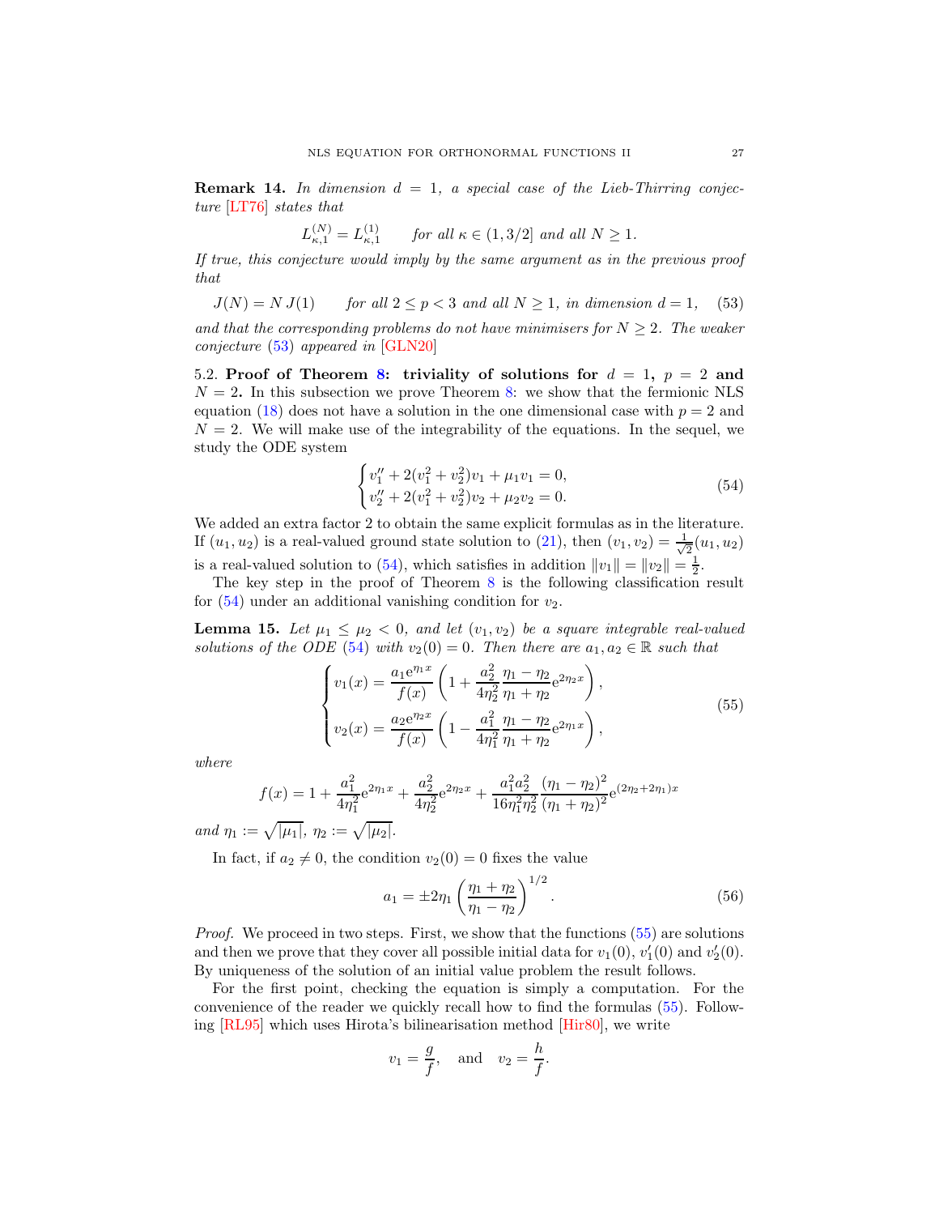**Remark 14.** *In dimension $d = 1$, a special case of the Lieb-Thirring conjecture [LT76] states that*

$$L^{(N)}_{\kappa,1} = L^{(1)}_{\kappa,1} \qquad \text{for all } \kappa \in (1, 3/2] \text{ and all } N \geq 1.$$

*If true, this conjecture would imply by the same argument as in the previous proof that*

$$J(N) = N\, J(1) \qquad \text{for all } 2 \leq p < 3 \text{ and all } N \geq 1, \text{ in dimension } d = 1, \tag{53}$$

*and that the corresponding problems do not have minimisers for $N \geq 2$. The weaker conjecture (53) appeared in [GLN20]*

### 5.2. Proof of Theorem 8: triviality of solutions for $d = 1$, $p = 2$ and $N = 2$.

In this subsection we prove Theorem 8: we show that the fermionic NLS equation (18) does not have a solution in the one dimensional case with $p = 2$ and $N = 2$. We will make use of the integrability of the equations. In the sequel, we study the ODE system

$$\begin{cases} v_1'' + 2(v_1^2 + v_2^2)v_1 + \mu_1 v_1 = 0, \\ v_2'' + 2(v_1^2 + v_2^2)v_2 + \mu_2 v_2 = 0. \end{cases} \tag{54}$$

We added an extra factor 2 to obtain the same explicit formulas as in the literature. If $(u_1, u_2)$ is a real-valued ground state solution to (21), then $(v_1, v_2) = \frac{1}{\sqrt{2}}(u_1, u_2)$ is a real-valued solution to (54), which satisfies in addition $\|v_1\| = \|v_2\| = \frac{1}{2}$.

The key step in the proof of Theorem 8 is the following classification result for (54) under an additional vanishing condition for $v_2$.

**Lemma 15.** *Let $\mu_1 \leq \mu_2 < 0$, and let $(v_1, v_2)$ be a square integrable real-valued solutions of the ODE (54) with $v_2(0) = 0$. Then there are $a_1, a_2 \in \mathbb{R}$ such that*

$$\begin{cases} v_1(x) = \dfrac{a_1 \mathrm{e}^{\eta_1 x}}{f(x)} \left(1 + \dfrac{a_2^2}{4\eta_2^2} \dfrac{\eta_1 - \eta_2}{\eta_1 + \eta_2} \mathrm{e}^{2\eta_2 x}\right), \\[2ex] v_2(x) = \dfrac{a_2 \mathrm{e}^{\eta_2 x}}{f(x)} \left(1 - \dfrac{a_1^2}{4\eta_1^2} \dfrac{\eta_1 - \eta_2}{\eta_1 + \eta_2} \mathrm{e}^{2\eta_1 x}\right), \end{cases} \tag{55}$$

*where*

$$f(x) = 1 + \frac{a_1^2}{4\eta_1^2}\mathrm{e}^{2\eta_1 x} + \frac{a_2^2}{4\eta_2^2}\mathrm{e}^{2\eta_2 x} + \frac{a_1^2 a_2^2}{16\eta_1^2\eta_2^2}\frac{(\eta_1 - \eta_2)^2}{(\eta_1 + \eta_2)^2}\mathrm{e}^{(2\eta_2 + 2\eta_1)x}$$

*and $\eta_1 := \sqrt{|\mu_1|}$, $\eta_2 := \sqrt{|\mu_2|}$.*

In fact, if $a_2 \neq 0$, the condition $v_2(0) = 0$ fixes the value

$$a_1 = \pm 2\eta_1 \left(\frac{\eta_1 + \eta_2}{\eta_1 - \eta_2}\right)^{1/2}. \tag{56}$$

*Proof.* We proceed in two steps. First, we show that the functions (55) are solutions and then we prove that they cover all possible initial data for $v_1(0)$, $v_1'(0)$ and $v_2'(0)$. By uniqueness of the solution of an initial value problem the result follows.

For the first point, checking the equation is simply a computation. For the convenience of the reader we quickly recall how to find the formulas (55). Following [RL95] which uses Hirota's bilinearisation method [Hir80], we write

$$v_1 = \frac{g}{f}, \quad \text{and} \quad v_2 = \frac{h}{f}.$$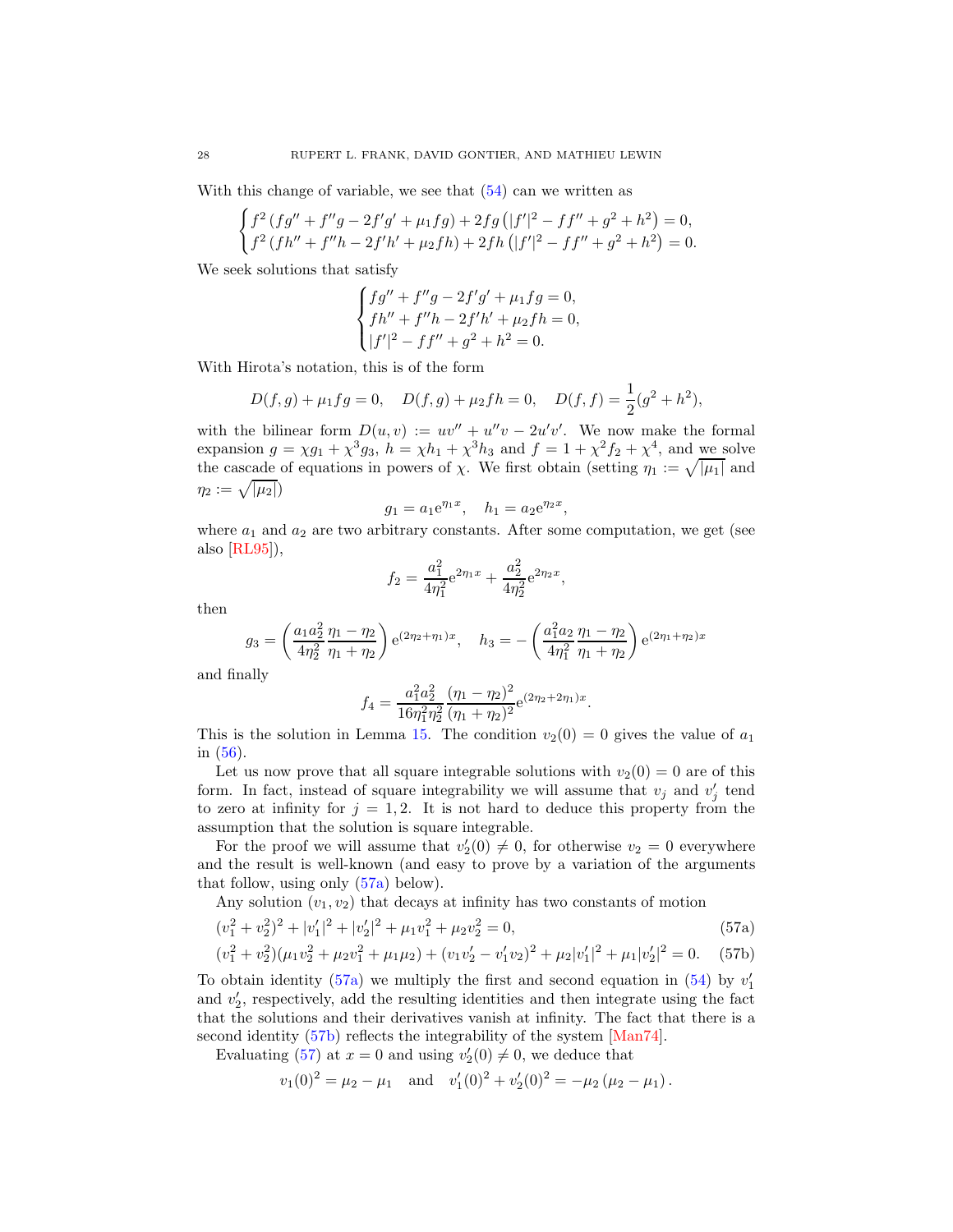With this change of variable, we see that (54) can we written as

$$\begin{cases} f^2\left(fg''+f''g-2f'g'+\mu_1 fg\right)+2fg\left(|f'|^2-ff''+g^2+h^2\right)=0,\\ f^2\left(fh''+f''h-2f'h'+\mu_2 fh\right)+2fh\left(|f'|^2-ff''+g^2+h^2\right)=0.\end{cases}$$

We seek solutions that satisfy

$$\begin{cases} fg''+f''g-2f'g'+\mu_1 fg=0,\\ fh''+f''h-2f'h'+\mu_2 fh=0,\\ |f'|^2-ff''+g^2+h^2=0.\end{cases}$$

With Hirota's notation, this is of the form

$$D(f,g)+\mu_1 fg=0,\quad D(f,g)+\mu_2 fh=0,\quad D(f,f)=\frac{1}{2}(g^2+h^2),$$

with the bilinear form $D(u,v):=uv''+u''v-2u'v'$. We now make the formal expansion $g=\chi g_1+\chi^3 g_3$, $h=\chi h_1+\chi^3 h_3$ and $f=1+\chi^2 f_2+\chi^4$, and we solve the cascade of equations in powers of $\chi$. We first obtain (setting $\eta_1:=\sqrt{|\mu_1|}$ and $\eta_2:=\sqrt{|\mu_2|}$)

$$g_1=a_1\mathrm{e}^{\eta_1 x},\quad h_1=a_2\mathrm{e}^{\eta_2 x},$$

where $a_1$ and $a_2$ are two arbitrary constants. After some computation, we get (see also [RL95]),

$$f_2=\frac{a_1^2}{4\eta_1^2}\mathrm{e}^{2\eta_1 x}+\frac{a_2^2}{4\eta_2^2}\mathrm{e}^{2\eta_2 x},$$

then

$$g_3=\left(\frac{a_1a_2^2}{4\eta_2^2}\frac{\eta_1-\eta_2}{\eta_1+\eta_2}\right)\mathrm{e}^{(2\eta_2+\eta_1)x},\quad h_3=-\left(\frac{a_1^2a_2}{4\eta_1^2}\frac{\eta_1-\eta_2}{\eta_1+\eta_2}\right)\mathrm{e}^{(2\eta_1+\eta_2)x}$$

and finally

$$f_4=\frac{a_1^2a_2^2}{16\eta_1^2\eta_2^2}\frac{(\eta_1-\eta_2)^2}{(\eta_1+\eta_2)^2}\mathrm{e}^{(2\eta_2+2\eta_1)x}.$$

This is the solution in Lemma 15. The condition $v_2(0)=0$ gives the value of $a_1$ in (56).

Let us now prove that all square integrable solutions with $v_2(0)=0$ are of this form. In fact, instead of square integrability we will assume that $v_j$ and $v_j'$ tend to zero at infinity for $j=1,2$. It is not hard to deduce this property from the assumption that the solution is square integrable.

For the proof we will assume that $v_2'(0)\neq 0$, for otherwise $v_2=0$ everywhere and the result is well-known (and easy to prove by a variation of the arguments that follow, using only (57a) below).

Any solution $(v_1,v_2)$ that decays at infinity has two constants of motion

$$(v_1^2+v_2^2)^2+|v_1'|^2+|v_2'|^2+\mu_1v_1^2+\mu_2v_2^2=0, \tag{57a}$$

$$(v_1^2+v_2^2)(\mu_1v_2^2+\mu_2v_1^2+\mu_1\mu_2)+(v_1v_2'-v_1'v_2)^2+\mu_2|v_1'|^2+\mu_1|v_2'|^2=0. \tag{57b}$$

To obtain identity (57a) we multiply the first and second equation in (54) by $v_1'$ and $v_2'$, respectively, add the resulting identities and then integrate using the fact that the solutions and their derivatives vanish at infinity. The fact that there is a second identity (57b) reflects the integrability of the system [Man74].

Evaluating (57) at $x=0$ and using $v_2'(0)\neq 0$, we deduce that

$$v_1(0)^2=\mu_2-\mu_1\quad\text{and}\quad v_1'(0)^2+v_2'(0)^2=-\mu_2\left(\mu_2-\mu_1\right).$$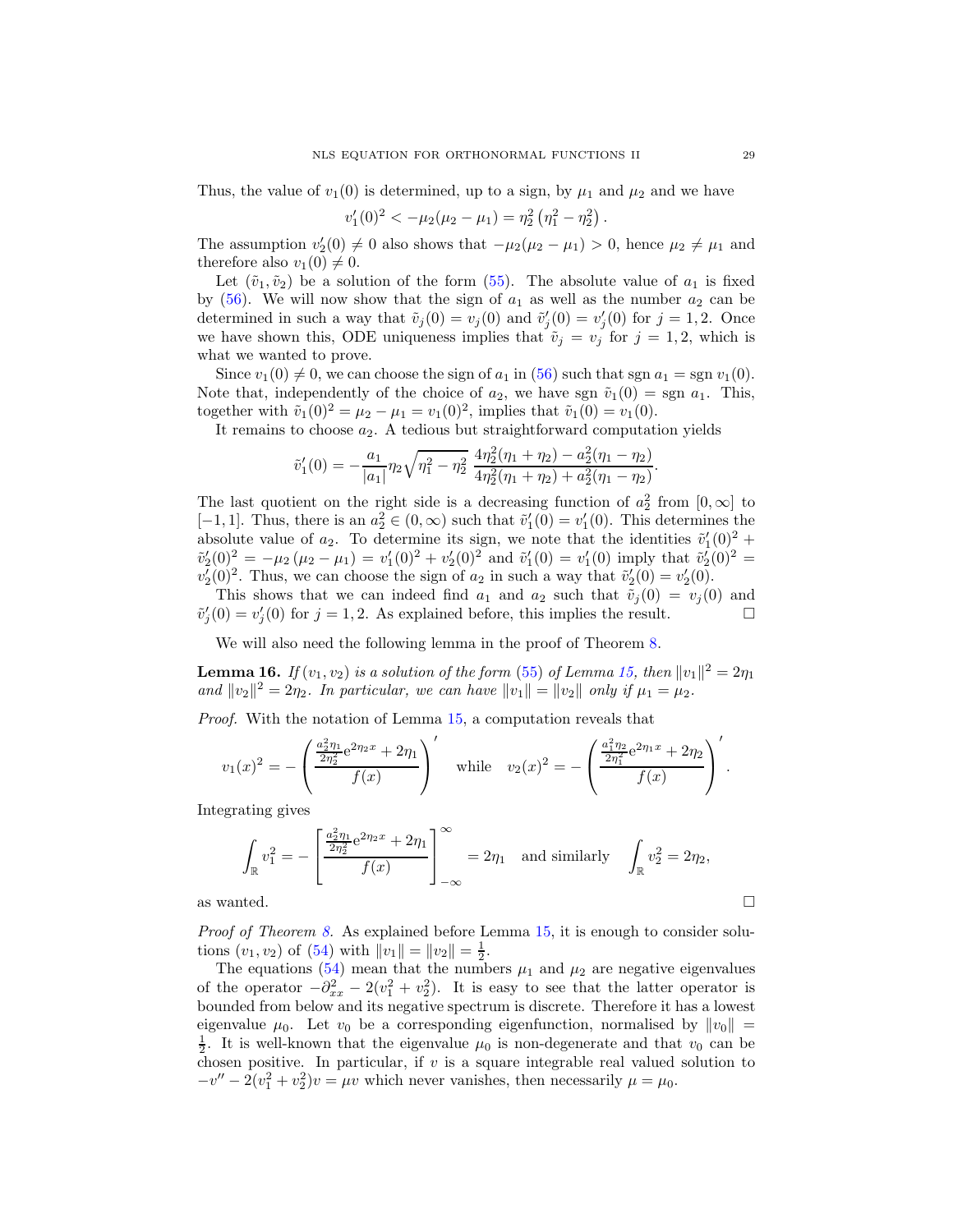Thus, the value of $v_1(0)$ is determined, up to a sign, by $\mu_1$ and $\mu_2$ and we have

$$v_1'(0)^2 < -\mu_2(\mu_2 - \mu_1) = \eta_2^2\left(\eta_1^2 - \eta_2^2\right).$$

The assumption $v_2'(0) \neq 0$ also shows that $-\mu_2(\mu_2 - \mu_1) > 0$, hence $\mu_2 \neq \mu_1$ and therefore also $v_1(0) \neq 0$.

Let $(\tilde v_1, \tilde v_2)$ be a solution of the form (55). The absolute value of $a_1$ is fixed by (56). We will now show that the sign of $a_1$ as well as the number $a_2$ can be determined in such a way that $\tilde v_j(0) = v_j(0)$ and $\tilde v_j'(0) = v_j'(0)$ for $j = 1, 2$. Once we have shown this, ODE uniqueness implies that $\tilde v_j = v_j$ for $j = 1, 2$, which is what we wanted to prove.

Since $v_1(0) \neq 0$, we can choose the sign of $a_1$ in (56) such that $\operatorname{sgn} a_1 = \operatorname{sgn} v_1(0)$. Note that, independently of the choice of $a_2$, we have $\operatorname{sgn} \tilde v_1(0) = \operatorname{sgn} a_1$. This, together with $\tilde v_1(0)^2 = \mu_2 - \mu_1 = v_1(0)^2$, implies that $\tilde v_1(0) = v_1(0)$.

It remains to choose $a_2$. A tedious but straightforward computation yields

$$\tilde v_1'(0) = -\frac{a_1}{|a_1|}\eta_2\sqrt{\eta_1^2 - \eta_2^2}\;\frac{4\eta_2^2(\eta_1 + \eta_2) - a_2^2(\eta_1 - \eta_2)}{4\eta_2^2(\eta_1 + \eta_2) + a_2^2(\eta_1 - \eta_2)}.$$

The last quotient on the right side is a decreasing function of $a_2^2$ from $[0, \infty]$ to $[-1, 1]$. Thus, there is an $a_2^2 \in (0, \infty)$ such that $\tilde v_1'(0) = v_1'(0)$. This determines the absolute value of $a_2$. To determine its sign, we note that the identities $\tilde v_1'(0)^2 + \tilde v_2'(0)^2 = -\mu_2(\mu_2 - \mu_1) = v_1'(0)^2 + v_2'(0)^2$ and $\tilde v_1'(0) = v_1'(0)$ imply that $\tilde v_2'(0)^2 = v_2'(0)^2$. Thus, we can choose the sign of $a_2$ in such a way that $\tilde v_2'(0) = v_2'(0)$.

This shows that we can indeed find $a_1$ and $a_2$ such that $\tilde v_j(0) = v_j(0)$ and $\tilde v_j'(0) = v_j'(0)$ for $j = 1, 2$. As explained before, this implies the result. $\square$

We will also need the following lemma in the proof of Theorem 8.

**Lemma 16.** *If $(v_1, v_2)$ is a solution of the form (55) of Lemma 15, then $\|v_1\|^2 = 2\eta_1$ and $\|v_2\|^2 = 2\eta_2$. In particular, we can have $\|v_1\| = \|v_2\|$ only if $\mu_1 = \mu_2$.*

*Proof.* With the notation of Lemma 15, a computation reveals that

$$v_1(x)^2 = -\left(\frac{\frac{a_2^2\eta_1}{2\eta_2^2}\mathrm{e}^{2\eta_2 x} + 2\eta_1}{f(x)}\right)' \quad \text{while} \quad v_2(x)^2 = -\left(\frac{\frac{a_1^2\eta_2}{2\eta_1^2}\mathrm{e}^{2\eta_1 x} + 2\eta_2}{f(x)}\right)'.$$

Integrating gives

$$\int_{\mathbb{R}} v_1^2 = -\left[\frac{\frac{a_2^2\eta_1}{2\eta_2^2}\mathrm{e}^{2\eta_2 x} + 2\eta_1}{f(x)}\right]_{-\infty}^{\infty} = 2\eta_1 \quad \text{and similarly} \quad \int_{\mathbb{R}} v_2^2 = 2\eta_2,$$

as wanted. $\square$

*Proof of Theorem 8.* As explained before Lemma 15, it is enough to consider solutions $(v_1, v_2)$ of (54) with $\|v_1\| = \|v_2\| = \frac{1}{2}$.

The equations (54) mean that the numbers $\mu_1$ and $\mu_2$ are negative eigenvalues of the operator $-\partial_{xx}^2 - 2(v_1^2 + v_2^2)$. It is easy to see that the latter operator is bounded from below and its negative spectrum is discrete. Therefore it has a lowest eigenvalue $\mu_0$. Let $v_0$ be a corresponding eigenfunction, normalised by $\|v_0\| = \frac{1}{2}$. It is well-known that the eigenvalue $\mu_0$ is non-degenerate and that $v_0$ can be chosen positive. In particular, if $v$ is a square integrable real valued solution to $-v'' - 2(v_1^2 + v_2^2)v = \mu v$ which never vanishes, then necessarily $\mu = \mu_0$.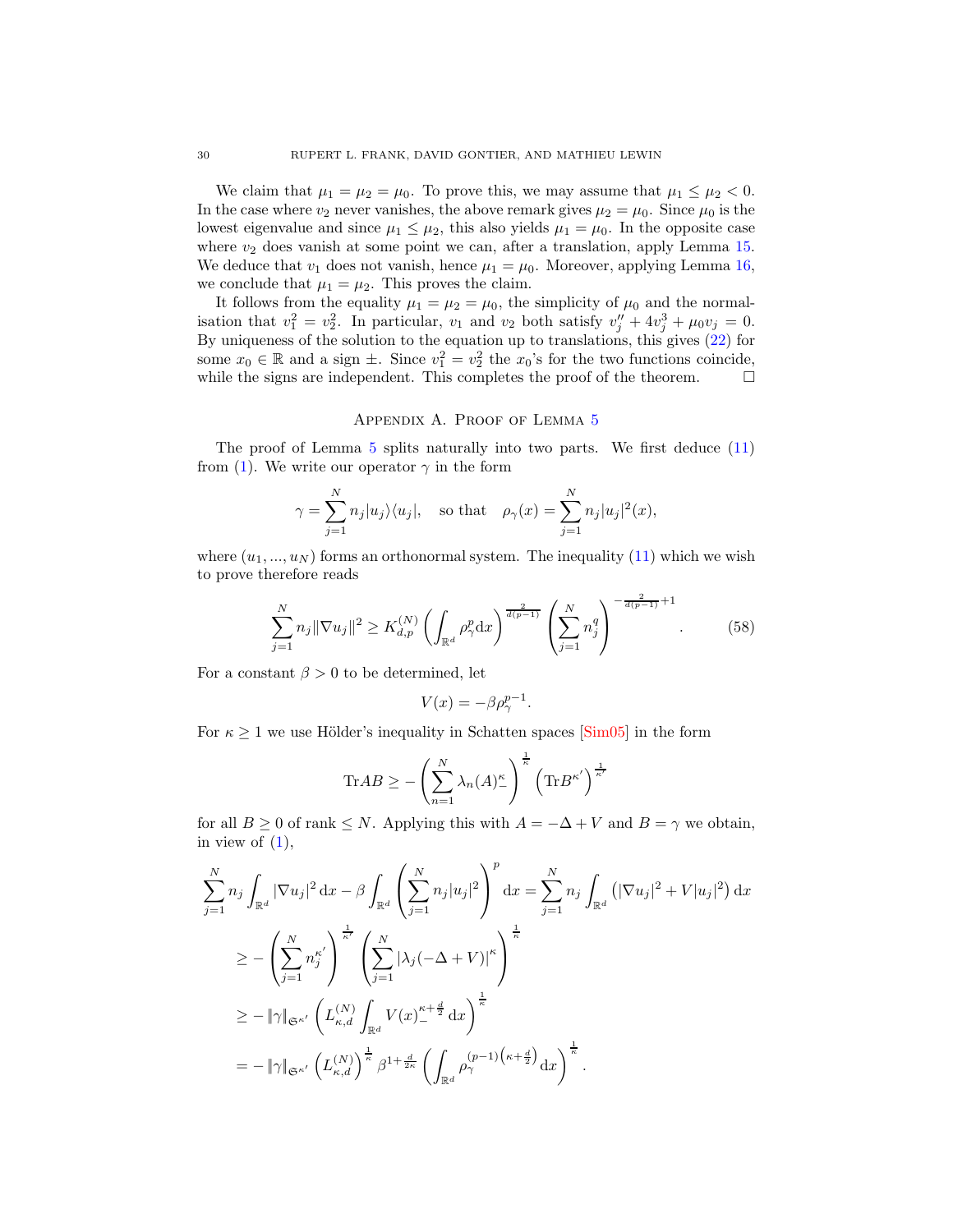We claim that $\mu_1 = \mu_2 = \mu_0$. To prove this, we may assume that $\mu_1 \leq \mu_2 < 0$. In the case where $v_2$ never vanishes, the above remark gives $\mu_2 = \mu_0$. Since $\mu_0$ is the lowest eigenvalue and since $\mu_1 \leq \mu_2$, this also yields $\mu_1 = \mu_0$. In the opposite case where $v_2$ does vanish at some point we can, after a translation, apply Lemma 15. We deduce that $v_1$ does not vanish, hence $\mu_1 = \mu_0$. Moreover, applying Lemma 16, we conclude that $\mu_1 = \mu_2$. This proves the claim.

It follows from the equality $\mu_1 = \mu_2 = \mu_0$, the simplicity of $\mu_0$ and the normalisation that $v_1^2 = v_2^2$. In particular, $v_1$ and $v_2$ both satisfy $v_j'' + 4v_j^3 + \mu_0 v_j = 0$. By uniqueness of the solution to the equation up to translations, this gives (22) for some $x_0 \in \mathbb{R}$ and a sign $\pm$. Since $v_1^2 = v_2^2$ the $x_0$'s for the two functions coincide, while the signs are independent. This completes the proof of the theorem. □

## Appendix A. Proof of Lemma 5

The proof of Lemma 5 splits naturally into two parts. We first deduce (11) from (1). We write our operator $\gamma$ in the form

$$\gamma = \sum_{j=1}^N n_j |u_j\rangle\langle u_j|, \quad \text{so that} \quad \rho_\gamma(x) = \sum_{j=1}^N n_j |u_j|^2(x),$$

where $(u_1, ..., u_N)$ forms an orthonormal system. The inequality (11) which we wish to prove therefore reads

$$\sum_{j=1}^N n_j \|\nabla u_j\|^2 \geq K_{d,p}^{(N)} \left( \int_{\mathbb{R}^d} \rho_\gamma^p \mathrm{d}x \right)^{\frac{2}{d(p-1)}} \left( \sum_{j=1}^N n_j^q \right)^{-\frac{2}{d(p-1)}+1}. \tag{58}$$

For a constant $\beta > 0$ to be determined, let

$$V(x) = -\beta \rho_\gamma^{p-1}.$$

For $\kappa \geq 1$ we use Hölder's inequality in Schatten spaces [Sim05] in the form

$$\mathrm{Tr} AB \geq -\left( \sum_{n=1}^N \lambda_n(A)_-^\kappa \right)^{\frac{1}{\kappa}} \left( \mathrm{Tr} B^{\kappa'} \right)^{\frac{1}{\kappa'}}$$

for all $B \geq 0$ of rank $\leq N$. Applying this with $A = -\Delta + V$ and $B = \gamma$ we obtain, in view of (1),

$$\begin{aligned}
\sum_{j=1}^N n_j \int_{\mathbb{R}^d} |\nabla u_j|^2 \,\mathrm{d}x - \beta \int_{\mathbb{R}^d} \left( \sum_{j=1}^N n_j |u_j|^2 \right)^p \mathrm{d}x &= \sum_{j=1}^N n_j \int_{\mathbb{R}^d} \left( |\nabla u_j|^2 + V|u_j|^2 \right) \mathrm{d}x \\
&\geq -\left( \sum_{j=1}^N n_j^{\kappa'} \right)^{\frac{1}{\kappa'}} \left( \sum_{j=1}^N |\lambda_j(-\Delta + V)|^\kappa \right)^{\frac{1}{\kappa}} \\
&\geq -\|\gamma\|_{\mathfrak{S}^{\kappa'}} \left( L_{\kappa,d}^{(N)} \int_{\mathbb{R}^d} V(x)_-^{\kappa + \frac{d}{2}} \,\mathrm{d}x \right)^{\frac{1}{\kappa}} \\
&= -\|\gamma\|_{\mathfrak{S}^{\kappa'}} \left( L_{\kappa,d}^{(N)} \right)^{\frac{1}{\kappa}} \beta^{1+\frac{d}{2\kappa}} \left( \int_{\mathbb{R}^d} \rho_\gamma^{(p-1)\left(\kappa + \frac{d}{2}\right)} \mathrm{d}x \right)^{\frac{1}{\kappa}}.
\end{aligned}$$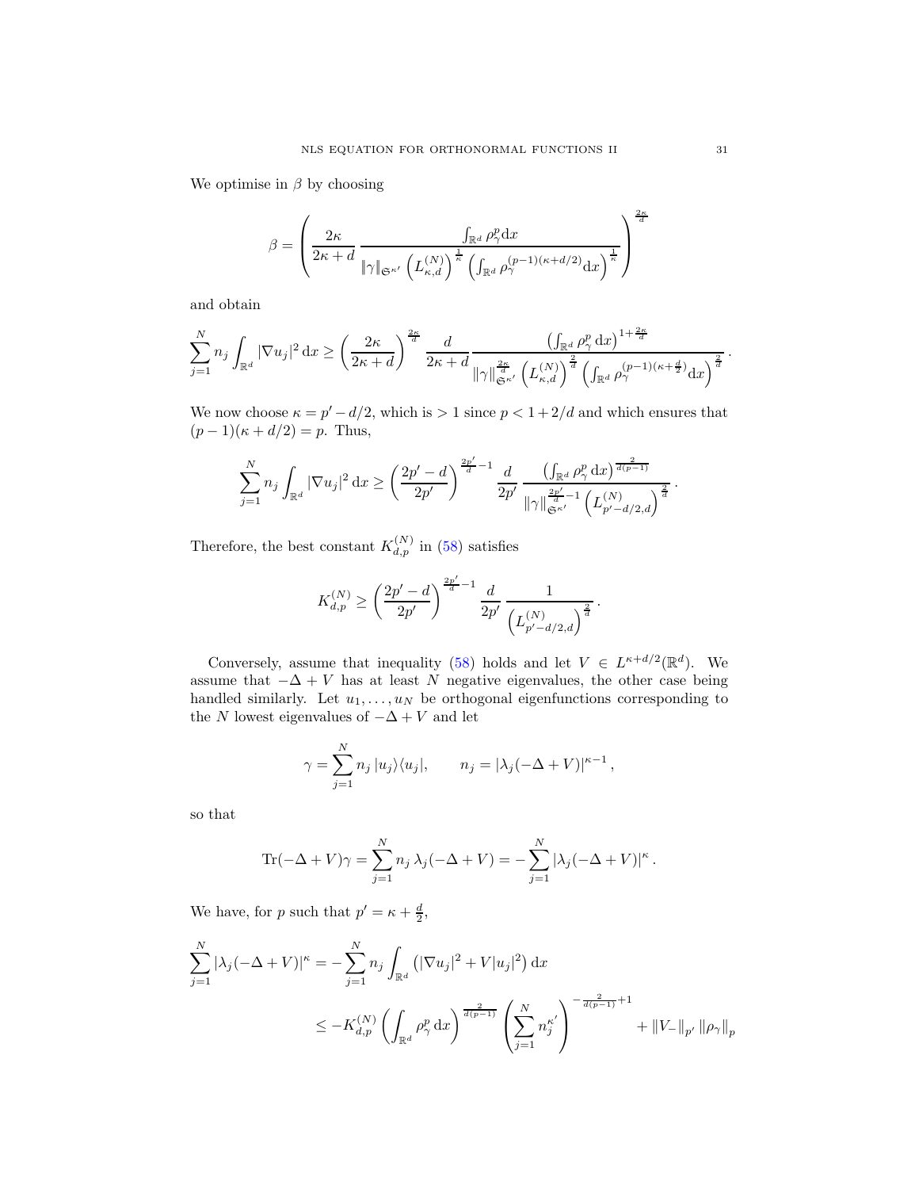We optimise in $\beta$ by choosing

$$\beta = \left( \frac{2\kappa}{2\kappa + d} \, \frac{\int_{\mathbb{R}^d} \rho_\gamma^p \mathrm{d}x}{\|\gamma\|_{\mathfrak{S}^{\kappa'}} \left(L_{\kappa,d}^{(N)}\right)^{\frac{1}{\kappa}} \left(\int_{\mathbb{R}^d} \rho_\gamma^{(p-1)(\kappa+d/2)} \mathrm{d}x\right)^{\frac{1}{\kappa}}} \right)^{\frac{2\kappa}{d}}$$

and obtain

$$\sum_{j=1}^N n_j \int_{\mathbb{R}^d} |\nabla u_j|^2 \, \mathrm{d}x \geq \left(\frac{2\kappa}{2\kappa+d}\right)^{\frac{2\kappa}{d}} \frac{d}{2\kappa+d} \frac{\left(\int_{\mathbb{R}^d} \rho_\gamma^p \, \mathrm{d}x\right)^{1+\frac{2\kappa}{d}}}{\|\gamma\|_{\mathfrak{S}^{\kappa'}}^{\frac{2\kappa}{d}} \left(L_{\kappa,d}^{(N)}\right)^{\frac{2}{d}} \left(\int_{\mathbb{R}^d} \rho_\gamma^{(p-1)(\kappa+\frac{d}{2})} \mathrm{d}x\right)^{\frac{2}{d}}}.$$

We now choose $\kappa = p' - d/2$, which is $> 1$ since $p < 1 + 2/d$ and which ensures that $(p-1)(\kappa + d/2) = p$. Thus,

$$\sum_{j=1}^N n_j \int_{\mathbb{R}^d} |\nabla u_j|^2 \, \mathrm{d}x \geq \left(\frac{2p'-d}{2p'}\right)^{\frac{2p'}{d}-1} \frac{d}{2p'} \frac{\left(\int_{\mathbb{R}^d} \rho_\gamma^p \, \mathrm{d}x\right)^{\frac{2}{d(p-1)}}}{\|\gamma\|_{\mathfrak{S}^{\kappa'}}^{\frac{2p'}{d}-1} \left(L_{p'-d/2,d}^{(N)}\right)^{\frac{2}{d}}}.$$

Therefore, the best constant $K_{d,p}^{(N)}$ in (58) satisfies

$$K_{d,p}^{(N)} \geq \left(\frac{2p'-d}{2p'}\right)^{\frac{2p'}{d}-1} \frac{d}{2p'} \frac{1}{\left(L_{p'-d/2,d}^{(N)}\right)^{\frac{2}{d}}}.$$

Conversely, assume that inequality (58) holds and let $V \in L^{\kappa+d/2}(\mathbb{R}^d)$. We assume that $-\Delta + V$ has at least $N$ negative eigenvalues, the other case being handled similarly. Let $u_1, \ldots, u_N$ be orthogonal eigenfunctions corresponding to the $N$ lowest eigenvalues of $-\Delta + V$ and let

$$\gamma = \sum_{j=1}^N n_j \, |u_j\rangle\langle u_j|, \qquad n_j = |\lambda_j(-\Delta + V)|^{\kappa-1},$$

so that

$$\mathrm{Tr}(-\Delta + V)\gamma = \sum_{j=1}^N n_j \, \lambda_j(-\Delta + V) = -\sum_{j=1}^N |\lambda_j(-\Delta + V)|^\kappa.$$

We have, for $p$ such that $p' = \kappa + \frac{d}{2}$,

$$\begin{aligned}
\sum_{j=1}^N |\lambda_j(-\Delta + V)|^\kappa &= -\sum_{j=1}^N n_j \int_{\mathbb{R}^d} \left(|\nabla u_j|^2 + V|u_j|^2\right) \mathrm{d}x \\
&\leq -K_{d,p}^{(N)} \left(\int_{\mathbb{R}^d} \rho_\gamma^p \, \mathrm{d}x\right)^{\frac{2}{d(p-1)}} \left(\sum_{j=1}^N n_j^{\kappa'}\right)^{-\frac{2}{d(p-1)}+1} + \|V_-\|_{p'} \|\rho_\gamma\|_p
\end{aligned}$$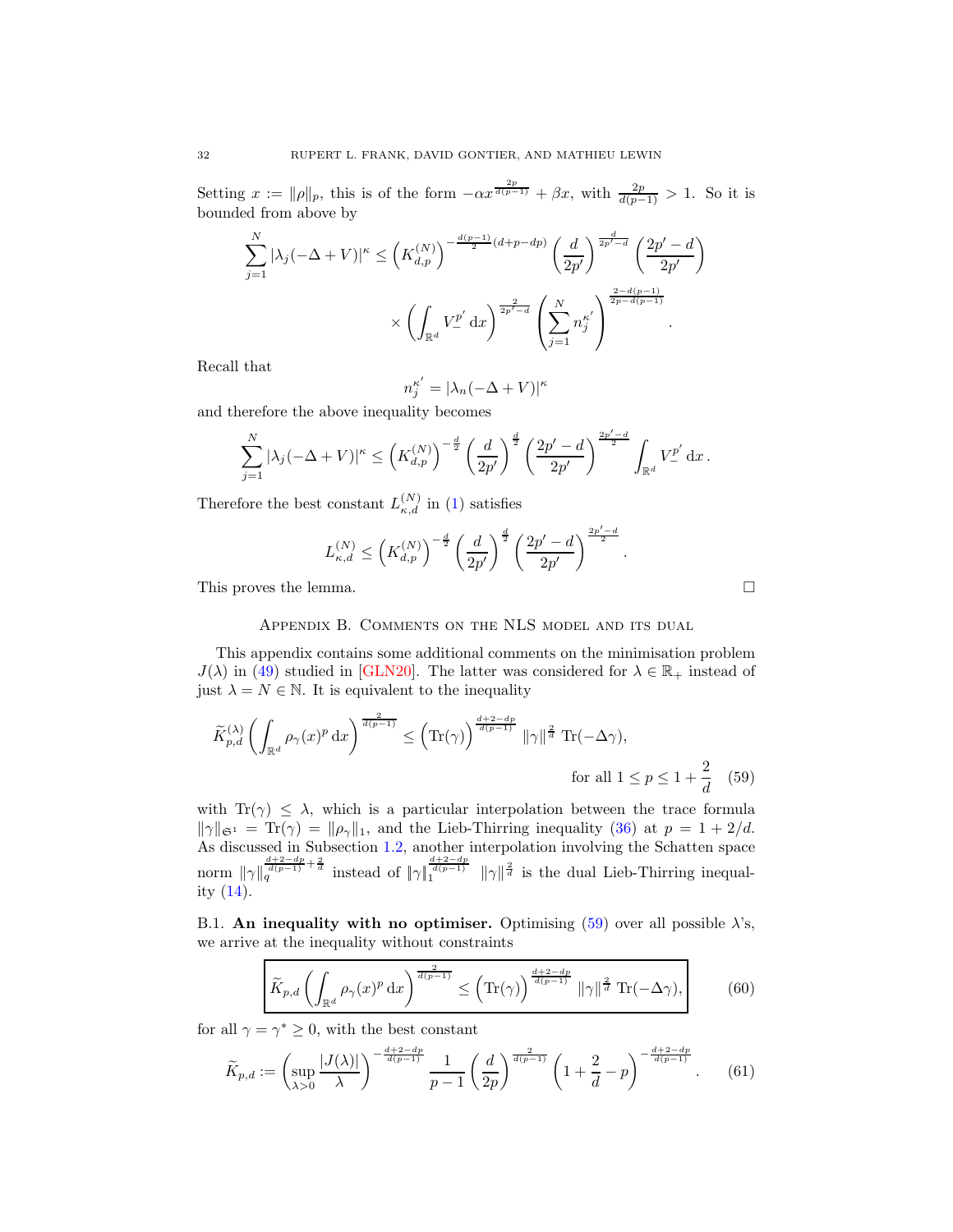Setting $x := \|\rho\|_p$, this is of the form $-\alpha x^{\frac{2p}{d(p-1)}} + \beta x$, with $\frac{2p}{d(p-1)} > 1$. So it is bounded from above by

$$\sum_{j=1}^{N} |\lambda_j(-\Delta + V)|^\kappa \leq \left(K_{d,p}^{(N)}\right)^{-\frac{d(p-1)}{2}(d+p-dp)} \left(\frac{d}{2p'}\right)^{\frac{d}{2p'-d}} \left(\frac{2p'-d}{2p'}\right)$$
$$\times \left(\int_{\mathbb{R}^d} V_-^{p'}\,\mathrm{d}x\right)^{\frac{2}{2p'-d}} \left(\sum_{j=1}^{N} n_j^{\kappa'}\right)^{\frac{2-d(p-1)}{2p-d(p-1)}}.$$

Recall that

$$n_j^{\kappa'} = |\lambda_n(-\Delta + V)|^\kappa$$

and therefore the above inequality becomes

$$\sum_{j=1}^{N} |\lambda_j(-\Delta + V)|^\kappa \leq \left(K_{d,p}^{(N)}\right)^{-\frac{d}{2}} \left(\frac{d}{2p'}\right)^{\frac{d}{2}} \left(\frac{2p'-d}{2p'}\right)^{\frac{2p'-d}{2}} \int_{\mathbb{R}^d} V_-^{p'}\,\mathrm{d}x\,.$$

Therefore the best constant $L_{\kappa,d}^{(N)}$ in (1) satisfies

$$L_{\kappa,d}^{(N)} \leq \left(K_{d,p}^{(N)}\right)^{-\frac{d}{2}} \left(\frac{d}{2p'}\right)^{\frac{d}{2}} \left(\frac{2p'-d}{2p'}\right)^{\frac{2p'-d}{2}}.$$

This proves the lemma. □

## Appendix B. Comments on the NLS model and its dual

This appendix contains some additional comments on the minimisation problem $J(\lambda)$ in (49) studied in [GLN20]. The latter was considered for $\lambda \in \mathbb{R}_+$ instead of just $\lambda = N \in \mathbb{N}$. It is equivalent to the inequality

$$\widetilde{K}_{p,d}^{(\lambda)} \left(\int_{\mathbb{R}^d} \rho_\gamma(x)^p\,\mathrm{d}x\right)^{\frac{2}{d(p-1)}} \leq \Big(\mathrm{Tr}(\gamma)\Big)^{\frac{d+2-dp}{d(p-1)}} \|\gamma\|^{\frac{2}{d}}\ \mathrm{Tr}(-\Delta\gamma),$$
$$\text{for all } 1 \leq p \leq 1 + \frac{2}{d} \quad (59)$$

with $\mathrm{Tr}(\gamma) \leq \lambda$, which is a particular interpolation between the trace formula $\|\gamma\|_{\mathfrak{S}^1} = \mathrm{Tr}(\gamma) = \|\rho_\gamma\|_1$, and the Lieb-Thirring inequality (36) at $p = 1 + 2/d$. As discussed in Subsection 1.2, another interpolation involving the Schatten space norm $\|\gamma\|_q^{\frac{d+2-dp}{d(p-1)}+\frac{2}{d}}$ instead of $\|\gamma\|_1^{\frac{d+2-dp}{d(p-1)}} \|\gamma\|^{\frac{2}{d}}$ is the dual Lieb-Thirring inequality (14).

B.1. **An inequality with no optimiser.** Optimising (59) over all possible $\lambda$'s, we arrive at the inequality without constraints

$$\boxed{\widetilde{K}_{p,d} \left(\int_{\mathbb{R}^d} \rho_\gamma(x)^p\,\mathrm{d}x\right)^{\frac{2}{d(p-1)}} \leq \Big(\mathrm{Tr}(\gamma)\Big)^{\frac{d+2-dp}{d(p-1)}} \|\gamma\|^{\frac{2}{d}}\ \mathrm{Tr}(-\Delta\gamma),} \quad (60)$$

for all $\gamma = \gamma^* \geq 0$, with the best constant

$$\widetilde{K}_{p,d} := \left(\sup_{\lambda>0} \frac{|J(\lambda)|}{\lambda}\right)^{-\frac{d+2-dp}{d(p-1)}} \frac{1}{p-1} \left(\frac{d}{2p}\right)^{\frac{2}{d(p-1)}} \left(1 + \frac{2}{d} - p\right)^{-\frac{d+2-dp}{d(p-1)}}. \quad (61)$$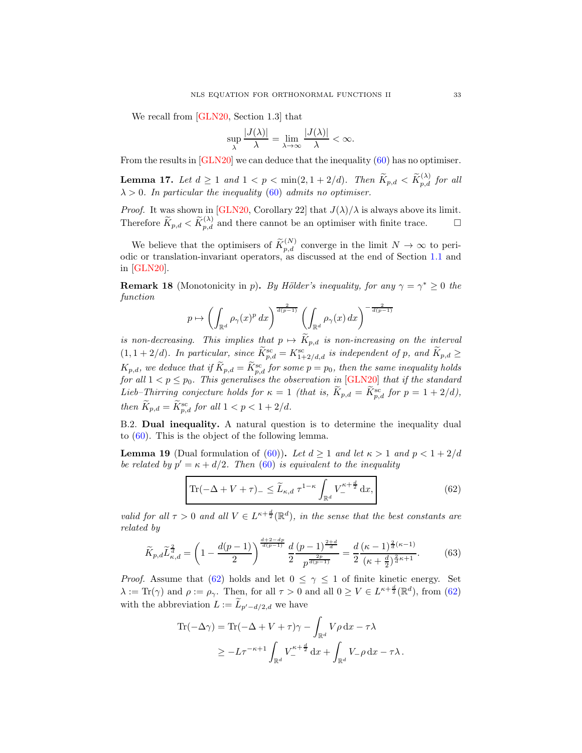We recall from [GLN20, Section 1.3] that

$$\sup_{\lambda} \frac{|J(\lambda)|}{\lambda} = \lim_{\lambda\to\infty} \frac{|J(\lambda)|}{\lambda} < \infty.$$

From the results in [GLN20] we can deduce that the inequality (60) has no optimiser.

**Lemma 17.** *Let $d \geq 1$ and $1 < p < \min(2, 1+2/d)$. Then $\widetilde{K}_{p,d} < \widetilde{K}^{(\lambda)}_{p,d}$ for all $\lambda > 0$. In particular the inequality (60) admits no optimiser.*

*Proof.* It was shown in [GLN20, Corollary 22] that $J(\lambda)/\lambda$ is always above its limit. Therefore $\widetilde{K}_{p,d} < \widetilde{K}^{(\lambda)}_{p,d}$ and there cannot be an optimiser with finite trace. □

We believe that the optimisers of $\widetilde{K}^{(N)}_{p,d}$ converge in the limit $N \to \infty$ to periodic or translation-invariant operators, as discussed at the end of Section 1.1 and in [GLN20].

**Remark 18** (Monotonicity in $p$)**.** *By Hölder's inequality, for any $\gamma = \gamma^* \geq 0$ the function*

$$p \mapsto \left( \int_{\mathbb{R}^d} \rho_\gamma(x)^p \, dx \right)^{\frac{2}{d(p-1)}} \left( \int_{\mathbb{R}^d} \rho_\gamma(x) \, dx \right)^{-\frac{2}{d(p-1)}}$$

*is non-decreasing. This implies that $p \mapsto \widetilde{K}_{p,d}$ is non-increasing on the interval $(1, 1+2/d)$. In particular, since $\widetilde{K}^{\rm sc}_{p,d} = K^{\rm sc}_{1+2/d,d}$ is independent of $p$, and $\widetilde{K}_{p,d} \geq K_{p,d}$, we deduce that if $\widetilde{K}_{p,d} = \widetilde{K}^{\rm sc}_{p,d}$ for some $p = p_0$, then the same inequality holds for all $1 < p \leq p_0$. This generalises the observation in [GLN20] that if the standard Lieb–Thirring conjecture holds for $\kappa = 1$ (that is, $\widetilde{K}_{p,d} = \widetilde{K}^{\rm sc}_{p,d}$ for $p = 1 + 2/d$), then $\widetilde{K}_{p,d} = \widetilde{K}^{\rm sc}_{p,d}$ for all $1 < p < 1 + 2/d$.*

B.2. **Dual inequality.** A natural question is to determine the inequality dual to (60). This is the object of the following lemma.

**Lemma 19** (Dual formulation of (60))**.** *Let $d \geq 1$ and let $\kappa > 1$ and $p < 1 + 2/d$ be related by $p' = \kappa + d/2$. Then (60) is equivalent to the inequality*

$$\boxed{\operatorname{Tr}(-\Delta + V + \tau)_- \leq \widetilde{L}_{\kappa,d} \, \tau^{1-\kappa} \int_{\mathbb{R}^d} V_-^{\kappa+\frac{d}{2}} \, {\rm d}x,} \tag{62}$$

*valid for all $\tau > 0$ and all $V \in L^{\kappa+\frac{d}{2}}(\mathbb{R}^d)$, in the sense that the best constants are related by*

$$\widetilde{K}_{p,d} \widetilde{L}^{\frac{2}{d}}_{\kappa,d} = \left( 1 - \frac{d(p-1)}{2} \right)^{\frac{d+2-dp}{d(p-1)}} \frac{d}{2} \frac{(p-1)^{\frac{2+d}{d}}}{p^{\frac{2p}{d(p-1)}}} = \frac{d}{2} \frac{(\kappa-1)^{\frac{2}{d}(\kappa-1)}}{(\kappa+\frac{d}{2})^{\frac{2}{d}\kappa+1}}. \tag{63}$$

*Proof.* Assume that (62) holds and let $0 \leq \gamma \leq 1$ of finite kinetic energy. Set $\lambda := \operatorname{Tr}(\gamma)$ and $\rho := \rho_\gamma$. Then, for all $\tau > 0$ and all $0 \geq V \in L^{\kappa+\frac{d}{2}}(\mathbb{R}^d)$, from (62) with the abbreviation $L := \widetilde{L}_{p'-d/2,d}$ we have

$$\begin{aligned}
\operatorname{Tr}(-\Delta\gamma) &= \operatorname{Tr}(-\Delta + V + \tau)\gamma - \int_{\mathbb{R}^d} V\rho \, {\rm d}x - \tau\lambda \\
&\geq -L\tau^{-\kappa+1} \int_{\mathbb{R}^d} V_-^{\kappa+\frac{d}{2}} \, {\rm d}x + \int_{\mathbb{R}^d} V_-\rho \, {\rm d}x - \tau\lambda \, .
\end{aligned}$$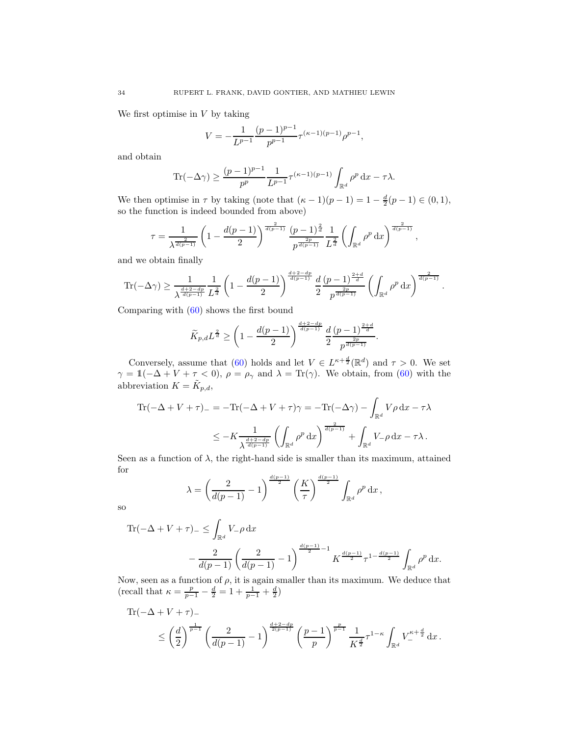We first optimise in $V$ by taking

$$V = -\frac{1}{L^{p-1}} \frac{(p-1)^{p-1}}{p^{p-1}} \tau^{(\kappa-1)(p-1)} \rho^{p-1},$$

and obtain

$$\operatorname{Tr}(-\Delta\gamma) \geq \frac{(p-1)^{p-1}}{p^p} \frac{1}{L^{p-1}} \tau^{(\kappa-1)(p-1)} \int_{\mathbb{R}^d} \rho^p \, \mathrm{d}x - \tau\lambda.$$

We then optimise in $\tau$ by taking (note that $(\kappa-1)(p-1) = 1 - \frac{d}{2}(p-1) \in (0,1)$, so the function is indeed bounded from above)

$$\tau = \frac{1}{\lambda^{\frac{2}{d(p-1)}}} \left(1 - \frac{d(p-1)}{2}\right)^{\frac{2}{d(p-1)}} \frac{(p-1)^{\frac{2}{d}}}{p^{\frac{2p}{d(p-1)}}} \frac{1}{L^{\frac{2}{d}}} \left(\int_{\mathbb{R}^d} \rho^p \, \mathrm{d}x\right)^{\frac{2}{d(p-1)}},$$

and we obtain finally

$$\operatorname{Tr}(-\Delta\gamma) \geq \frac{1}{\lambda^{\frac{d+2-dp}{d(p-1)}}} \frac{1}{L^{\frac{2}{d}}} \left(1 - \frac{d(p-1)}{2}\right)^{\frac{d+2-dp}{d(p-1)}} \frac{d}{2} \frac{(p-1)^{\frac{2+d}{d}}}{p^{\frac{2p}{d(p-1)}}} \left(\int_{\mathbb{R}^d} \rho^p \, \mathrm{d}x\right)^{\frac{2}{d(p-1)}}.$$

Comparing with (60) shows the first bound

$$\widetilde{K}_{p,d} L^{\frac{2}{d}} \geq \left(1 - \frac{d(p-1)}{2}\right)^{\frac{d+2-dp}{d(p-1)}} \frac{d}{2} \frac{(p-1)^{\frac{2+d}{d}}}{p^{\frac{2p}{d(p-1)}}}.$$

Conversely, assume that (60) holds and let $V \in L^{\kappa+\frac{d}{2}}(\mathbb{R}^d)$ and $\tau > 0$. We set $\gamma = \mathbb{1}(-\Delta + V + \tau < 0)$, $\rho = \rho_\gamma$ and $\lambda = \operatorname{Tr}(\gamma)$. We obtain, from (60) with the abbreviation $K = \tilde{K}_{p,d}$,

$$\begin{aligned}
\operatorname{Tr}(-\Delta + V + \tau)_- &= -\operatorname{Tr}(-\Delta + V + \tau)\gamma = -\operatorname{Tr}(-\Delta\gamma) - \int_{\mathbb{R}^d} V\rho \, \mathrm{d}x - \tau\lambda \\
&\leq -K \frac{1}{\lambda^{\frac{d+2-dp}{d(p-1)}}} \left(\int_{\mathbb{R}^d} \rho^p \, \mathrm{d}x\right)^{\frac{2}{d(p-1)}} + \int_{\mathbb{R}^d} V_-\rho \, \mathrm{d}x - \tau\lambda.
\end{aligned}$$

Seen as a function of $\lambda$, the right-hand side is smaller than its maximum, attained for

$$\lambda = \left(\frac{2}{d(p-1)} - 1\right)^{\frac{d(p-1)}{2}} \left(\frac{K}{\tau}\right)^{\frac{d(p-1)}{2}} \int_{\mathbb{R}^d} \rho^p \, \mathrm{d}x,$$

so

$$\begin{aligned}
\operatorname{Tr}(-\Delta + V + \tau)_- &\leq \int_{\mathbb{R}^d} V_-\rho \, \mathrm{d}x \\
&\qquad - \frac{2}{d(p-1)} \left(\frac{2}{d(p-1)} - 1\right)^{\frac{d(p-1)}{2} - 1} K^{\frac{d(p-1)}{2}} \tau^{1 - \frac{d(p-1)}{2}} \int_{\mathbb{R}^d} \rho^p \, \mathrm{d}x.
\end{aligned}$$

Now, seen as a function of $\rho$, it is again smaller than its maximum. We deduce that (recall that $\kappa = \frac{p}{p-1} - \frac{d}{2} = 1 + \frac{1}{p-1} + \frac{d}{2}$)

$$\begin{aligned}
&\operatorname{Tr}(-\Delta + V + \tau)_- \\
&\qquad \leq \left(\frac{d}{2}\right)^{\frac{1}{p-1}} \left(\frac{2}{d(p-1)} - 1\right)^{\frac{d+2-dp}{2(p-1)}} \left(\frac{p-1}{p}\right)^{\frac{p}{p-1}} \frac{1}{K^{\frac{d}{2}}} \tau^{1-\kappa} \int_{\mathbb{R}^d} V_-^{\kappa+\frac{d}{2}} \, \mathrm{d}x.
\end{aligned}$$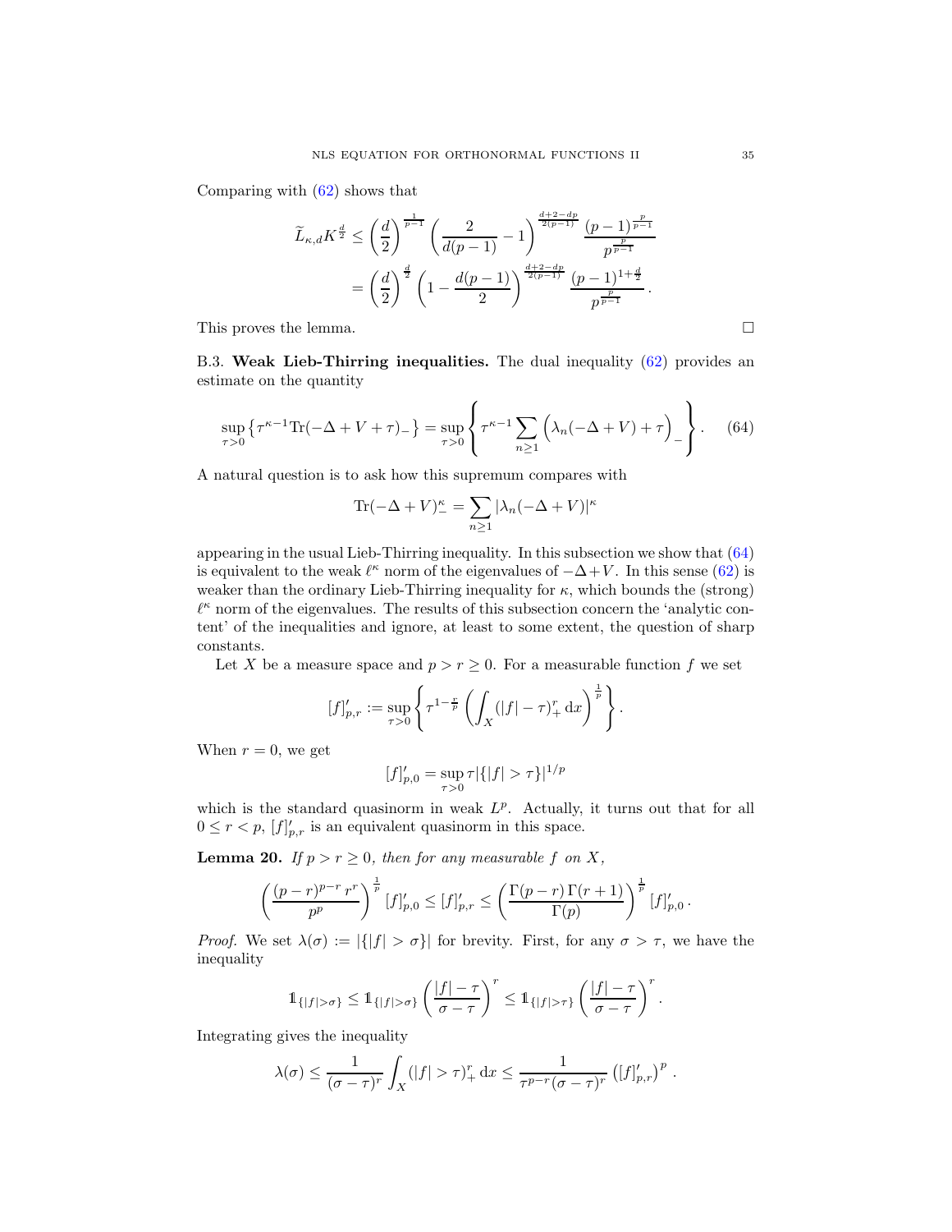Comparing with (62) shows that

$$
\begin{aligned}
\widetilde{L}_{\kappa,d} K^{\frac{d}{2}} &\leq \left(\frac{d}{2}\right)^{\frac{1}{p-1}} \left(\frac{2}{d(p-1)} - 1\right)^{\frac{d+2-dp}{2(p-1)}} \frac{(p-1)^{\frac{p}{p-1}}}{p^{\frac{p}{p-1}}} \\
&= \left(\frac{d}{2}\right)^{\frac{d}{2}} \left(1 - \frac{d(p-1)}{2}\right)^{\frac{d+2-dp}{2(p-1)}} \frac{(p-1)^{1+\frac{d}{2}}}{p^{\frac{p}{p-1}}}.
\end{aligned}
$$

This proves the lemma. $\square$

B.3. **Weak Lieb-Thirring inequalities.** The dual inequality (62) provides an estimate on the quantity

$$
\sup_{\tau>0} \left\{ \tau^{\kappa-1} \mathrm{Tr}(-\Delta + V + \tau)_- \right\} = \sup_{\tau>0} \left\{ \tau^{\kappa-1} \sum_{n\geq 1} \Big( \lambda_n(-\Delta+V) + \tau \Big)_- \right\}. \tag{64}
$$

A natural question is to ask how this supremum compares with

$$
\mathrm{Tr}(-\Delta+V)_-^{\kappa} = \sum_{n\geq 1} |\lambda_n(-\Delta+V)|^{\kappa}
$$

appearing in the usual Lieb-Thirring inequality. In this subsection we show that (64) is equivalent to the weak $\ell^\kappa$ norm of the eigenvalues of $-\Delta+V$. In this sense (62) is weaker than the ordinary Lieb-Thirring inequality for $\kappa$, which bounds the (strong) $\ell^\kappa$ norm of the eigenvalues. The results of this subsection concern the 'analytic content' of the inequalities and ignore, at least to some extent, the question of sharp constants.

Let $X$ be a measure space and $p > r \geq 0$. For a measurable function $f$ we set

$$
[f]'_{p,r} := \sup_{\tau>0} \left\{ \tau^{1-\frac{r}{p}} \left( \int_X (|f| - \tau)_+^r \,\mathrm{d}x \right)^{\frac{1}{p}} \right\}.
$$

When $r = 0$, we get

$$
[f]'_{p,0} = \sup_{\tau>0} \tau |\{|f| > \tau\}|^{1/p}
$$

which is the standard quasinorm in weak $L^p$. Actually, it turns out that for all $0 \leq r < p$, $[f]'_{p,r}$ is an equivalent quasinorm in this space.

**Lemma 20.** *If $p > r \geq 0$, then for any measurable $f$ on $X$,*

$$
\left( \frac{(p-r)^{p-r}\, r^r}{p^p} \right)^{\frac{1}{p}} [f]'_{p,0} \leq [f]'_{p,r} \leq \left( \frac{\Gamma(p-r)\,\Gamma(r+1)}{\Gamma(p)} \right)^{\frac{1}{p}} [f]'_{p,0}\,.
$$

*Proof.* We set $\lambda(\sigma) := |\{|f| > \sigma\}|$ for brevity. First, for any $\sigma > \tau$, we have the inequality

$$
\mathbb{1}_{\{|f|>\sigma\}} \leq \mathbb{1}_{\{|f|>\sigma\}} \left( \frac{|f| - \tau}{\sigma - \tau} \right)^r \leq \mathbb{1}_{\{|f|>\tau\}} \left( \frac{|f| - \tau}{\sigma - \tau} \right)^r.
$$

Integrating gives the inequality

$$
\lambda(\sigma) \leq \frac{1}{(\sigma-\tau)^r} \int_X (|f| > \tau)_+^r \,\mathrm{d}x \leq \frac{1}{\tau^{p-r}(\sigma-\tau)^r} \left( [f]'_{p,r} \right)^p.
$$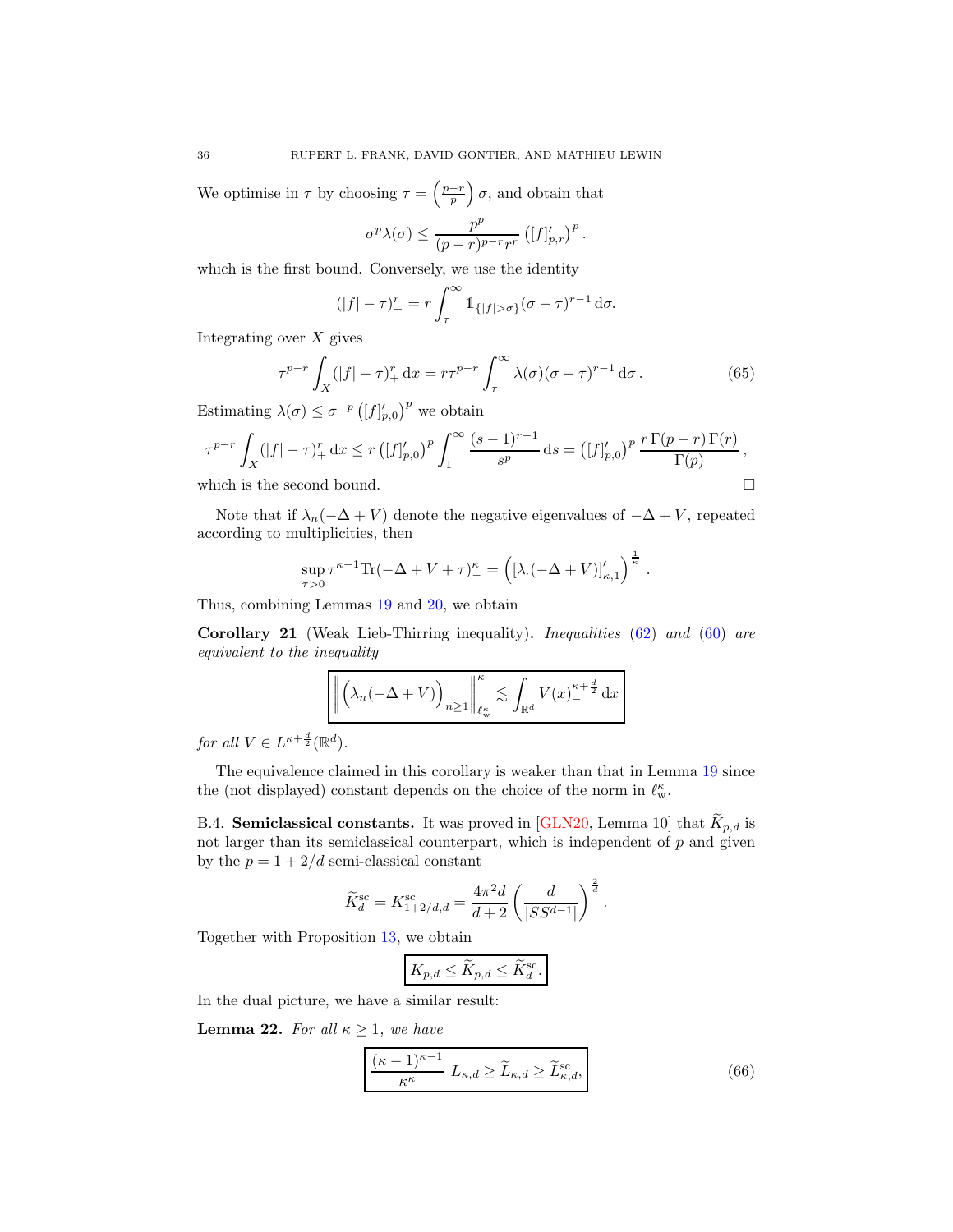We optimise in $\tau$ by choosing $\tau = \left(\frac{p-r}{p}\right)\sigma$, and obtain that

$$\sigma^p \lambda(\sigma) \leq \frac{p^p}{(p-r)^{p-r} r^r} \left([f]'_{p,r}\right)^p .$$

which is the first bound. Conversely, we use the identity

$$(|f| - \tau)_+^r = r \int_\tau^\infty \mathbb{1}_{\{|f|>\sigma\}} (\sigma - \tau)^{r-1} \, \mathrm{d}\sigma.$$

Integrating over $X$ gives

$$\tau^{p-r} \int_X (|f| - \tau)_+^r \, \mathrm{d}x = r \tau^{p-r} \int_\tau^\infty \lambda(\sigma)(\sigma - \tau)^{r-1} \, \mathrm{d}\sigma \,. \tag{65}$$

Estimating $\lambda(\sigma) \leq \sigma^{-p} \left([f]'_{p,0}\right)^p$ we obtain

$$\tau^{p-r} \int_X (|f| - \tau)_+^r \, \mathrm{d}x \leq r \left([f]'_{p,0}\right)^p \int_1^\infty \frac{(s-1)^{r-1}}{s^p} \, \mathrm{d}s = \left([f]'_{p,0}\right)^p \frac{r \, \Gamma(p-r) \, \Gamma(r)}{\Gamma(p)} \,,$$

which is the second bound. □

Note that if $\lambda_n(-\Delta + V)$ denote the negative eigenvalues of $-\Delta + V$, repeated according to multiplicities, then

$$\sup_{\tau > 0} \tau^{\kappa - 1} \mathrm{Tr}(-\Delta + V + \tau)_-^\kappa = \left( [\lambda_\cdot(-\Delta + V)]'_{\kappa,1} \right)^{\frac{1}{\kappa}} .$$

Thus, combining Lemmas 19 and 20, we obtain

**Corollary 21** (Weak Lieb-Thirring inequality)**.** *Inequalities* (62) *and* (60) *are equivalent to the inequality*

$$\boxed{\left\| \Big( \lambda_n(-\Delta + V) \Big)_{n \geq 1} \right\|_{\ell^\kappa_{\mathrm{w}}}^\kappa \lesssim \int_{\mathbb{R}^d} V(x)_-^{\kappa + \frac{d}{2}} \, \mathrm{d}x}$$

*for all* $V \in L^{\kappa + \frac{d}{2}}(\mathbb{R}^d)$.

The equivalence claimed in this corollary is weaker than that in Lemma 19 since the (not displayed) constant depends on the choice of the norm in $\ell^\kappa_{\mathrm{w}}$.

B.4. **Semiclassical constants.** It was proved in [GLN20, Lemma 10] that $\widetilde{K}_{p,d}$ is not larger than its semiclassical counterpart, which is independent of $p$ and given by the $p = 1 + 2/d$ semi-classical constant

$$\widetilde{K}_d^{\mathrm{sc}} = K_{1+2/d,d}^{\mathrm{sc}} = \frac{4\pi^2 d}{d+2} \left( \frac{d}{|SS^{d-1}|} \right)^{\frac{2}{d}} .$$

Together with Proposition 13, we obtain

$$\boxed{K_{p,d} \leq \widetilde{K}_{p,d} \leq \widetilde{K}_d^{\mathrm{sc}}.}$$

In the dual picture, we have a similar result:

**Lemma 22.** *For all* $\kappa \geq 1$*, we have*

$$\boxed{\frac{(\kappa-1)^{\kappa-1}}{\kappa^\kappa} \, L_{\kappa,d} \geq \widetilde{L}_{\kappa,d} \geq \widetilde{L}_{\kappa,d}^{\mathrm{sc}},} \tag{66}$$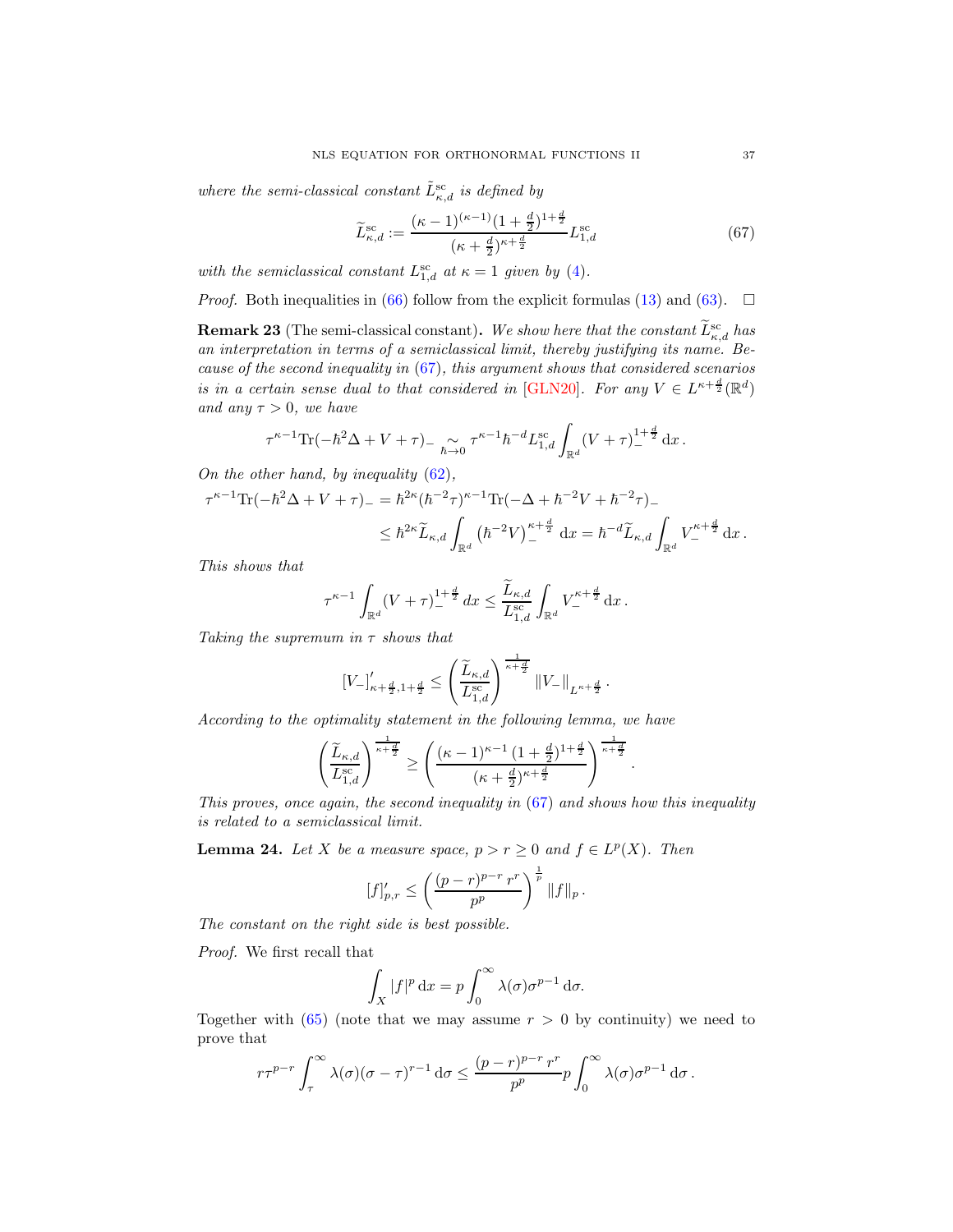*where the semi-classical constant $\tilde{L}^{\rm sc}_{\kappa,d}$ is defined by*

$$\widetilde{L}^{\rm sc}_{\kappa,d} := \frac{(\kappa-1)^{(\kappa-1)}(1+\frac{d}{2})^{1+\frac{d}{2}}}{(\kappa+\frac{d}{2})^{\kappa+\frac{d}{2}}} L^{\rm sc}_{1,d} \tag{67}$$

*with the semiclassical constant $L^{\rm sc}_{1,d}$ at $\kappa = 1$ given by (4).*

*Proof.* Both inequalities in (66) follow from the explicit formulas (13) and (63). $\square$

**Remark 23** (The semi-classical constant)**.** *We show here that the constant $\widetilde{L}^{\rm sc}_{\kappa,d}$ has an interpretation in terms of a semiclassical limit, thereby justifying its name. Because of the second inequality in (67), this argument shows that considered scenarios is in a certain sense dual to that considered in [GLN20]. For any $V \in L^{\kappa+\frac{d}{2}}(\mathbb{R}^d)$ and any $\tau > 0$, we have*

$$\tau^{\kappa-1}\mathrm{Tr}(-\hbar^2\Delta + V + \tau)_- \underset{\hbar\to 0}{\sim} \tau^{\kappa-1}\hbar^{-d}L^{\rm sc}_{1,d}\int_{\mathbb{R}^d}(V+\tau)_-^{1+\frac{d}{2}}\,\mathrm{d}x\,.$$

*On the other hand, by inequality (62),*

$$\begin{aligned}\tau^{\kappa-1}\mathrm{Tr}(-\hbar^2\Delta + V + \tau)_- &= \hbar^{2\kappa}(\hbar^{-2}\tau)^{\kappa-1}\mathrm{Tr}(-\Delta + \hbar^{-2}V + \hbar^{-2}\tau)_- \\ &\le \hbar^{2\kappa}\widetilde{L}_{\kappa,d}\int_{\mathbb{R}^d}\left(\hbar^{-2}V\right)_-^{\kappa+\frac{d}{2}}\,\mathrm{d}x = \hbar^{-d}\widetilde{L}_{\kappa,d}\int_{\mathbb{R}^d}V_-^{\kappa+\frac{d}{2}}\,\mathrm{d}x\,.\end{aligned}$$

*This shows that*

$$\tau^{\kappa-1}\int_{\mathbb{R}^d}(V+\tau)_-^{1+\frac{d}{2}}\,dx \le \frac{\widetilde{L}_{\kappa,d}}{L^{\rm sc}_{1,d}}\int_{\mathbb{R}^d}V_-^{\kappa+\frac{d}{2}}\,\mathrm{d}x\,.$$

*Taking the supremum in $\tau$ shows that*

$$[V_-]'_{\kappa+\frac{d}{2},1+\frac{d}{2}} \le \left(\frac{\widetilde{L}_{\kappa,d}}{L^{\rm sc}_{1,d}}\right)^{\frac{1}{\kappa+\frac{d}{2}}}\|V_-\|_{L^{\kappa+\frac{d}{2}}}\,.$$

*According to the optimality statement in the following lemma, we have*

$$\left(\frac{\widetilde{L}_{\kappa,d}}{L^{\rm sc}_{1,d}}\right)^{\frac{1}{\kappa+\frac{d}{2}}} \ge \left(\frac{(\kappa-1)^{\kappa-1}(1+\frac{d}{2})^{1+\frac{d}{2}}}{(\kappa+\frac{d}{2})^{\kappa+\frac{d}{2}}}\right)^{\frac{1}{\kappa+\frac{d}{2}}}.$$

*This proves, once again, the second inequality in (67) and shows how this inequality is related to a semiclassical limit.*

**Lemma 24.** *Let $X$ be a measure space, $p > r \ge 0$ and $f \in L^p(X)$. Then*

$$[f]'_{p,r} \le \left(\frac{(p-r)^{p-r}\,r^r}{p^p}\right)^{\frac{1}{p}}\|f\|_p\,.$$

*The constant on the right side is best possible.*

*Proof.* We first recall that

$$\int_X |f|^p\,\mathrm{d}x = p\int_0^\infty \lambda(\sigma)\sigma^{p-1}\,\mathrm{d}\sigma.$$

Together with (65) (note that we may assume $r > 0$ by continuity) we need to prove that

$$r\tau^{p-r}\int_\tau^\infty \lambda(\sigma)(\sigma-\tau)^{r-1}\,\mathrm{d}\sigma \le \frac{(p-r)^{p-r}\,r^r}{p^p}p\int_0^\infty \lambda(\sigma)\sigma^{p-1}\,\mathrm{d}\sigma\,.$$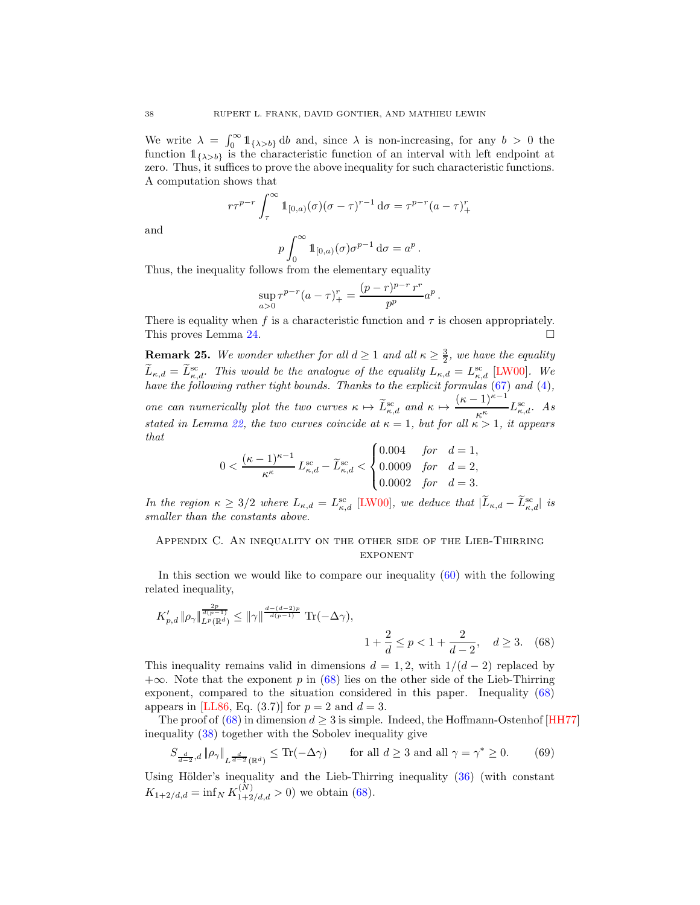We write $\lambda = \int_0^\infty \mathbb{1}_{\{\lambda > b\}}\,\mathrm{d}b$ and, since $\lambda$ is non-increasing, for any $b > 0$ the function $\mathbb{1}_{\{\lambda > b\}}$ is the characteristic function of an interval with left endpoint at zero. Thus, it suffices to prove the above inequality for such characteristic functions. A computation shows that

$$r\tau^{p-r}\int_\tau^\infty \mathbb{1}_{[0,a)}(\sigma)(\sigma-\tau)^{r-1}\,\mathrm{d}\sigma = \tau^{p-r}(a-\tau)_+^r$$

and

$$p\int_0^\infty \mathbb{1}_{[0,a)}(\sigma)\sigma^{p-1}\,\mathrm{d}\sigma = a^p\,.$$

Thus, the inequality follows from the elementary equality

$$\sup_{a>0}\tau^{p-r}(a-\tau)_+^r = \frac{(p-r)^{p-r}\,r^r}{p^p}a^p\,.$$

There is equality when $f$ is a characteristic function and $\tau$ is chosen appropriately. This proves Lemma 24. ∎

**Remark 25.** *We wonder whether for all $d \geq 1$ and all $\kappa \geq \frac{3}{2}$, we have the equality $\widetilde{L}_{\kappa,d} = \widetilde{L}^{\rm sc}_{\kappa,d}$. This would be the analogue of the equality $L_{\kappa,d} = L^{\rm sc}_{\kappa,d}$ [LW00]. We have the following rather tight bounds. Thanks to the explicit formulas (67) and (4), one can numerically plot the two curves $\kappa \mapsto \widetilde{L}^{\rm sc}_{\kappa,d}$ and $\kappa \mapsto \dfrac{(\kappa-1)^{\kappa-1}}{\kappa^\kappa}L^{\rm sc}_{\kappa,d}$. As stated in Lemma 22, the two curves coincide at $\kappa = 1$, but for all $\kappa > 1$, it appears that*

$$0 < \frac{(\kappa-1)^{\kappa-1}}{\kappa^\kappa}L^{\rm sc}_{\kappa,d} - \widetilde{L}^{\rm sc}_{\kappa,d} < \begin{cases} 0.004 & \text{for} \quad d=1,\\ 0.0009 & \text{for} \quad d=2,\\ 0.0002 & \text{for} \quad d=3.\end{cases}$$

*In the region $\kappa \geq 3/2$ where $L_{\kappa,d} = L^{\rm sc}_{\kappa,d}$ [LW00], we deduce that $|\widetilde{L}_{\kappa,d} - \widetilde{L}^{\rm sc}_{\kappa,d}|$ is smaller than the constants above.*

## Appendix C. An inequality on the other side of the Lieb-Thirring exponent

In this section we would like to compare our inequality (60) with the following related inequality,

$$K'_{p,d}\|\rho_\gamma\|_{L^p(\mathbb{R}^d)}^{\frac{2p}{d(p-1)}} \leq \|\gamma\|^{\frac{d-(d-2)p}{d(p-1)}}\ \mathrm{Tr}(-\Delta\gamma),$$
$$1+\frac{2}{d} \leq p < 1 + \frac{2}{d-2}, \quad d \geq 3. \qquad (68)$$

This inequality remains valid in dimensions $d = 1, 2$, with $1/(d-2)$ replaced by $+\infty$. Note that the exponent $p$ in (68) lies on the other side of the Lieb-Thirring exponent, compared to the situation considered in this paper. Inequality (68) appears in [LL86, Eq. (3.7)] for $p = 2$ and $d = 3$.

The proof of (68) in dimension $d \geq 3$ is simple. Indeed, the Hoffmann-Ostenhof [HH77] inequality (38) together with the Sobolev inequality give

$$S_{\frac{d}{d-2},d}\,\|\rho_\gamma\|_{L^{\frac{d}{d-2}}(\mathbb{R}^d)} \leq \mathrm{Tr}(-\Delta\gamma) \qquad \text{for all } d \geq 3 \text{ and all } \gamma = \gamma^* \geq 0. \qquad (69)$$

Using Hölder's inequality and the Lieb-Thirring inequality (36) (with constant $K_{1+2/d,d} = \inf_N K^{(N)}_{1+2/d,d} > 0$) we obtain (68).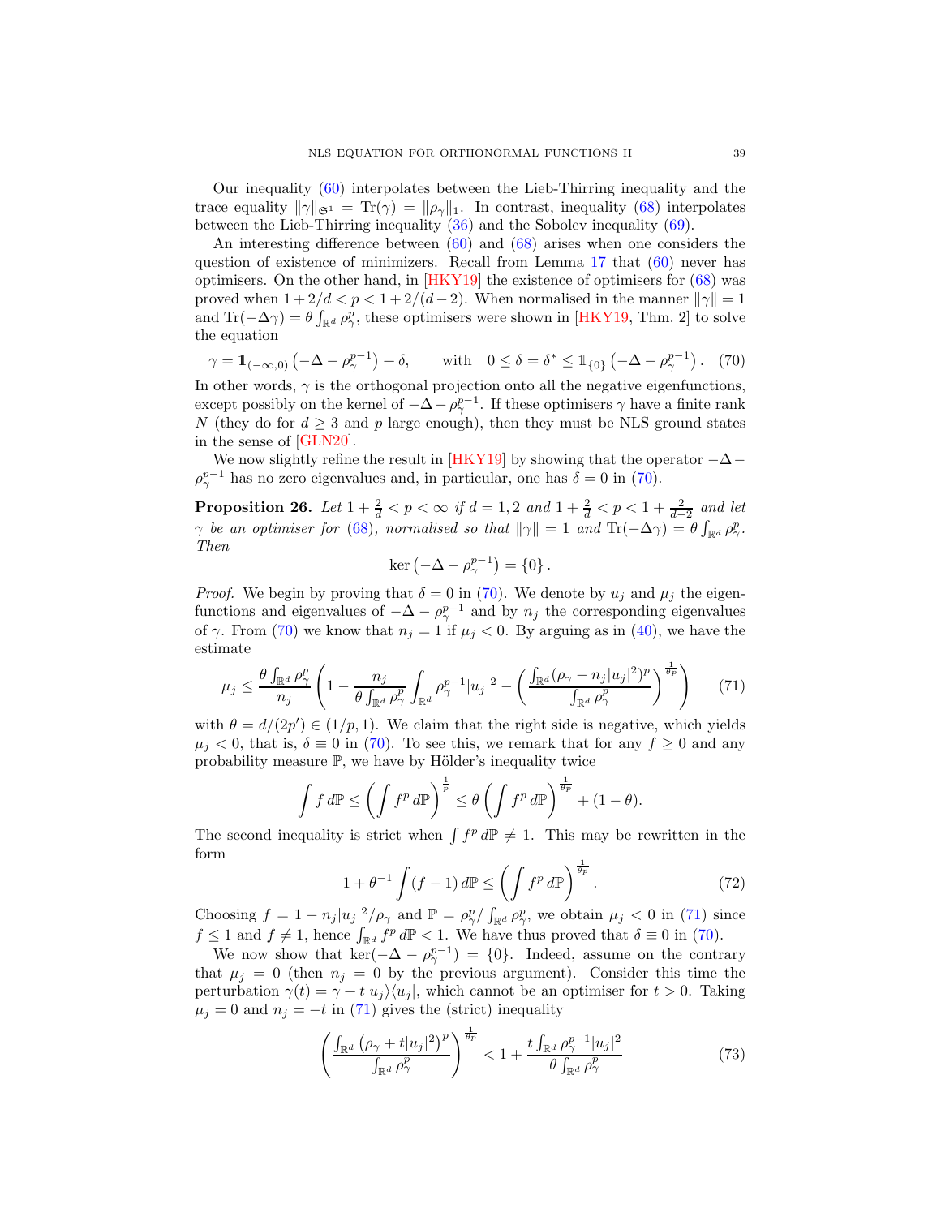Our inequality (60) interpolates between the Lieb-Thirring inequality and the trace equality $\|\gamma\|_{\mathfrak{S}^1} = \mathrm{Tr}(\gamma) = \|\rho_\gamma\|_1$. In contrast, inequality (68) interpolates between the Lieb-Thirring inequality (36) and the Sobolev inequality (69).

An interesting difference between (60) and (68) arises when one considers the question of existence of minimizers. Recall from Lemma 17 that (60) never has optimisers. On the other hand, in [HKY19] the existence of optimisers for (68) was proved when $1+2/d < p < 1+2/(d-2)$. When normalised in the manner $\|\gamma\| = 1$ and $\mathrm{Tr}(-\Delta\gamma) = \theta \int_{\mathbb{R}^d} \rho_\gamma^p$, these optimisers were shown in [HKY19, Thm. 2] to solve the equation

$$\gamma = \mathbb{1}_{(-\infty,0)}\left(-\Delta - \rho_\gamma^{p-1}\right) + \delta, \qquad \text{with} \quad 0 \le \delta = \delta^* \le \mathbb{1}_{\{0\}}\left(-\Delta - \rho_\gamma^{p-1}\right). \quad (70)$$

In other words, $\gamma$ is the orthogonal projection onto all the negative eigenfunctions, except possibly on the kernel of $-\Delta - \rho_\gamma^{p-1}$. If these optimisers $\gamma$ have a finite rank $N$ (they do for $d \ge 3$ and $p$ large enough), then they must be NLS ground states in the sense of [GLN20].

We now slightly refine the result in [HKY19] by showing that the operator $-\Delta - \rho_\gamma^{p-1}$ has no zero eigenvalues and, in particular, one has $\delta = 0$ in (70).

**Proposition 26.** *Let $1 + \frac{2}{d} < p < \infty$ if $d = 1, 2$ and $1 + \frac{2}{d} < p < 1 + \frac{2}{d-2}$ and let $\gamma$ be an optimiser for (68), normalised so that $\|\gamma\| = 1$ and $\mathrm{Tr}(-\Delta\gamma) = \theta \int_{\mathbb{R}^d} \rho_\gamma^p$. Then*

$$\ker\left(-\Delta - \rho_\gamma^{p-1}\right) = \{0\}.$$

*Proof.* We begin by proving that $\delta = 0$ in (70). We denote by $u_j$ and $\mu_j$ the eigenfunctions and eigenvalues of $-\Delta - \rho_\gamma^{p-1}$ and by $n_j$ the corresponding eigenvalues of $\gamma$. From (70) we know that $n_j = 1$ if $\mu_j < 0$. By arguing as in (40), we have the estimate

$$\mu_j \le \frac{\theta \int_{\mathbb{R}^d} \rho_\gamma^p}{n_j} \left( 1 - \frac{n_j}{\theta \int_{\mathbb{R}^d} \rho_\gamma^p} \int_{\mathbb{R}^d} \rho_\gamma^{p-1} |u_j|^2 - \left( \frac{\int_{\mathbb{R}^d} (\rho_\gamma - n_j |u_j|^2)^p}{\int_{\mathbb{R}^d} \rho_\gamma^p} \right)^{\frac{1}{\theta p}} \right) \quad (71)$$

with $\theta = d/(2p') \in (1/p, 1)$. We claim that the right side is negative, which yields $\mu_j < 0$, that is, $\delta \equiv 0$ in (70). To see this, we remark that for any $f \ge 0$ and any probability measure $\mathbb{P}$, we have by Hölder's inequality twice

$$\int f \, d\mathbb{P} \le \left( \int f^p \, d\mathbb{P} \right)^{\frac{1}{p}} \le \theta \left( \int f^p \, d\mathbb{P} \right)^{\frac{1}{\theta p}} + (1 - \theta).$$

The second inequality is strict when $\int f^p \, d\mathbb{P} \ne 1$. This may be rewritten in the form

$$1 + \theta^{-1} \int (f - 1) \, d\mathbb{P} \le \left( \int f^p \, d\mathbb{P} \right)^{\frac{1}{\theta p}}. \quad (72)$$

Choosing $f = 1 - n_j |u_j|^2 / \rho_\gamma$ and $\mathbb{P} = \rho_\gamma^p / \int_{\mathbb{R}^d} \rho_\gamma^p$, we obtain $\mu_j < 0$ in (71) since $f \le 1$ and $f \ne 1$, hence $\int_{\mathbb{R}^d} f^p \, d\mathbb{P} < 1$. We have thus proved that $\delta \equiv 0$ in (70).

We now show that $\ker(-\Delta - \rho_\gamma^{p-1}) = \{0\}$. Indeed, assume on the contrary that $\mu_j = 0$ (then $n_j = 0$ by the previous argument). Consider this time the perturbation $\gamma(t) = \gamma + t|u_j\rangle\langle u_j|$, which cannot be an optimiser for $t > 0$. Taking $\mu_j = 0$ and $n_j = -t$ in (71) gives the (strict) inequality

$$\left( \frac{\int_{\mathbb{R}^d} \left(\rho_\gamma + t|u_j|^2\right)^p}{\int_{\mathbb{R}^d} \rho_\gamma^p} \right)^{\frac{1}{\theta p}} < 1 + \frac{t \int_{\mathbb{R}^d} \rho_\gamma^{p-1} |u_j|^2}{\theta \int_{\mathbb{R}^d} \rho_\gamma^p} \quad (73)$$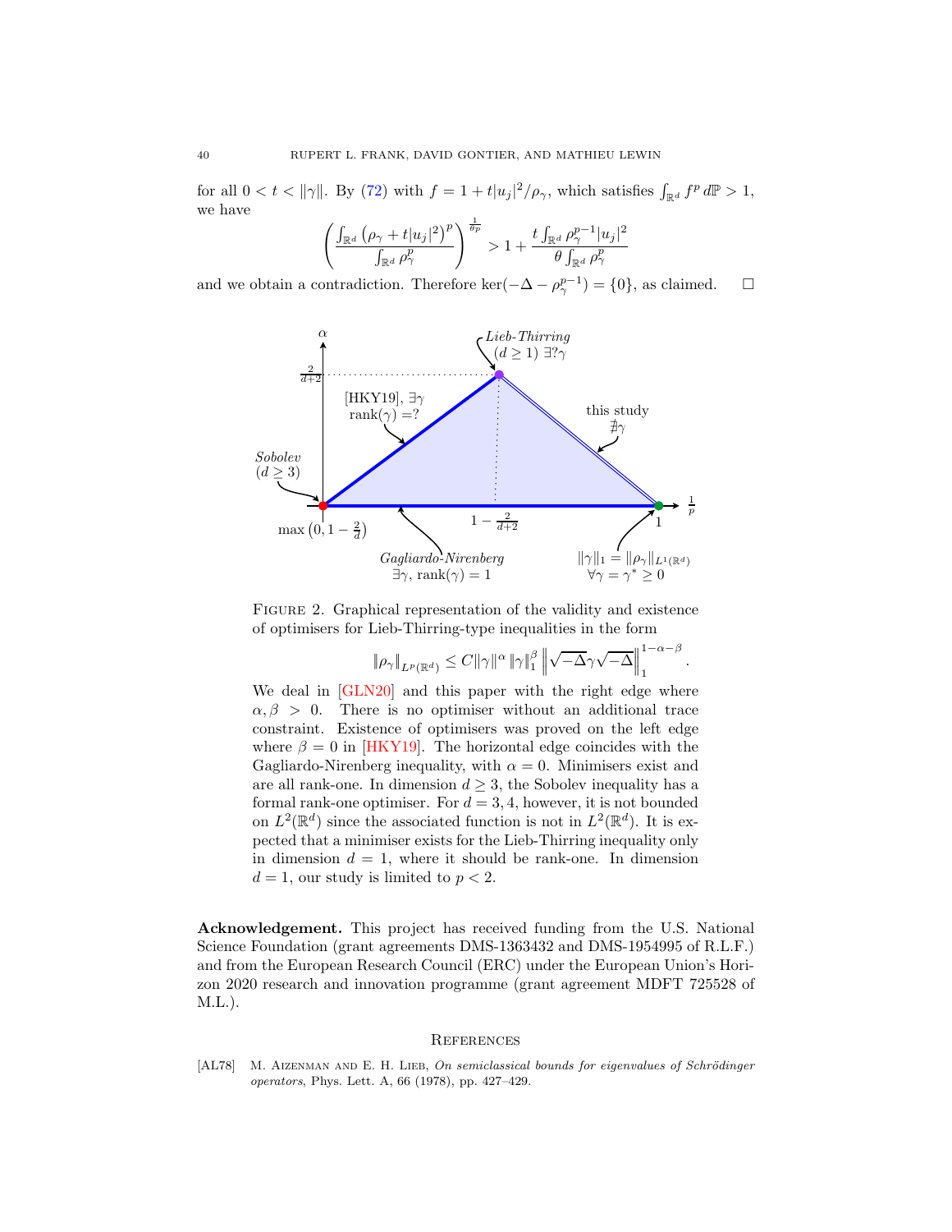for all $0 < t < \|\gamma\|$. By (72) with $f = 1 + t|u_j|^2/\rho_\gamma$, which satisfies $\int_{\mathbb{R}^d} f^p \, d\mathbb{P} > 1$, we have

$$\left( \frac{\int_{\mathbb{R}^d} \left(\rho_\gamma + t|u_j|^2\right)^p}{\int_{\mathbb{R}^d} \rho_\gamma^p} \right)^{\frac{1}{\theta p}} > 1 + \frac{t \int_{\mathbb{R}^d} \rho_\gamma^{p-1} |u_j|^2}{\theta \int_{\mathbb{R}^d} \rho_\gamma^p}$$

and we obtain a contradiction. Therefore $\ker(-\Delta - \rho_\gamma^{p-1}) = \{0\}$, as claimed. $\square$

FIGURE 2. Graphical representation of the validity and existence of optimisers for Lieb-Thirring-type inequalities in the form

$$\|\rho_\gamma\|_{L^p(\mathbb{R}^d)} \leq C \|\gamma\|^\alpha \|\gamma\|_1^\beta \left\| \sqrt{-\Delta}\gamma\sqrt{-\Delta} \right\|_1^{1-\alpha-\beta}.$$

We deal in [GLN20] and this paper with the right edge where $\alpha, \beta > 0$. There is no optimiser without an additional trace constraint. Existence of optimisers was proved on the left edge where $\beta = 0$ in [HKY19]. The horizontal edge coincides with the Gagliardo-Nirenberg inequality, with $\alpha = 0$. Minimisers exist and are all rank-one. In dimension $d \geq 3$, the Sobolev inequality has a formal rank-one optimiser. For $d = 3, 4$, however, it is not bounded on $L^2(\mathbb{R}^d)$ since the associated function is not in $L^2(\mathbb{R}^d)$. It is expected that a minimiser exists for the Lieb-Thirring inequality only in dimension $d = 1$, where it should be rank-one. In dimension $d = 1$, our study is limited to $p < 2$.

**Acknowledgement.** This project has received funding from the U.S. National Science Foundation (grant agreements DMS-1363432 and DMS-1954995 of R.L.F.) and from the European Research Council (ERC) under the European Union's Horizon 2020 research and innovation programme (grant agreement MDFT 725528 of M.L.).

## References

[AL78] M. Aizenman and E. H. Lieb, *On semiclassical bounds for eigenvalues of Schrödinger operators*, Phys. Lett. A, 66 (1978), pp. 427–429.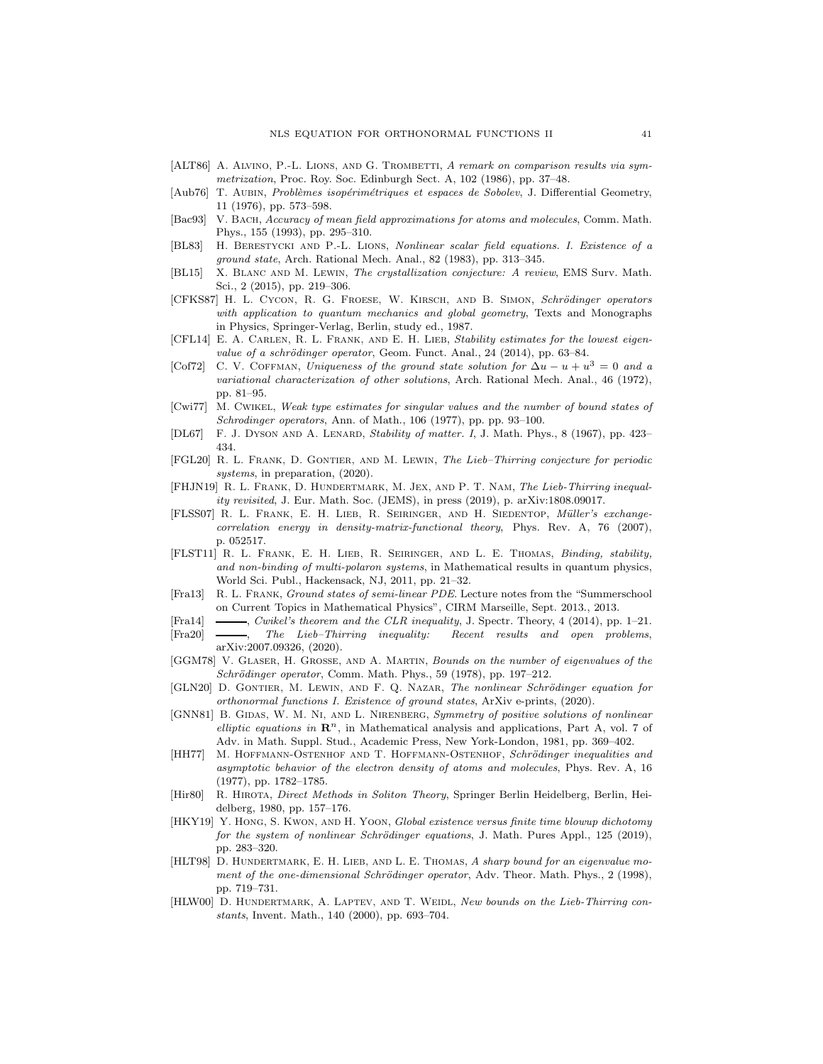[ALT86] A. Alvino, P.-L. Lions, and G. Trombetti, *A remark on comparison results via symmetrization*, Proc. Roy. Soc. Edinburgh Sect. A, 102 (1986), pp. 37–48.

[Aub76] T. Aubin, *Problèmes isopérimétriques et espaces de Sobolev*, J. Differential Geometry, 11 (1976), pp. 573–598.

[Bac93] V. Bach, *Accuracy of mean field approximations for atoms and molecules*, Comm. Math. Phys., 155 (1993), pp. 295–310.

[BL83] H. Berestycki and P.-L. Lions, *Nonlinear scalar field equations. I. Existence of a ground state*, Arch. Rational Mech. Anal., 82 (1983), pp. 313–345.

[BL15] X. Blanc and M. Lewin, *The crystallization conjecture: A review*, EMS Surv. Math. Sci., 2 (2015), pp. 219–306.

[CFKS87] H. L. Cycon, R. G. Froese, W. Kirsch, and B. Simon, *Schrödinger operators with application to quantum mechanics and global geometry*, Texts and Monographs in Physics, Springer-Verlag, Berlin, study ed., 1987.

[CFL14] E. A. Carlen, R. L. Frank, and E. H. Lieb, *Stability estimates for the lowest eigenvalue of a schrödinger operator*, Geom. Funct. Anal., 24 (2014), pp. 63–84.

[Cof72] C. V. Coffman, *Uniqueness of the ground state solution for $\Delta u - u + u^3 = 0$ and a variational characterization of other solutions*, Arch. Rational Mech. Anal., 46 (1972), pp. 81–95.

[Cwi77] M. Cwikel, *Weak type estimates for singular values and the number of bound states of Schrodinger operators*, Ann. of Math., 106 (1977), pp. pp. 93–100.

[DL67] F. J. Dyson and A. Lenard, *Stability of matter. I*, J. Math. Phys., 8 (1967), pp. 423–434.

[FGL20] R. L. Frank, D. Gontier, and M. Lewin, *The Lieb–Thirring conjecture for periodic systems*, in preparation, (2020).

[FHJN19] R. L. Frank, D. Hundertmark, M. Jex, and P. T. Nam, *The Lieb-Thirring inequality revisited*, J. Eur. Math. Soc. (JEMS), in press (2019), p. arXiv:1808.09017.

[FLSS07] R. L. Frank, E. H. Lieb, R. Seiringer, and H. Siedentop, *Müller's exchange-correlation energy in density-matrix-functional theory*, Phys. Rev. A, 76 (2007), p. 052517.

[FLST11] R. L. Frank, E. H. Lieb, R. Seiringer, and L. E. Thomas, *Binding, stability, and non-binding of multi-polaron systems*, in Mathematical results in quantum physics, World Sci. Publ., Hackensack, NJ, 2011, pp. 21–32.

[Fra13] R. L. Frank, *Ground states of semi-linear PDE.* Lecture notes from the "Summerschool on Current Topics in Mathematical Physics", CIRM Marseille, Sept. 2013., 2013.

[Fra14] ———, *Cwikel's theorem and the CLR inequality*, J. Spectr. Theory, 4 (2014), pp. 1–21.

[Fra20] ———, *The Lieb–Thirring inequality: Recent results and open problems*, arXiv:2007.09326, (2020).

[GGM78] V. Glaser, H. Grosse, and A. Martin, *Bounds on the number of eigenvalues of the Schrödinger operator*, Comm. Math. Phys., 59 (1978), pp. 197–212.

[GLN20] D. Gontier, M. Lewin, and F. Q. Nazar, *The nonlinear Schrödinger equation for orthonormal functions I. Existence of ground states*, ArXiv e-prints, (2020).

[GNN81] B. Gidas, W. M. Ni, and L. Nirenberg, *Symmetry of positive solutions of nonlinear elliptic equations in $\mathbf{R}^n$*, in Mathematical analysis and applications, Part A, vol. 7 of Adv. in Math. Suppl. Stud., Academic Press, New York-London, 1981, pp. 369–402.

[HH77] M. Hoffmann-Ostenhof and T. Hoffmann-Ostenhof, *Schrödinger inequalities and asymptotic behavior of the electron density of atoms and molecules*, Phys. Rev. A, 16 (1977), pp. 1782–1785.

[Hir80] R. Hirota, *Direct Methods in Soliton Theory*, Springer Berlin Heidelberg, Berlin, Heidelberg, 1980, pp. 157–176.

[HKY19] Y. Hong, S. Kwon, and H. Yoon, *Global existence versus finite time blowup dichotomy for the system of nonlinear Schrödinger equations*, J. Math. Pures Appl., 125 (2019), pp. 283–320.

[HLT98] D. Hundertmark, E. H. Lieb, and L. E. Thomas, *A sharp bound for an eigenvalue moment of the one-dimensional Schrödinger operator*, Adv. Theor. Math. Phys., 2 (1998), pp. 719–731.

[HLW00] D. Hundertmark, A. Laptev, and T. Weidl, *New bounds on the Lieb-Thirring constants*, Invent. Math., 140 (2000), pp. 693–704.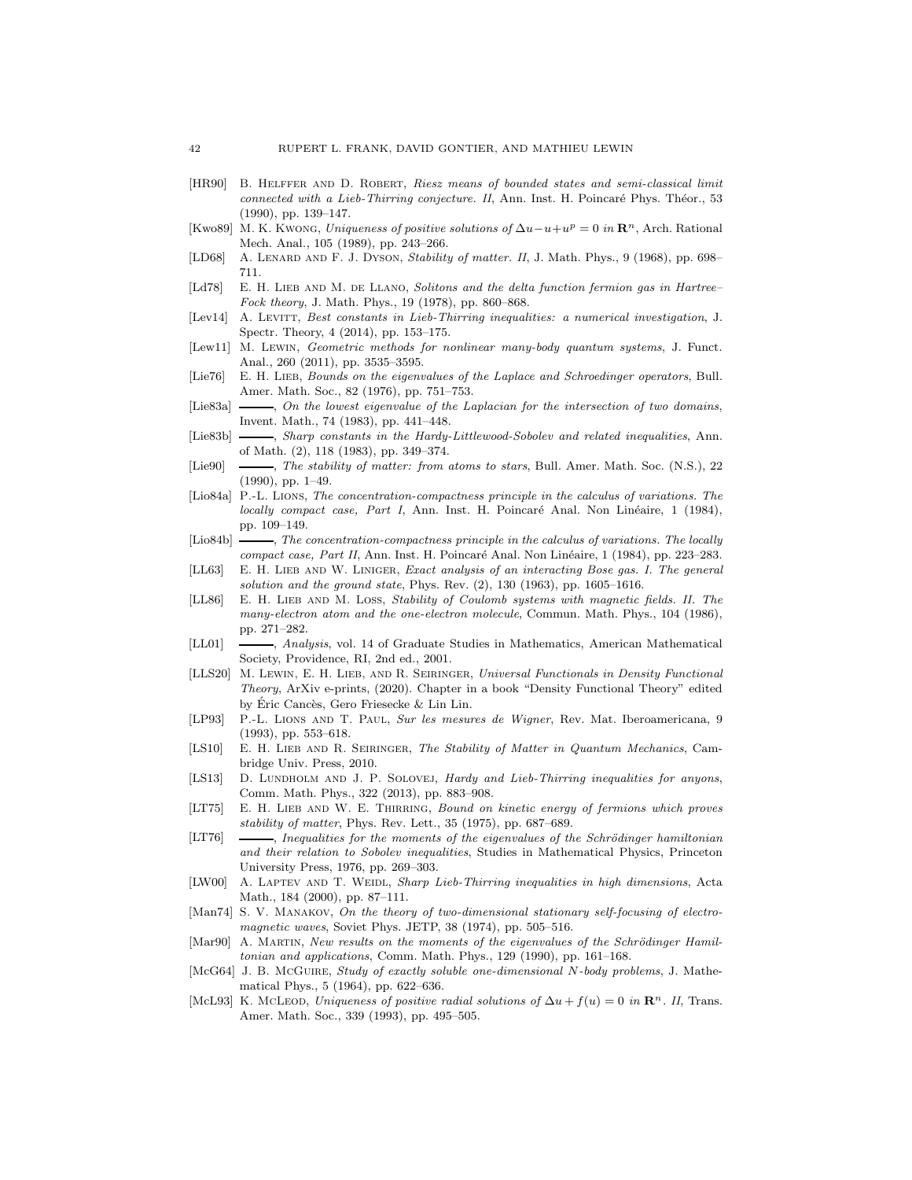[HR90] B. Helffer and D. Robert, *Riesz means of bounded states and semi-classical limit connected with a Lieb-Thirring conjecture. II*, Ann. Inst. H. Poincaré Phys. Théor., 53 (1990), pp. 139–147.

[Kwo89] M. K. Kwong, *Uniqueness of positive solutions of $\Delta u - u + u^p = 0$ in $\mathbf{R}^n$*, Arch. Rational Mech. Anal., 105 (1989), pp. 243–266.

[LD68] A. Lenard and F. J. Dyson, *Stability of matter. II*, J. Math. Phys., 9 (1968), pp. 698–711.

[Ld78] E. H. Lieb and M. de Llano, *Solitons and the delta function fermion gas in Hartree–Fock theory*, J. Math. Phys., 19 (1978), pp. 860–868.

[Lev14] A. Levitt, *Best constants in Lieb-Thirring inequalities: a numerical investigation*, J. Spectr. Theory, 4 (2014), pp. 153–175.

[Lew11] M. Lewin, *Geometric methods for nonlinear many-body quantum systems*, J. Funct. Anal., 260 (2011), pp. 3535–3595.

[Lie76] E. H. Lieb, *Bounds on the eigenvalues of the Laplace and Schroedinger operators*, Bull. Amer. Math. Soc., 82 (1976), pp. 751–753.

[Lie83a] ———, *On the lowest eigenvalue of the Laplacian for the intersection of two domains*, Invent. Math., 74 (1983), pp. 441–448.

[Lie83b] ———, *Sharp constants in the Hardy-Littlewood-Sobolev and related inequalities*, Ann. of Math. (2), 118 (1983), pp. 349–374.

[Lie90] ———, *The stability of matter: from atoms to stars*, Bull. Amer. Math. Soc. (N.S.), 22 (1990), pp. 1–49.

[Lio84a] P.-L. Lions, *The concentration-compactness principle in the calculus of variations. The locally compact case, Part I*, Ann. Inst. H. Poincaré Anal. Non Linéaire, 1 (1984), pp. 109–149.

[Lio84b] ———, *The concentration-compactness principle in the calculus of variations. The locally compact case, Part II*, Ann. Inst. H. Poincaré Anal. Non Linéaire, 1 (1984), pp. 223–283.

[LL63] E. H. Lieb and W. Liniger, *Exact analysis of an interacting Bose gas. I. The general solution and the ground state*, Phys. Rev. (2), 130 (1963), pp. 1605–1616.

[LL86] E. H. Lieb and M. Loss, *Stability of Coulomb systems with magnetic fields. II. The many-electron atom and the one-electron molecule*, Commun. Math. Phys., 104 (1986), pp. 271–282.

[LL01] ———, *Analysis*, vol. 14 of Graduate Studies in Mathematics, American Mathematical Society, Providence, RI, 2nd ed., 2001.

[LLS20] M. Lewin, E. H. Lieb, and R. Seiringer, *Universal Functionals in Density Functional Theory*, ArXiv e-prints, (2020). Chapter in a book "Density Functional Theory" edited by Éric Cancès, Gero Friesecke & Lin Lin.

[LP93] P.-L. Lions and T. Paul, *Sur les mesures de Wigner*, Rev. Mat. Iberoamericana, 9 (1993), pp. 553–618.

[LS10] E. H. Lieb and R. Seiringer, *The Stability of Matter in Quantum Mechanics*, Cambridge Univ. Press, 2010.

[LS13] D. Lundholm and J. P. Solovej, *Hardy and Lieb-Thirring inequalities for anyons*, Comm. Math. Phys., 322 (2013), pp. 883–908.

[LT75] E. H. Lieb and W. E. Thirring, *Bound on kinetic energy of fermions which proves stability of matter*, Phys. Rev. Lett., 35 (1975), pp. 687–689.

[LT76] ———, *Inequalities for the moments of the eigenvalues of the Schrödinger hamiltonian and their relation to Sobolev inequalities*, Studies in Mathematical Physics, Princeton University Press, 1976, pp. 269–303.

[LW00] A. Laptev and T. Weidl, *Sharp Lieb-Thirring inequalities in high dimensions*, Acta Math., 184 (2000), pp. 87–111.

[Man74] S. V. Manakov, *On the theory of two-dimensional stationary self-focusing of electromagnetic waves*, Soviet Phys. JETP, 38 (1974), pp. 505–516.

[Mar90] A. Martin, *New results on the moments of the eigenvalues of the Schrödinger Hamiltonian and applications*, Comm. Math. Phys., 129 (1990), pp. 161–168.

[McG64] J. B. McGuire, *Study of exactly soluble one-dimensional N-body problems*, J. Mathematical Phys., 5 (1964), pp. 622–636.

[McL93] K. McLeod, *Uniqueness of positive radial solutions of $\Delta u + f(u) = 0$ in $\mathbf{R}^n$. II*, Trans. Amer. Math. Soc., 339 (1993), pp. 495–505.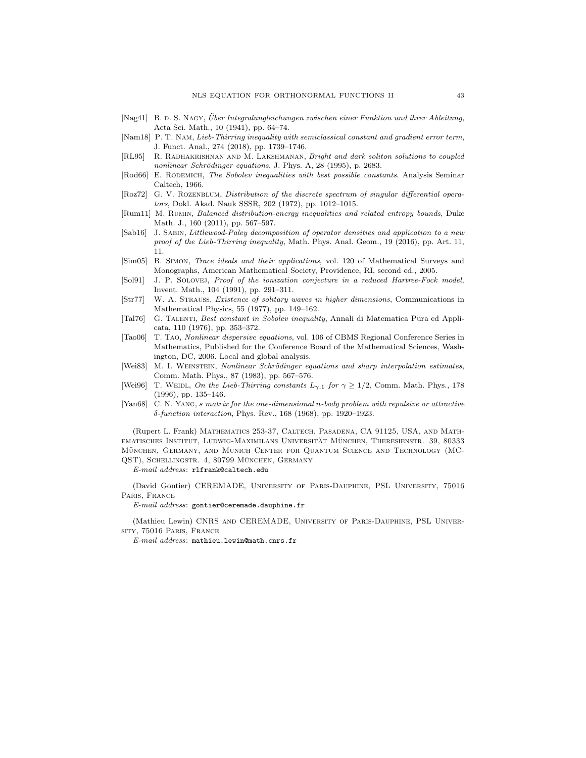[Nag41] B. d. S. Nagy, *Über Integralungleichungen zwischen einer Funktion und ihrer Ableitung*, Acta Sci. Math., 10 (1941), pp. 64–74.

[Nam18] P. T. Nam, *Lieb-Thirring inequality with semiclassical constant and gradient error term*, J. Funct. Anal., 274 (2018), pp. 1739–1746.

[RL95] R. Radhakrishnan and M. Lakshmanan, *Bright and dark soliton solutions to coupled nonlinear Schrödinger equations*, J. Phys. A, 28 (1995), p. 2683.

[Rod66] E. Rodemich, *The Sobolev inequalities with best possible constants*. Analysis Seminar Caltech, 1966.

[Roz72] G. V. Rozenblum, *Distribution of the discrete spectrum of singular differential operators*, Dokl. Akad. Nauk SSSR, 202 (1972), pp. 1012–1015.

[Rum11] M. Rumin, *Balanced distribution-energy inequalities and related entropy bounds*, Duke Math. J., 160 (2011), pp. 567–597.

[Sab16] J. Sabin, *Littlewood-Paley decomposition of operator densities and application to a new proof of the Lieb-Thirring inequality*, Math. Phys. Anal. Geom., 19 (2016), pp. Art. 11, 11.

[Sim05] B. Simon, *Trace ideals and their applications*, vol. 120 of Mathematical Surveys and Monographs, American Mathematical Society, Providence, RI, second ed., 2005.

[Sol91] J. P. Solovej, *Proof of the ionization conjecture in a reduced Hartree-Fock model*, Invent. Math., 104 (1991), pp. 291–311.

[Str77] W. A. Strauss, *Existence of solitary waves in higher dimensions*, Communications in Mathematical Physics, 55 (1977), pp. 149–162.

[Tal76] G. Talenti, *Best constant in Sobolev inequality*, Annali di Matematica Pura ed Applicata, 110 (1976), pp. 353–372.

[Tao06] T. Tao, *Nonlinear dispersive equations*, vol. 106 of CBMS Regional Conference Series in Mathematics, Published for the Conference Board of the Mathematical Sciences, Washington, DC, 2006. Local and global analysis.

[Wei83] M. I. Weinstein, *Nonlinear Schrödinger equations and sharp interpolation estimates*, Comm. Math. Phys., 87 (1983), pp. 567–576.

[Wei96] T. Weidl, *On the Lieb-Thirring constants $L_{\gamma,1}$ for $\gamma \geq 1/2$*, Comm. Math. Phys., 178 (1996), pp. 135–146.

[Yan68] C. N. Yang, *s matrix for the one-dimensional n-body problem with repulsive or attractive δ-function interaction*, Phys. Rev., 168 (1968), pp. 1920–1923.

(Rupert L. Frank) Mathematics 253-37, Caltech, Pasadena, CA 91125, USA, and Mathematisches Institut, Ludwig-Maximilans Universität München, Theresienstr. 39, 80333 München, Germany, and Munich Center for Quantum Science and Technology (MCQST), Schellingstr. 4, 80799 München, Germany

*E-mail address*: rlfrank@caltech.edu

(David Gontier) CEREMADE, University of Paris-Dauphine, PSL University, 75016 Paris, France

*E-mail address*: gontier@ceremade.dauphine.fr

(Mathieu Lewin) CNRS and CEREMADE, University of Paris-Dauphine, PSL University, 75016 Paris, France

*E-mail address*: mathieu.lewin@math.cnrs.fr